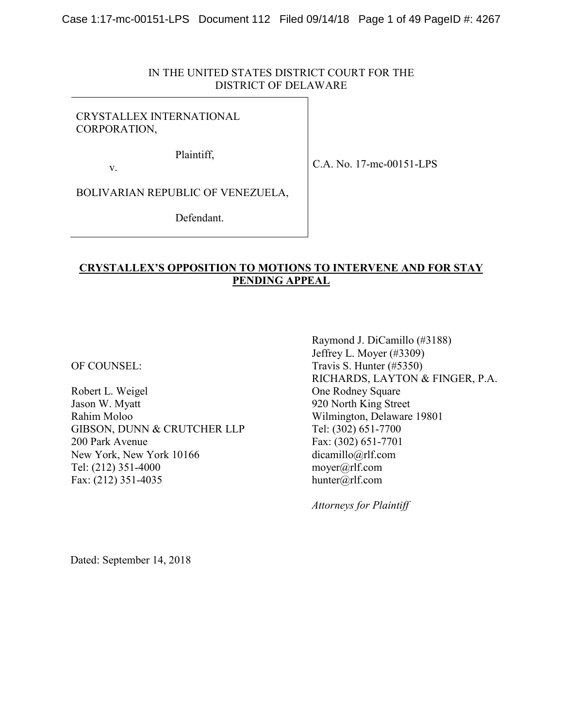IN THE UNITED STATES DISTRICT COURT FOR THE
DISTRICT OF DELAWARE

| | |
|---|---|
| CRYSTALLEX INTERNATIONAL CORPORATION,<br><br>Plaintiff,<br><br>v.<br><br>BOLIVARIAN REPUBLIC OF VENEZUELA,<br><br>Defendant. | C.A. No. 17-mc-00151-LPS |

**CRYSTALLEX'S OPPOSITION TO MOTIONS TO INTERVENE AND FOR STAY PENDING APPEAL**

OF COUNSEL:

Robert L. Weigel
Jason W. Myatt
Rahim Moloo
GIBSON, DUNN & CRUTCHER LLP
200 Park Avenue
New York, New York 10166
Tel: (212) 351-4000
Fax: (212) 351-4035

Raymond J. DiCamillo (#3188)
Jeffrey L. Moyer (#3309)
Travis S. Hunter (#5350)
RICHARDS, LAYTON & FINGER, P.A.
One Rodney Square
920 North King Street
Wilmington, Delaware 19801
Tel: (302) 651-7700
Fax: (302) 651-7701
dicamillo@rlf.com
moyer@rlf.com
hunter@rlf.com

*Attorneys for Plaintiff*

Dated: September 14, 2018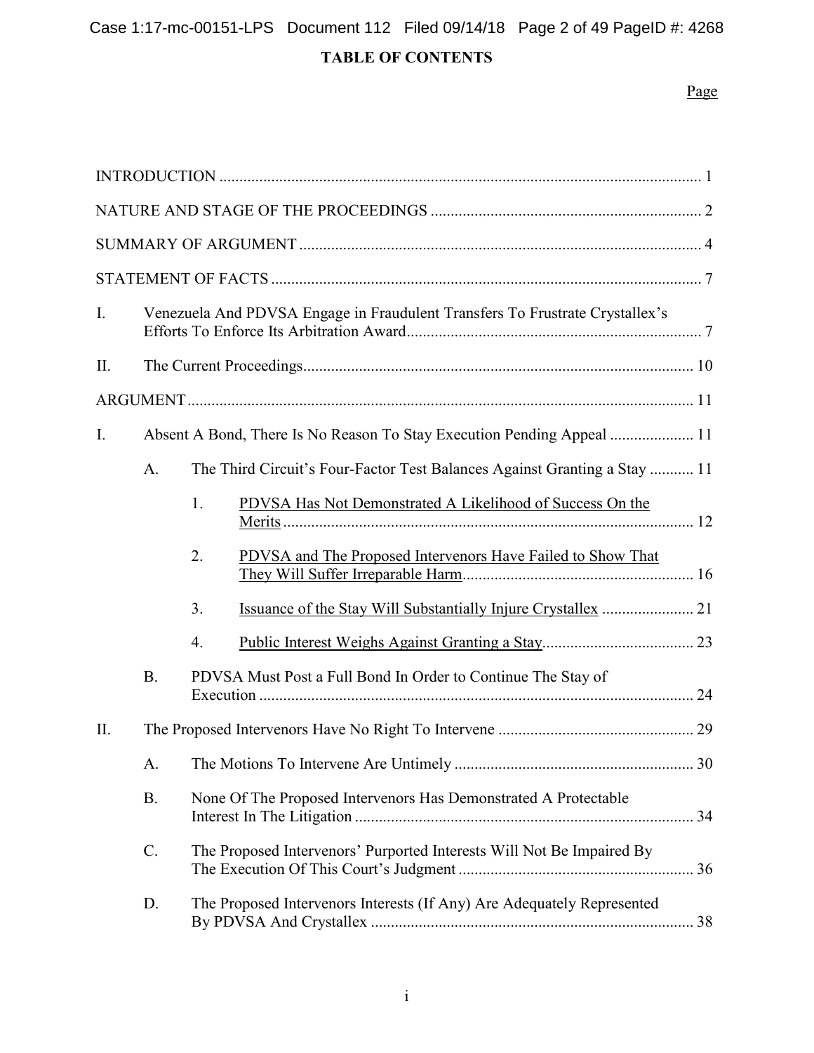# TABLE OF CONTENTS

Page

INTRODUCTION ........................................................................................................................ 1

NATURE AND STAGE OF THE PROCEEDINGS ................................................................... 2

SUMMARY OF ARGUMENT .................................................................................................... 4

STATEMENT OF FACTS ........................................................................................................... 7

I. Venezuela And PDVSA Engage in Fraudulent Transfers To Frustrate Crystallex's Efforts To Enforce Its Arbitration Award......................................................................... 7

II. The Current Proceedings.................................................................................................. 10

ARGUMENT.............................................................................................................................. 11

I. Absent A Bond, There Is No Reason To Stay Execution Pending Appeal ..................... 11

  A. The Third Circuit's Four-Factor Test Balances Against Granting a Stay ........... 11

    1. PDVSA Has Not Demonstrated A Likelihood of Success On the Merits ...................................................................................................... 12

    2. PDVSA and The Proposed Intervenors Have Failed to Show That They Will Suffer Irreparable Harm.......................................................... 16

    3. Issuance of the Stay Will Substantially Injure Crystallex ....................... 21

    4. Public Interest Weighs Against Granting a Stay...................................... 23

  B. PDVSA Must Post a Full Bond In Order to Continue The Stay of Execution ............................................................................................................ 24

II. The Proposed Intervenors Have No Right To Intervene ................................................. 29

  A. The Motions To Intervene Are Untimely ............................................................ 30

  B. None Of The Proposed Intervenors Has Demonstrated A Protectable Interest In The Litigation .................................................................................... 34

  C. The Proposed Intervenors' Purported Interests Will Not Be Impaired By The Execution Of This Court's Judgment ........................................................... 36

  D. The Proposed Intervenors Interests (If Any) Are Adequately Represented By PDVSA And Crystallex ................................................................................. 38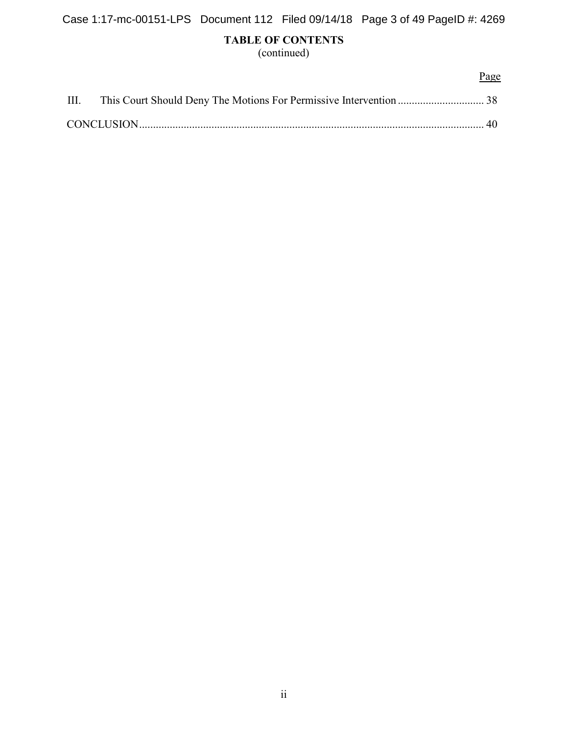**TABLE OF CONTENTS**
(continued)

| | | Page |
|---|---|---|
| III. | This Court Should Deny The Motions For Permissive Intervention | 38 |
| CONCLUSION | | 40 |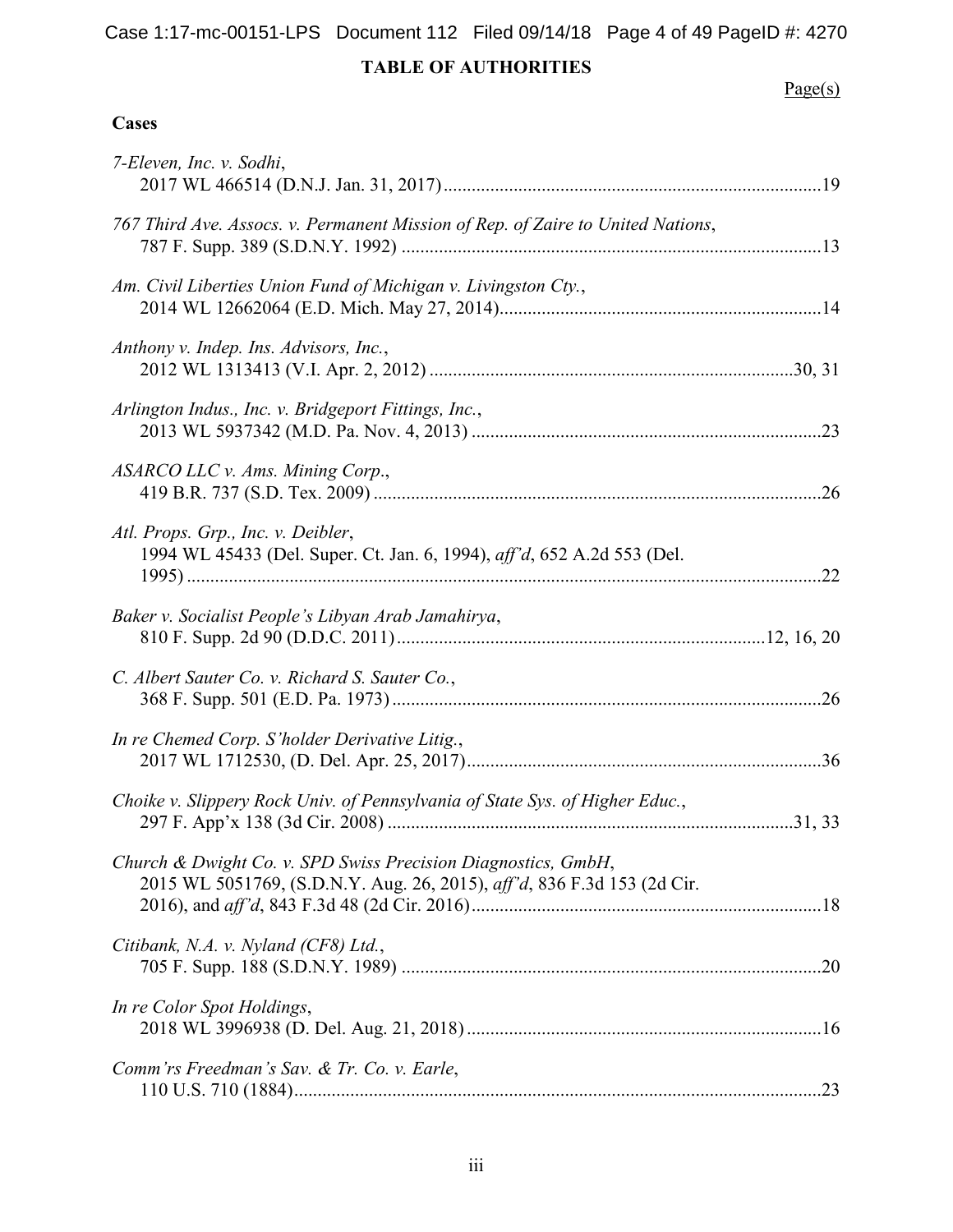## TABLE OF AUTHORITIES

Page(s)

### Cases

*7-Eleven, Inc. v. Sodhi*,
2017 WL 466514 (D.N.J. Jan. 31, 2017) ....................................................................19

*767 Third Ave. Assocs. v. Permanent Mission of Rep. of Zaire to United Nations*,
787 F. Supp. 389 (S.D.N.Y. 1992) ..........................................................................13

*Am. Civil Liberties Union Fund of Michigan v. Livingston Cty.*,
2014 WL 12662064 (E.D. Mich. May 27, 2014)......................................................14

*Anthony v. Indep. Ins. Advisors, Inc.*,
2012 WL 1313413 (V.I. Apr. 2, 2012) ................................................................30, 31

*Arlington Indus., Inc. v. Bridgeport Fittings, Inc.*,
2013 WL 5937342 (M.D. Pa. Nov. 4, 2013) ............................................................23

*ASARCO LLC v. Ams. Mining Corp*.,
419 B.R. 737 (S.D. Tex. 2009) .................................................................................26

*Atl. Props. Grp., Inc. v. Deibler*,
1994 WL 45433 (Del. Super. Ct. Jan. 6, 1994), *aff'd*, 652 A.2d 553 (Del. 1995) ........................................................................................................................22

*Baker v. Socialist People's Libyan Arab Jamahirya*,
810 F. Supp. 2d 90 (D.D.C. 2011) .................................................................12, 16, 20

*C. Albert Sauter Co. v. Richard S. Sauter Co.*,
368 F. Supp. 501 (E.D. Pa. 1973) .............................................................................26

*In re Chemed Corp. S'holder Derivative Litig.*,
2017 WL 1712530, (D. Del. Apr. 25, 2017)..............................................................36

*Choike v. Slippery Rock Univ. of Pennsylvania of State Sys. of Higher Educ.*,
297 F. App'x 138 (3d Cir. 2008) .........................................................................31, 33

*Church & Dwight Co. v. SPD Swiss Precision Diagnostics, GmbH*,
2015 WL 5051769, (S.D.N.Y. Aug. 26, 2015), *aff'd*, 836 F.3d 153 (2d Cir. 2016), and *aff'd*, 843 F.3d 48 (2d Cir. 2016) ...........................................................18

*Citibank, N.A. v. Nyland (CF8) Ltd.*,
705 F. Supp. 188 (S.D.N.Y. 1989) ...........................................................................20

*In re Color Spot Holdings*,
2018 WL 3996938 (D. Del. Aug. 21, 2018) .............................................................16

*Comm'rs Freedman's Sav. & Tr. Co. v. Earle*,
110 U.S. 710 (1884)..................................................................................................23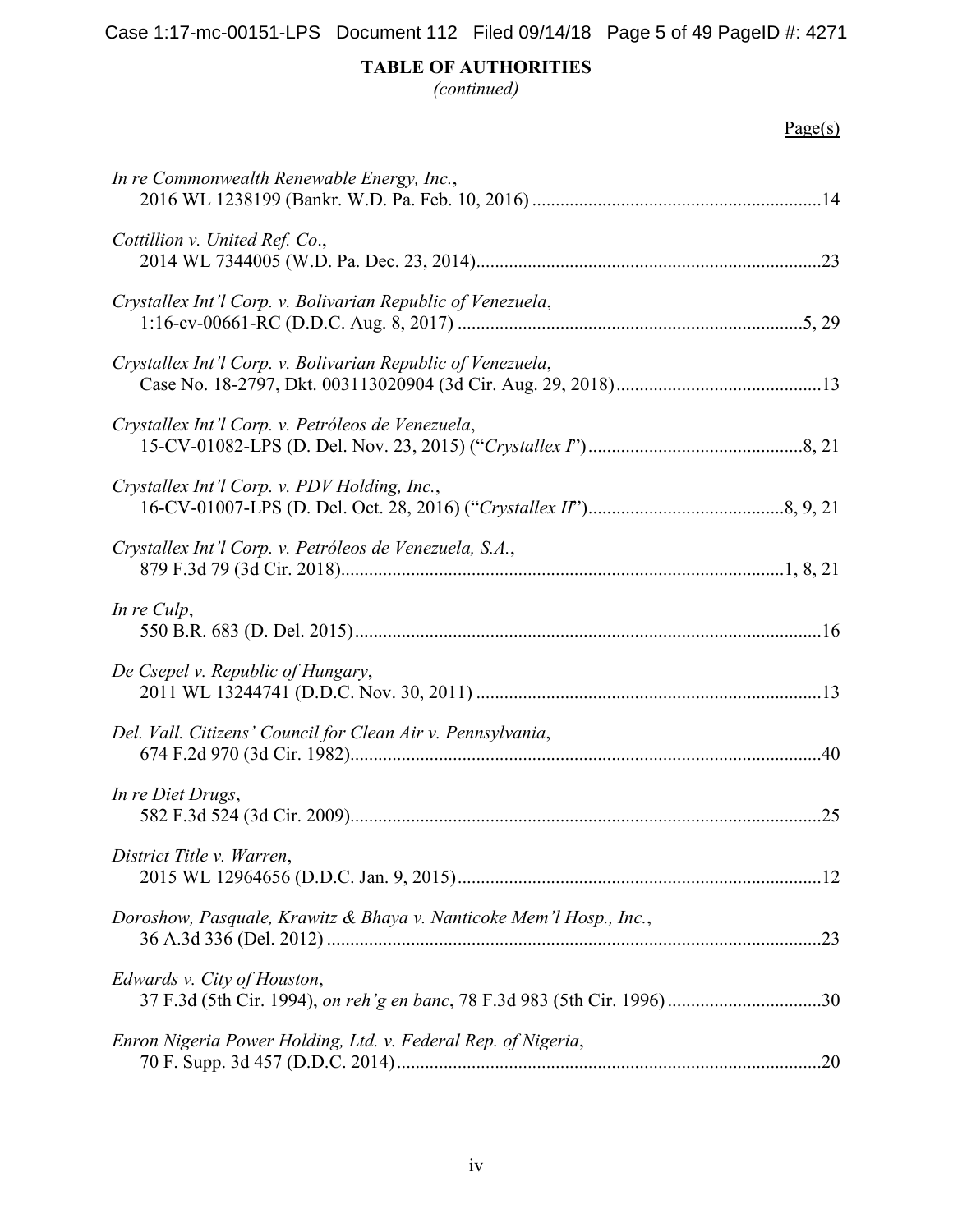**TABLE OF AUTHORITIES**
*(continued)*

Page(s)

*In re Commonwealth Renewable Energy, Inc.*,
2016 WL 1238199 (Bankr. W.D. Pa. Feb. 10, 2016) ....................14

*Cottillion v. United Ref. Co.*,
2014 WL 7344005 (W.D. Pa. Dec. 23, 2014)....................23

*Crystallex Int'l Corp. v. Bolivarian Republic of Venezuela*,
1:16-cv-00661-RC (D.D.C. Aug. 8, 2017) ....................5, 29

*Crystallex Int'l Corp. v. Bolivarian Republic of Venezuela*,
Case No. 18-2797, Dkt. 003113020904 (3d Cir. Aug. 29, 2018)....................13

*Crystallex Int'l Corp. v. Petróleos de Venezuela*,
15-CV-01082-LPS (D. Del. Nov. 23, 2015) ("*Crystallex I*")....................8, 21

*Crystallex Int'l Corp. v. PDV Holding, Inc.*,
16-CV-01007-LPS (D. Del. Oct. 28, 2016) ("*Crystallex II*")....................8, 9, 21

*Crystallex Int'l Corp. v. Petróleos de Venezuela, S.A.*,
879 F.3d 79 (3d Cir. 2018)....................1, 8, 21

*In re Culp*,
550 B.R. 683 (D. Del. 2015)....................16

*De Csepel v. Republic of Hungary*,
2011 WL 13244741 (D.D.C. Nov. 30, 2011) ....................13

*Del. Vall. Citizens' Council for Clean Air v. Pennsylvania*,
674 F.2d 970 (3d Cir. 1982)....................40

*In re Diet Drugs*,
582 F.3d 524 (3d Cir. 2009)....................25

*District Title v. Warren*,
2015 WL 12964656 (D.D.C. Jan. 9, 2015)....................12

*Doroshow, Pasquale, Krawitz & Bhaya v. Nanticoke Mem'l Hosp., Inc.*,
36 A.3d 336 (Del. 2012) ....................23

*Edwards v. City of Houston*,
37 F.3d (5th Cir. 1994), *on reh'g en banc*, 78 F.3d 983 (5th Cir. 1996) ....................30

*Enron Nigeria Power Holding, Ltd. v. Federal Rep. of Nigeria*,
70 F. Supp. 3d 457 (D.D.C. 2014)....................20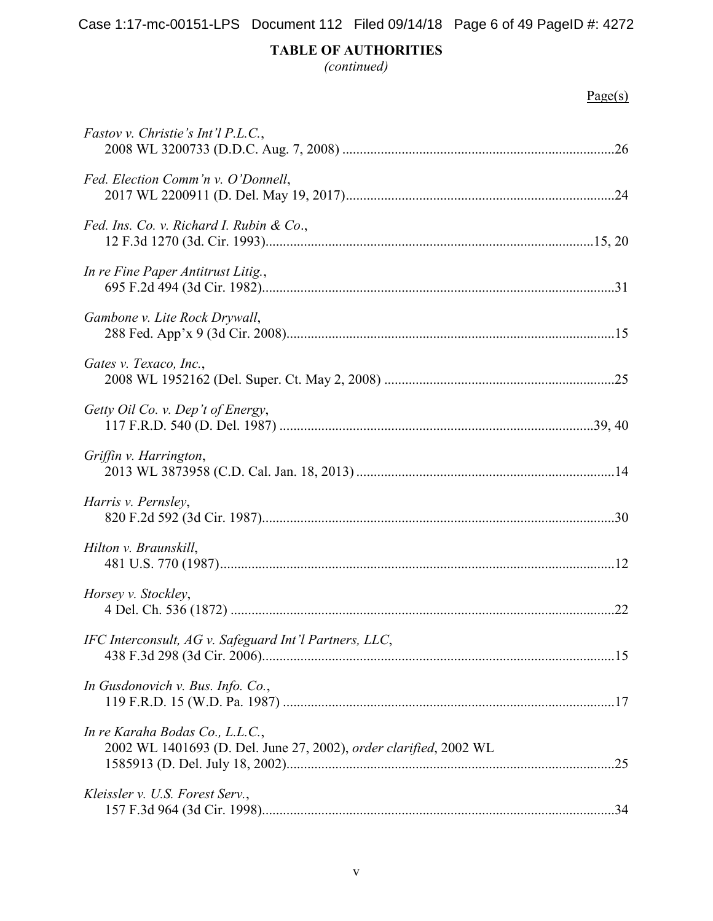**TABLE OF AUTHORITIES**
*(continued)*

Page(s)

*Fastov v. Christie's Int'l P.L.C.*,
2008 WL 3200733 (D.D.C. Aug. 7, 2008) ....................26

*Fed. Election Comm'n v. O'Donnell*,
2017 WL 2200911 (D. Del. May 19, 2017)....................24

*Fed. Ins. Co. v. Richard I. Rubin & Co*.,
12 F.3d 1270 (3d. Cir. 1993)....................15, 20

*In re Fine Paper Antitrust Litig.*,
695 F.2d 494 (3d Cir. 1982)....................31

*Gambone v. Lite Rock Drywall*,
288 Fed. App'x 9 (3d Cir. 2008)....................15

*Gates v. Texaco, Inc.*,
2008 WL 1952162 (Del. Super. Ct. May 2, 2008) ....................25

*Getty Oil Co. v. Dep't of Energy*,
117 F.R.D. 540 (D. Del. 1987) ....................39, 40

*Griffin v. Harrington*,
2013 WL 3873958 (C.D. Cal. Jan. 18, 2013) ....................14

*Harris v. Pernsley*,
820 F.2d 592 (3d Cir. 1987)....................30

*Hilton v. Braunskill*,
481 U.S. 770 (1987)....................12

*Horsey v. Stockley*,
4 Del. Ch. 536 (1872) ....................22

*IFC Interconsult, AG v. Safeguard Int'l Partners, LLC*,
438 F.3d 298 (3d Cir. 2006)....................15

*In Gusdonovich v. Bus. Info. Co.*,
119 F.R.D. 15 (W.D. Pa. 1987) ....................17

*In re Karaha Bodas Co., L.L.C.*,
2002 WL 1401693 (D. Del. June 27, 2002), *order clarified*, 2002 WL 1585913 (D. Del. July 18, 2002)....................25

*Kleissler v. U.S. Forest Serv.*,
157 F.3d 964 (3d Cir. 1998)....................34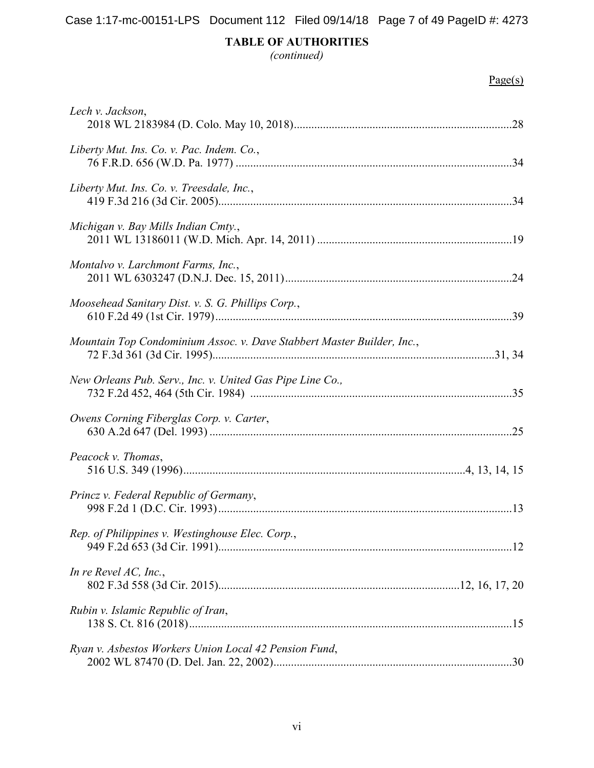**TABLE OF AUTHORITIES**
*(continued)*

Page(s)

*Lech v. Jackson*,
2018 WL 2183984 (D. Colo. May 10, 2018)....................28

*Liberty Mut. Ins. Co. v. Pac. Indem. Co.*,
76 F.R.D. 656 (W.D. Pa. 1977)....................34

*Liberty Mut. Ins. Co. v. Treesdale, Inc.*,
419 F.3d 216 (3d Cir. 2005)....................34

*Michigan v. Bay Mills Indian Cmty.*,
2011 WL 13186011 (W.D. Mich. Apr. 14, 2011)....................19

*Montalvo v. Larchmont Farms, Inc.*,
2011 WL 6303247 (D.N.J. Dec. 15, 2011)....................24

*Moosehead Sanitary Dist. v. S. G. Phillips Corp.*,
610 F.2d 49 (1st Cir. 1979)....................39

*Mountain Top Condominium Assoc. v. Dave Stabbert Master Builder, Inc.*,
72 F.3d 361 (3d Cir. 1995)....................31, 34

*New Orleans Pub. Serv., Inc. v. United Gas Pipe Line Co.,*
732 F.2d 452, 464 (5th Cir. 1984)....................35

*Owens Corning Fiberglas Corp. v. Carter*,
630 A.2d 647 (Del. 1993)....................25

*Peacock v. Thomas*,
516 U.S. 349 (1996)....................4, 13, 14, 15

*Princz v. Federal Republic of Germany*,
998 F.2d 1 (D.C. Cir. 1993)....................13

*Rep. of Philippines v. Westinghouse Elec. Corp.*,
949 F.2d 653 (3d Cir. 1991)....................12

*In re Revel AC, Inc.*,
802 F.3d 558 (3d Cir. 2015)....................12, 16, 17, 20

*Rubin v. Islamic Republic of Iran*,
138 S. Ct. 816 (2018)....................15

*Ryan v. Asbestos Workers Union Local 42 Pension Fund*,
2002 WL 87470 (D. Del. Jan. 22, 2002)....................30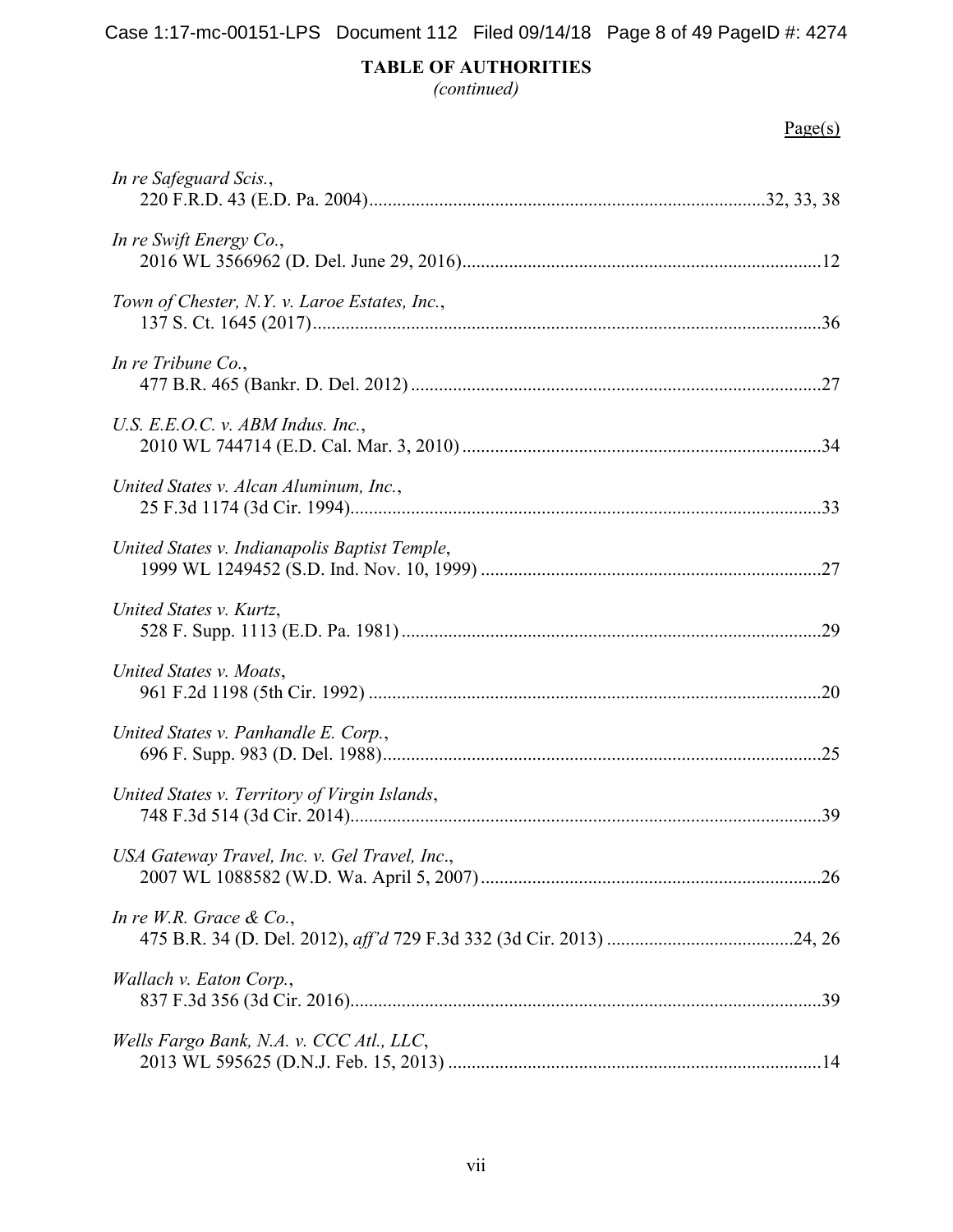**TABLE OF AUTHORITIES**
*(continued)*

Page(s)

*In re Safeguard Scis.*,
220 F.R.D. 43 (E.D. Pa. 2004)....................................................................................32, 33, 38

*In re Swift Energy Co.*,
2016 WL 3566962 (D. Del. June 29, 2016)............................................................................12

*Town of Chester, N.Y. v. Laroe Estates, Inc.*,
137 S. Ct. 1645 (2017)............................................................................................................36

*In re Tribune Co.*,
477 B.R. 465 (Bankr. D. Del. 2012) .......................................................................................27

*U.S. E.E.O.C. v. ABM Indus. Inc.*,
2010 WL 744714 (E.D. Cal. Mar. 3, 2010) ............................................................................34

*United States v. Alcan Aluminum, Inc.*,
25 F.3d 1174 (3d Cir. 1994)....................................................................................................33

*United States v. Indianapolis Baptist Temple*,
1999 WL 1249452 (S.D. Ind. Nov. 10, 1999) ........................................................................27

*United States v. Kurtz*,
528 F. Supp. 1113 (E.D. Pa. 1981) .........................................................................................29

*United States v. Moats*,
961 F.2d 1198 (5th Cir. 1992) ................................................................................................20

*United States v. Panhandle E. Corp.*,
696 F. Supp. 983 (D. Del. 1988).............................................................................................25

*United States v. Territory of Virgin Islands*,
748 F.3d 514 (3d Cir. 2014)....................................................................................................39

*USA Gateway Travel, Inc. v. Gel Travel, Inc*.,
2007 WL 1088582 (W.D. Wa. April 5, 2007).........................................................................26

*In re W.R. Grace & Co.*,
475 B.R. 34 (D. Del. 2012), *aff'd* 729 F.3d 332 (3d Cir. 2013) ........................................24, 26

*Wallach v. Eaton Corp.*,
837 F.3d 356 (3d Cir. 2016)....................................................................................................39

*Wells Fargo Bank, N.A. v. CCC Atl., LLC*,
2013 WL 595625 (D.N.J. Feb. 15, 2013) ...............................................................................14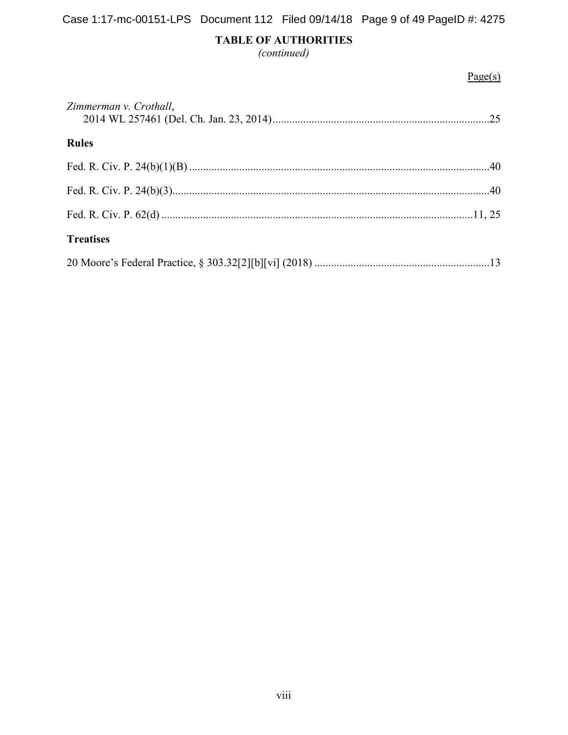**TABLE OF AUTHORITIES**
*(continued)*

Page(s)

*Zimmerman v. Crothall*,
2014 WL 257461 (Del. Ch. Jan. 23, 2014) ..... 25

**Rules**

Fed. R. Civ. P. 24(b)(1)(B) ..... 40

Fed. R. Civ. P. 24(b)(3) ..... 40

Fed. R. Civ. P. 62(d) ..... 11, 25

**Treatises**

20 Moore's Federal Practice, § 303.32[2][b][vi] (2018) ..... 13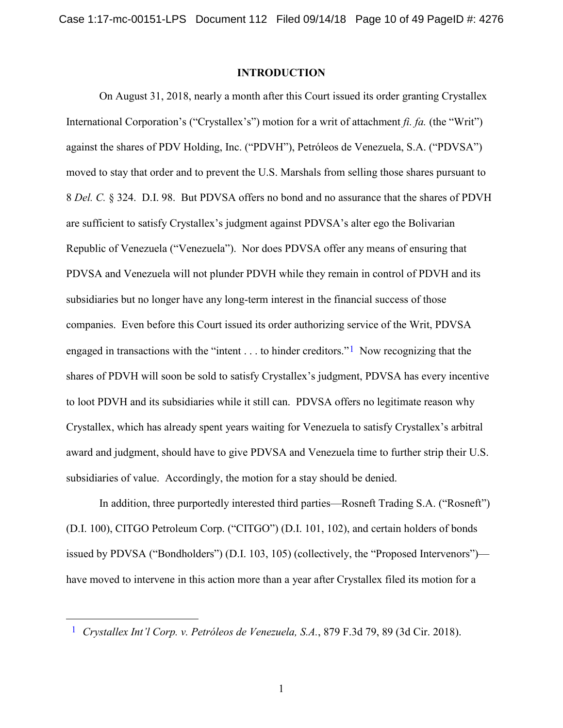## INTRODUCTION

On August 31, 2018, nearly a month after this Court issued its order granting Crystallex International Corporation's ("Crystallex's") motion for a writ of attachment *fi. fa.* (the "Writ") against the shares of PDV Holding, Inc. ("PDVH"), Petróleos de Venezuela, S.A. ("PDVSA") moved to stay that order and to prevent the U.S. Marshals from selling those shares pursuant to 8 *Del. C.* § 324. D.I. 98. But PDVSA offers no bond and no assurance that the shares of PDVH are sufficient to satisfy Crystallex's judgment against PDVSA's alter ego the Bolivarian Republic of Venezuela ("Venezuela"). Nor does PDVSA offer any means of ensuring that PDVSA and Venezuela will not plunder PDVH while they remain in control of PDVH and its subsidiaries but no longer have any long-term interest in the financial success of those companies. Even before this Court issued its order authorizing service of the Writ, PDVSA engaged in transactions with the "intent . . . to hinder creditors."[1] Now recognizing that the shares of PDVH will soon be sold to satisfy Crystallex's judgment, PDVSA has every incentive to loot PDVH and its subsidiaries while it still can. PDVSA offers no legitimate reason why Crystallex, which has already spent years waiting for Venezuela to satisfy Crystallex's arbitral award and judgment, should have to give PDVSA and Venezuela time to further strip their U.S. subsidiaries of value. Accordingly, the motion for a stay should be denied.

In addition, three purportedly interested third parties—Rosneft Trading S.A. ("Rosneft") (D.I. 100), CITGO Petroleum Corp. ("CITGO") (D.I. 101, 102), and certain holders of bonds issued by PDVSA ("Bondholders") (D.I. 103, 105) (collectively, the "Proposed Intervenors")—have moved to intervene in this action more than a year after Crystallex filed its motion for a

---

[1] *Crystallex Int'l Corp. v. Petróleos de Venezuela, S.A.*, 879 F.3d 79, 89 (3d Cir. 2018).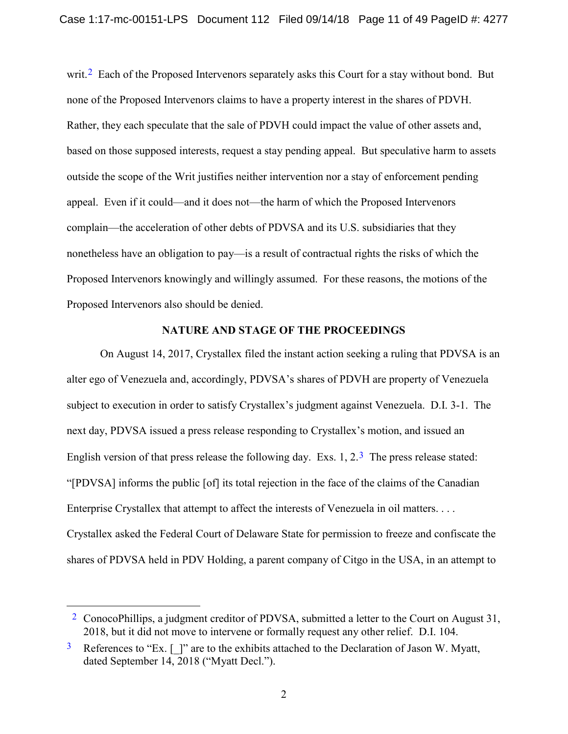writ.[2] Each of the Proposed Intervenors separately asks this Court for a stay without bond. But none of the Proposed Intervenors claims to have a property interest in the shares of PDVH. Rather, they each speculate that the sale of PDVH could impact the value of other assets and, based on those supposed interests, request a stay pending appeal. But speculative harm to assets outside the scope of the Writ justifies neither intervention nor a stay of enforcement pending appeal. Even if it could—and it does not—the harm of which the Proposed Intervenors complain—the acceleration of other debts of PDVSA and its U.S. subsidiaries that they nonetheless have an obligation to pay—is a result of contractual rights the risks of which the Proposed Intervenors knowingly and willingly assumed. For these reasons, the motions of the Proposed Intervenors also should be denied.

## NATURE AND STAGE OF THE PROCEEDINGS

On August 14, 2017, Crystallex filed the instant action seeking a ruling that PDVSA is an alter ego of Venezuela and, accordingly, PDVSA's shares of PDVH are property of Venezuela subject to execution in order to satisfy Crystallex's judgment against Venezuela. D.I. 3-1. The next day, PDVSA issued a press release responding to Crystallex's motion, and issued an English version of that press release the following day. Exs. 1, 2.[3] The press release stated: "[PDVSA] informs the public [of] its total rejection in the face of the claims of the Canadian Enterprise Crystallex that attempt to affect the interests of Venezuela in oil matters. . . . Crystallex asked the Federal Court of Delaware State for permission to freeze and confiscate the shares of PDVSA held in PDV Holding, a parent company of Citgo in the USA, in an attempt to

---

[2] ConocoPhillips, a judgment creditor of PDVSA, submitted a letter to the Court on August 31, 2018, but it did not move to intervene or formally request any other relief. D.I. 104.

[3] References to "Ex. [_]" are to the exhibits attached to the Declaration of Jason W. Myatt, dated September 14, 2018 ("Myatt Decl.").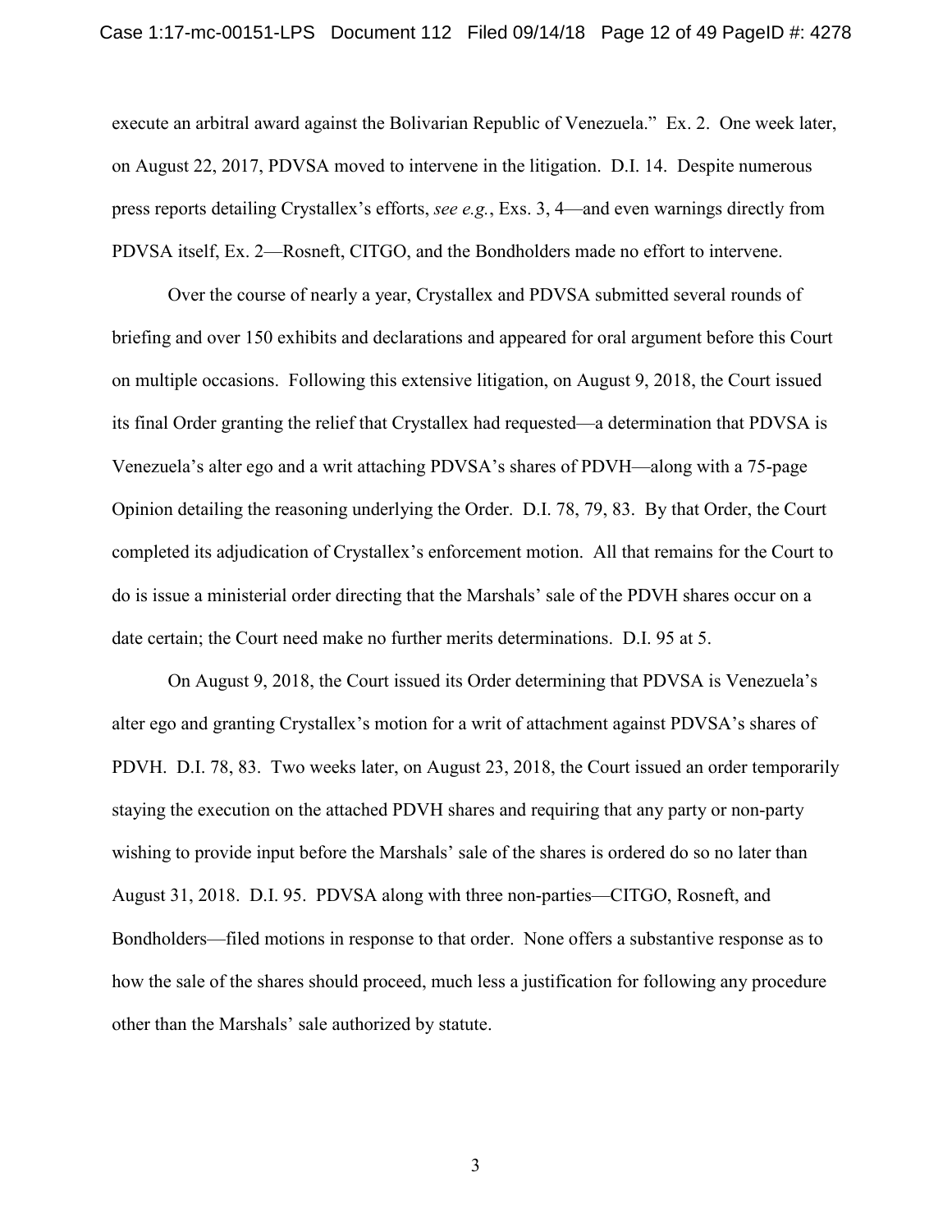execute an arbitral award against the Bolivarian Republic of Venezuela." Ex. 2. One week later, on August 22, 2017, PDVSA moved to intervene in the litigation. D.I. 14. Despite numerous press reports detailing Crystallex's efforts, *see e.g.*, Exs. 3, 4—and even warnings directly from PDVSA itself, Ex. 2—Rosneft, CITGO, and the Bondholders made no effort to intervene.

Over the course of nearly a year, Crystallex and PDVSA submitted several rounds of briefing and over 150 exhibits and declarations and appeared for oral argument before this Court on multiple occasions. Following this extensive litigation, on August 9, 2018, the Court issued its final Order granting the relief that Crystallex had requested—a determination that PDVSA is Venezuela's alter ego and a writ attaching PDVSA's shares of PDVH—along with a 75-page Opinion detailing the reasoning underlying the Order. D.I. 78, 79, 83. By that Order, the Court completed its adjudication of Crystallex's enforcement motion. All that remains for the Court to do is issue a ministerial order directing that the Marshals' sale of the PDVH shares occur on a date certain; the Court need make no further merits determinations. D.I. 95 at 5.

On August 9, 2018, the Court issued its Order determining that PDVSA is Venezuela's alter ego and granting Crystallex's motion for a writ of attachment against PDVSA's shares of PDVH. D.I. 78, 83. Two weeks later, on August 23, 2018, the Court issued an order temporarily staying the execution on the attached PDVH shares and requiring that any party or non-party wishing to provide input before the Marshals' sale of the shares is ordered do so no later than August 31, 2018. D.I. 95. PDVSA along with three non-parties—CITGO, Rosneft, and Bondholders—filed motions in response to that order. None offers a substantive response as to how the sale of the shares should proceed, much less a justification for following any procedure other than the Marshals' sale authorized by statute.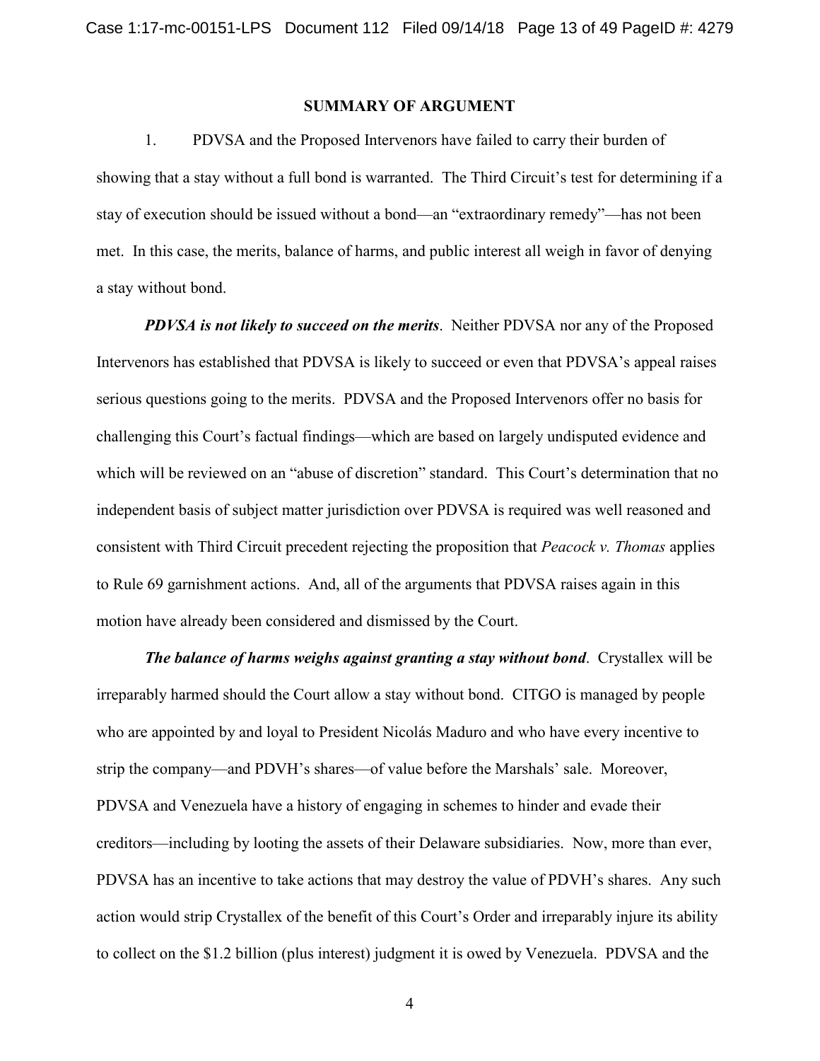## SUMMARY OF ARGUMENT

1. PDVSA and the Proposed Intervenors have failed to carry their burden of showing that a stay without a full bond is warranted. The Third Circuit's test for determining if a stay of execution should be issued without a bond—an "extraordinary remedy"—has not been met. In this case, the merits, balance of harms, and public interest all weigh in favor of denying a stay without bond.

***PDVSA is not likely to succeed on the merits***. Neither PDVSA nor any of the Proposed Intervenors has established that PDVSA is likely to succeed or even that PDVSA's appeal raises serious questions going to the merits. PDVSA and the Proposed Intervenors offer no basis for challenging this Court's factual findings—which are based on largely undisputed evidence and which will be reviewed on an "abuse of discretion" standard. This Court's determination that no independent basis of subject matter jurisdiction over PDVSA is required was well reasoned and consistent with Third Circuit precedent rejecting the proposition that *Peacock v. Thomas* applies to Rule 69 garnishment actions. And, all of the arguments that PDVSA raises again in this motion have already been considered and dismissed by the Court.

***The balance of harms weighs against granting a stay without bond***. Crystallex will be irreparably harmed should the Court allow a stay without bond. CITGO is managed by people who are appointed by and loyal to President Nicolás Maduro and who have every incentive to strip the company—and PDVH's shares—of value before the Marshals' sale. Moreover, PDVSA and Venezuela have a history of engaging in schemes to hinder and evade their creditors—including by looting the assets of their Delaware subsidiaries. Now, more than ever, PDVSA has an incentive to take actions that may destroy the value of PDVH's shares. Any such action would strip Crystallex of the benefit of this Court's Order and irreparably injure its ability to collect on the $1.2 billion (plus interest) judgment it is owed by Venezuela. PDVSA and the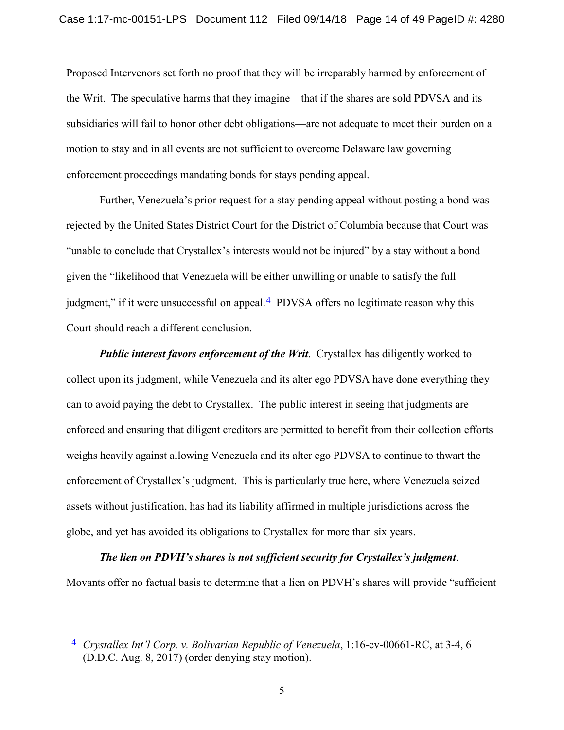Proposed Intervenors set forth no proof that they will be irreparably harmed by enforcement of the Writ. The speculative harms that they imagine—that if the shares are sold PDVSA and its subsidiaries will fail to honor other debt obligations—are not adequate to meet their burden on a motion to stay and in all events are not sufficient to overcome Delaware law governing enforcement proceedings mandating bonds for stays pending appeal.

Further, Venezuela's prior request for a stay pending appeal without posting a bond was rejected by the United States District Court for the District of Columbia because that Court was "unable to conclude that Crystallex's interests would not be injured" by a stay without a bond given the "likelihood that Venezuela will be either unwilling or unable to satisfy the full judgment," if it were unsuccessful on appeal.[4] PDVSA offers no legitimate reason why this Court should reach a different conclusion.

***Public interest favors enforcement of the Writ***. Crystallex has diligently worked to collect upon its judgment, while Venezuela and its alter ego PDVSA have done everything they can to avoid paying the debt to Crystallex. The public interest in seeing that judgments are enforced and ensuring that diligent creditors are permitted to benefit from their collection efforts weighs heavily against allowing Venezuela and its alter ego PDVSA to continue to thwart the enforcement of Crystallex's judgment. This is particularly true here, where Venezuela seized assets without justification, has had its liability affirmed in multiple jurisdictions across the globe, and yet has avoided its obligations to Crystallex for more than six years.

***The lien on PDVH's shares is not sufficient security for Crystallex's judgment***. Movants offer no factual basis to determine that a lien on PDVH's shares will provide "sufficient

---

[4] *Crystallex Int'l Corp. v. Bolivarian Republic of Venezuela*, 1:16-cv-00661-RC, at 3-4, 6 (D.D.C. Aug. 8, 2017) (order denying stay motion).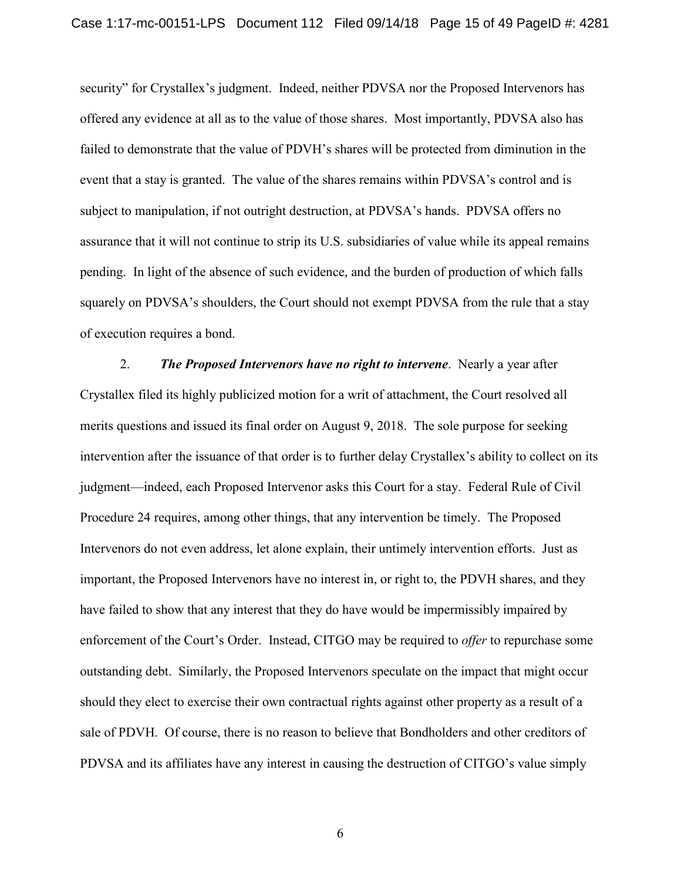security" for Crystallex's judgment. Indeed, neither PDVSA nor the Proposed Intervenors has offered any evidence at all as to the value of those shares. Most importantly, PDVSA also has failed to demonstrate that the value of PDVH's shares will be protected from diminution in the event that a stay is granted. The value of the shares remains within PDVSA's control and is subject to manipulation, if not outright destruction, at PDVSA's hands. PDVSA offers no assurance that it will not continue to strip its U.S. subsidiaries of value while its appeal remains pending. In light of the absence of such evidence, and the burden of production of which falls squarely on PDVSA's shoulders, the Court should not exempt PDVSA from the rule that a stay of execution requires a bond.

2. ***The Proposed Intervenors have no right to intervene***. Nearly a year after Crystallex filed its highly publicized motion for a writ of attachment, the Court resolved all merits questions and issued its final order on August 9, 2018. The sole purpose for seeking intervention after the issuance of that order is to further delay Crystallex's ability to collect on its judgment—indeed, each Proposed Intervenor asks this Court for a stay. Federal Rule of Civil Procedure 24 requires, among other things, that any intervention be timely. The Proposed Intervenors do not even address, let alone explain, their untimely intervention efforts. Just as important, the Proposed Intervenors have no interest in, or right to, the PDVH shares, and they have failed to show that any interest that they do have would be impermissibly impaired by enforcement of the Court's Order. Instead, CITGO may be required to *offer* to repurchase some outstanding debt. Similarly, the Proposed Intervenors speculate on the impact that might occur should they elect to exercise their own contractual rights against other property as a result of a sale of PDVH. Of course, there is no reason to believe that Bondholders and other creditors of PDVSA and its affiliates have any interest in causing the destruction of CITGO's value simply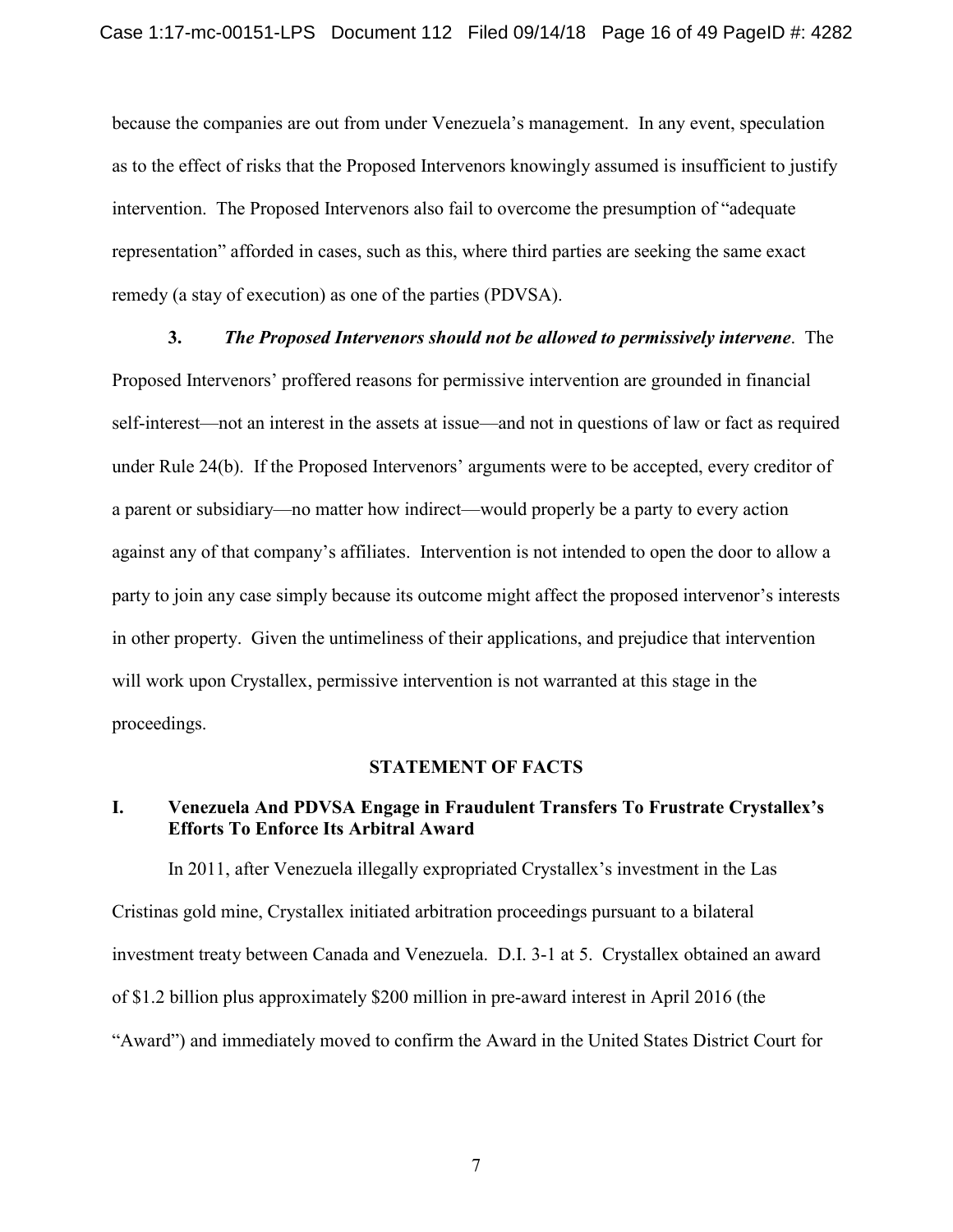because the companies are out from under Venezuela's management. In any event, speculation as to the effect of risks that the Proposed Intervenors knowingly assumed is insufficient to justify intervention. The Proposed Intervenors also fail to overcome the presumption of "adequate representation" afforded in cases, such as this, where third parties are seeking the same exact remedy (a stay of execution) as one of the parties (PDVSA).

**3.** ***The Proposed Intervenors should not be allowed to permissively intervene***. The Proposed Intervenors' proffered reasons for permissive intervention are grounded in financial self-interest—not an interest in the assets at issue—and not in questions of law or fact as required under Rule 24(b). If the Proposed Intervenors' arguments were to be accepted, every creditor of a parent or subsidiary—no matter how indirect—would properly be a party to every action against any of that company's affiliates. Intervention is not intended to open the door to allow a party to join any case simply because its outcome might affect the proposed intervenor's interests in other property. Given the untimeliness of their applications, and prejudice that intervention will work upon Crystallex, permissive intervention is not warranted at this stage in the proceedings.

## STATEMENT OF FACTS

### I. Venezuela And PDVSA Engage in Fraudulent Transfers To Frustrate Crystallex's Efforts To Enforce Its Arbitral Award

In 2011, after Venezuela illegally expropriated Crystallex's investment in the Las Cristinas gold mine, Crystallex initiated arbitration proceedings pursuant to a bilateral investment treaty between Canada and Venezuela. D.I. 3-1 at 5. Crystallex obtained an award of $1.2 billion plus approximately $200 million in pre-award interest in April 2016 (the "Award") and immediately moved to confirm the Award in the United States District Court for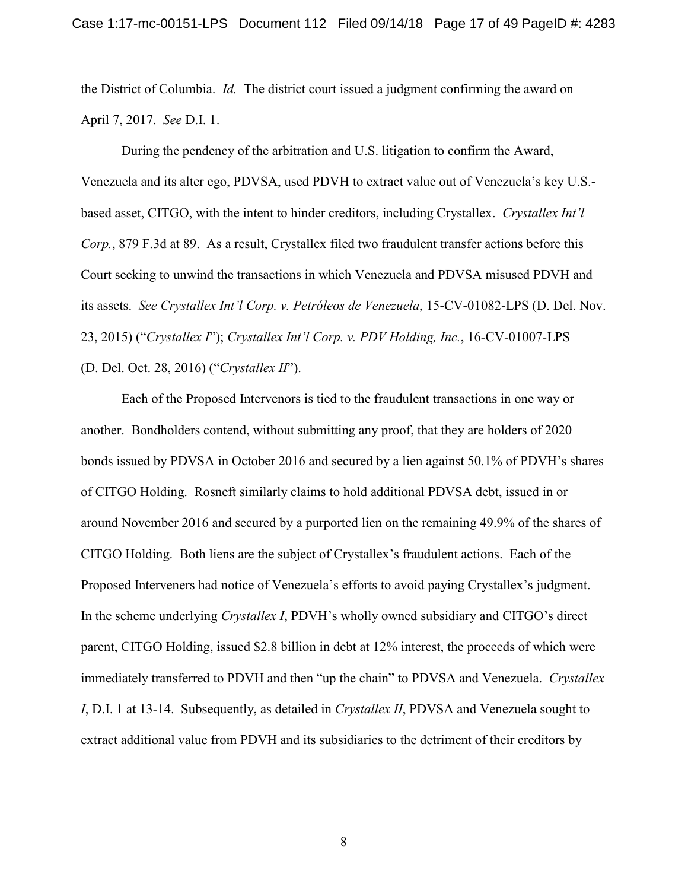the District of Columbia. *Id.* The district court issued a judgment confirming the award on April 7, 2017. *See* D.I. 1.

During the pendency of the arbitration and U.S. litigation to confirm the Award, Venezuela and its alter ego, PDVSA, used PDVH to extract value out of Venezuela's key U.S.-based asset, CITGO, with the intent to hinder creditors, including Crystallex. *Crystallex Int'l Corp.*, 879 F.3d at 89. As a result, Crystallex filed two fraudulent transfer actions before this Court seeking to unwind the transactions in which Venezuela and PDVSA misused PDVH and its assets. *See Crystallex Int'l Corp. v. Petróleos de Venezuela*, 15-CV-01082-LPS (D. Del. Nov. 23, 2015) ("*Crystallex I*"); *Crystallex Int'l Corp. v. PDV Holding, Inc.*, 16-CV-01007-LPS (D. Del. Oct. 28, 2016) ("*Crystallex II*").

Each of the Proposed Intervenors is tied to the fraudulent transactions in one way or another. Bondholders contend, without submitting any proof, that they are holders of 2020 bonds issued by PDVSA in October 2016 and secured by a lien against 50.1% of PDVH's shares of CITGO Holding. Rosneft similarly claims to hold additional PDVSA debt, issued in or around November 2016 and secured by a purported lien on the remaining 49.9% of the shares of CITGO Holding. Both liens are the subject of Crystallex's fraudulent actions. Each of the Proposed Interveners had notice of Venezuela's efforts to avoid paying Crystallex's judgment. In the scheme underlying *Crystallex I*, PDVH's wholly owned subsidiary and CITGO's direct parent, CITGO Holding, issued $2.8 billion in debt at 12% interest, the proceeds of which were immediately transferred to PDVH and then "up the chain" to PDVSA and Venezuela. *Crystallex I*, D.I. 1 at 13-14. Subsequently, as detailed in *Crystallex II*, PDVSA and Venezuela sought to extract additional value from PDVH and its subsidiaries to the detriment of their creditors by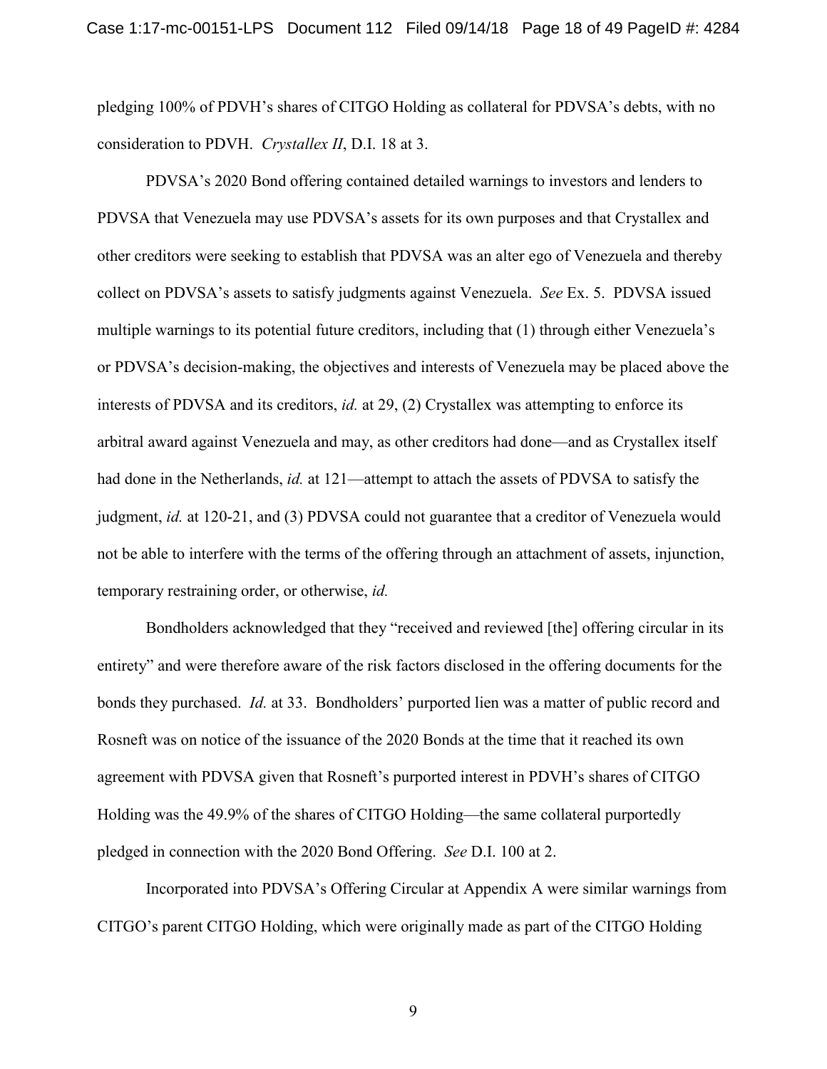pledging 100% of PDVH's shares of CITGO Holding as collateral for PDVSA's debts, with no consideration to PDVH. *Crystallex II*, D.I. 18 at 3.

PDVSA's 2020 Bond offering contained detailed warnings to investors and lenders to PDVSA that Venezuela may use PDVSA's assets for its own purposes and that Crystallex and other creditors were seeking to establish that PDVSA was an alter ego of Venezuela and thereby collect on PDVSA's assets to satisfy judgments against Venezuela. *See* Ex. 5. PDVSA issued multiple warnings to its potential future creditors, including that (1) through either Venezuela's or PDVSA's decision-making, the objectives and interests of Venezuela may be placed above the interests of PDVSA and its creditors, *id.* at 29, (2) Crystallex was attempting to enforce its arbitral award against Venezuela and may, as other creditors had done—and as Crystallex itself had done in the Netherlands, *id.* at 121—attempt to attach the assets of PDVSA to satisfy the judgment, *id.* at 120-21, and (3) PDVSA could not guarantee that a creditor of Venezuela would not be able to interfere with the terms of the offering through an attachment of assets, injunction, temporary restraining order, or otherwise, *id.*

Bondholders acknowledged that they "received and reviewed [the] offering circular in its entirety" and were therefore aware of the risk factors disclosed in the offering documents for the bonds they purchased. *Id.* at 33. Bondholders' purported lien was a matter of public record and Rosneft was on notice of the issuance of the 2020 Bonds at the time that it reached its own agreement with PDVSA given that Rosneft's purported interest in PDVH's shares of CITGO Holding was the 49.9% of the shares of CITGO Holding—the same collateral purportedly pledged in connection with the 2020 Bond Offering. *See* D.I. 100 at 2.

Incorporated into PDVSA's Offering Circular at Appendix A were similar warnings from CITGO's parent CITGO Holding, which were originally made as part of the CITGO Holding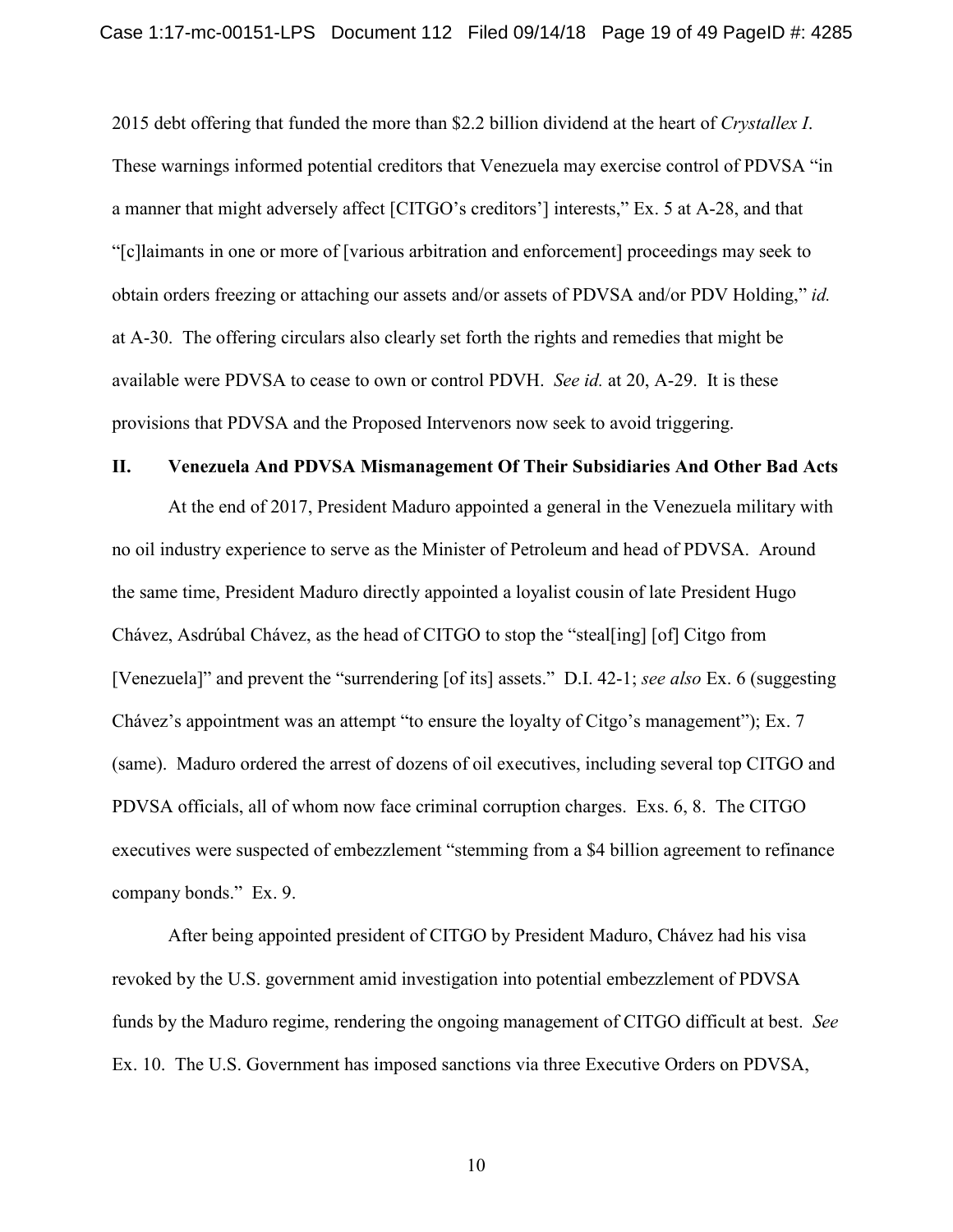2015 debt offering that funded the more than $2.2 billion dividend at the heart of *Crystallex I*. These warnings informed potential creditors that Venezuela may exercise control of PDVSA "in a manner that might adversely affect [CITGO's creditors'] interests," Ex. 5 at A-28, and that "[c]laimants in one or more of [various arbitration and enforcement] proceedings may seek to obtain orders freezing or attaching our assets and/or assets of PDVSA and/or PDV Holding," *id.* at A-30. The offering circulars also clearly set forth the rights and remedies that might be available were PDVSA to cease to own or control PDVH. *See id.* at 20, A-29. It is these provisions that PDVSA and the Proposed Intervenors now seek to avoid triggering.

## II. Venezuela And PDVSA Mismanagement Of Their Subsidiaries And Other Bad Acts

At the end of 2017, President Maduro appointed a general in the Venezuela military with no oil industry experience to serve as the Minister of Petroleum and head of PDVSA. Around the same time, President Maduro directly appointed a loyalist cousin of late President Hugo Chávez, Asdrúbal Chávez, as the head of CITGO to stop the "steal[ing] [of] Citgo from [Venezuela]" and prevent the "surrendering [of its] assets." D.I. 42-1; *see also* Ex. 6 (suggesting Chávez's appointment was an attempt "to ensure the loyalty of Citgo's management"); Ex. 7 (same). Maduro ordered the arrest of dozens of oil executives, including several top CITGO and PDVSA officials, all of whom now face criminal corruption charges. Exs. 6, 8. The CITGO executives were suspected of embezzlement "stemming from a $4 billion agreement to refinance company bonds." Ex. 9.

After being appointed president of CITGO by President Maduro, Chávez had his visa revoked by the U.S. government amid investigation into potential embezzlement of PDVSA funds by the Maduro regime, rendering the ongoing management of CITGO difficult at best. *See* Ex. 10. The U.S. Government has imposed sanctions via three Executive Orders on PDVSA,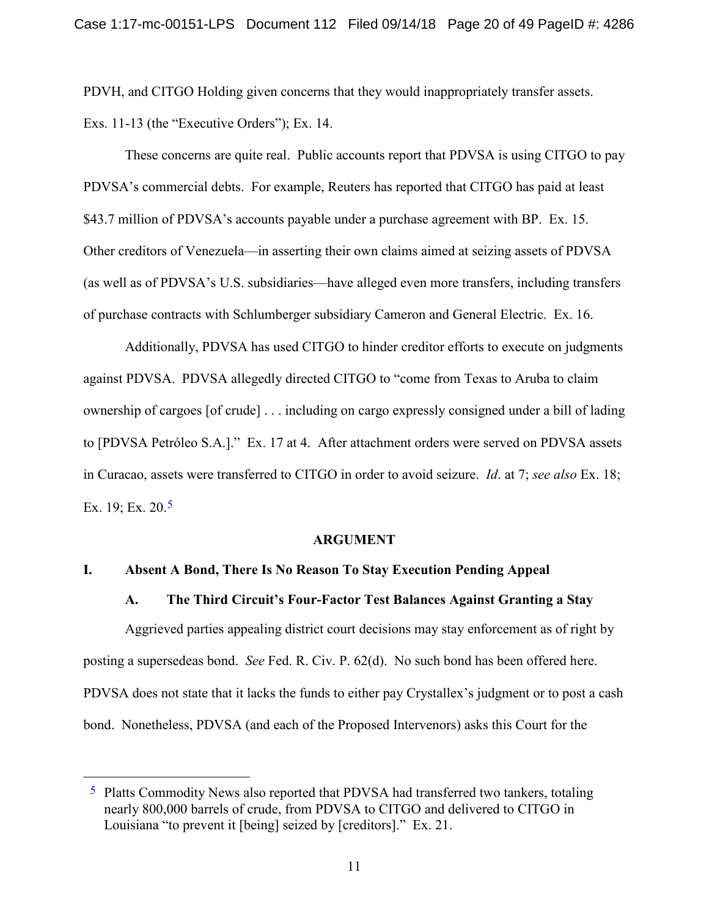PDVH, and CITGO Holding given concerns that they would inappropriately transfer assets. Exs. 11-13 (the "Executive Orders"); Ex. 14.

These concerns are quite real. Public accounts report that PDVSA is using CITGO to pay PDVSA's commercial debts. For example, Reuters has reported that CITGO has paid at least $43.7 million of PDVSA's accounts payable under a purchase agreement with BP. Ex. 15. Other creditors of Venezuela—in asserting their own claims aimed at seizing assets of PDVSA (as well as of PDVSA's U.S. subsidiaries—have alleged even more transfers, including transfers of purchase contracts with Schlumberger subsidiary Cameron and General Electric. Ex. 16.

Additionally, PDVSA has used CITGO to hinder creditor efforts to execute on judgments against PDVSA. PDVSA allegedly directed CITGO to "come from Texas to Aruba to claim ownership of cargoes [of crude] . . . including on cargo expressly consigned under a bill of lading to [PDVSA Petróleo S.A.]." Ex. 17 at 4. After attachment orders were served on PDVSA assets in Curacao, assets were transferred to CITGO in order to avoid seizure. *Id*. at 7; *see also* Ex. 18; Ex. 19; Ex. 20.[5]

## ARGUMENT

### I. Absent A Bond, There Is No Reason To Stay Execution Pending Appeal

#### A. The Third Circuit's Four-Factor Test Balances Against Granting a Stay

Aggrieved parties appealing district court decisions may stay enforcement as of right by posting a supersedeas bond. *See* Fed. R. Civ. P. 62(d). No such bond has been offered here. PDVSA does not state that it lacks the funds to either pay Crystallex's judgment or to post a cash bond. Nonetheless, PDVSA (and each of the Proposed Intervenors) asks this Court for the

---

[5] Platts Commodity News also reported that PDVSA had transferred two tankers, totaling nearly 800,000 barrels of crude, from PDVSA to CITGO and delivered to CITGO in Louisiana "to prevent it [being] seized by [creditors]." Ex. 21.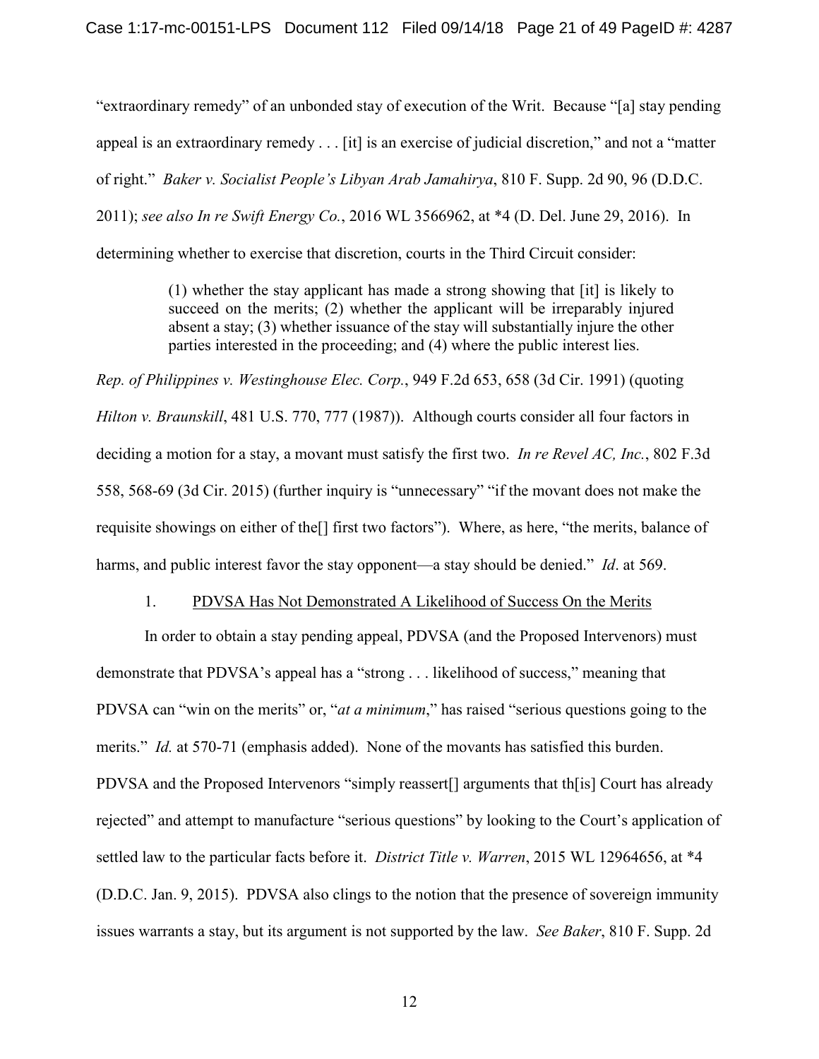"extraordinary remedy" of an unbonded stay of execution of the Writ. Because "[a] stay pending appeal is an extraordinary remedy . . . [it] is an exercise of judicial discretion," and not a "matter of right." *Baker v. Socialist People's Libyan Arab Jamahirya*, 810 F. Supp. 2d 90, 96 (D.D.C. 2011); *see also In re Swift Energy Co.*, 2016 WL 3566962, at *4 (D. Del. June 29, 2016). In determining whether to exercise that discretion, courts in the Third Circuit consider:

> (1) whether the stay applicant has made a strong showing that [it] is likely to succeed on the merits; (2) whether the applicant will be irreparably injured absent a stay; (3) whether issuance of the stay will substantially injure the other parties interested in the proceeding; and (4) where the public interest lies.

*Rep. of Philippines v. Westinghouse Elec. Corp.*, 949 F.2d 653, 658 (3d Cir. 1991) (quoting *Hilton v. Braunskill*, 481 U.S. 770, 777 (1987)). Although courts consider all four factors in deciding a motion for a stay, a movant must satisfy the first two. *In re Revel AC, Inc.*, 802 F.3d 558, 568-69 (3d Cir. 2015) (further inquiry is "unnecessary" "if the movant does not make the requisite showings on either of the[] first two factors"). Where, as here, "the merits, balance of harms, and public interest favor the stay opponent—a stay should be denied." *Id*. at 569.

1. PDVSA Has Not Demonstrated A Likelihood of Success On the Merits

In order to obtain a stay pending appeal, PDVSA (and the Proposed Intervenors) must demonstrate that PDVSA's appeal has a "strong . . . likelihood of success," meaning that PDVSA can "win on the merits" or, "*at a minimum*," has raised "serious questions going to the merits." *Id.* at 570-71 (emphasis added). None of the movants has satisfied this burden. PDVSA and the Proposed Intervenors "simply reassert[] arguments that th[is] Court has already rejected" and attempt to manufacture "serious questions" by looking to the Court's application of settled law to the particular facts before it. *District Title v. Warren*, 2015 WL 12964656, at *4 (D.D.C. Jan. 9, 2015). PDVSA also clings to the notion that the presence of sovereign immunity issues warrants a stay, but its argument is not supported by the law. *See Baker*, 810 F. Supp. 2d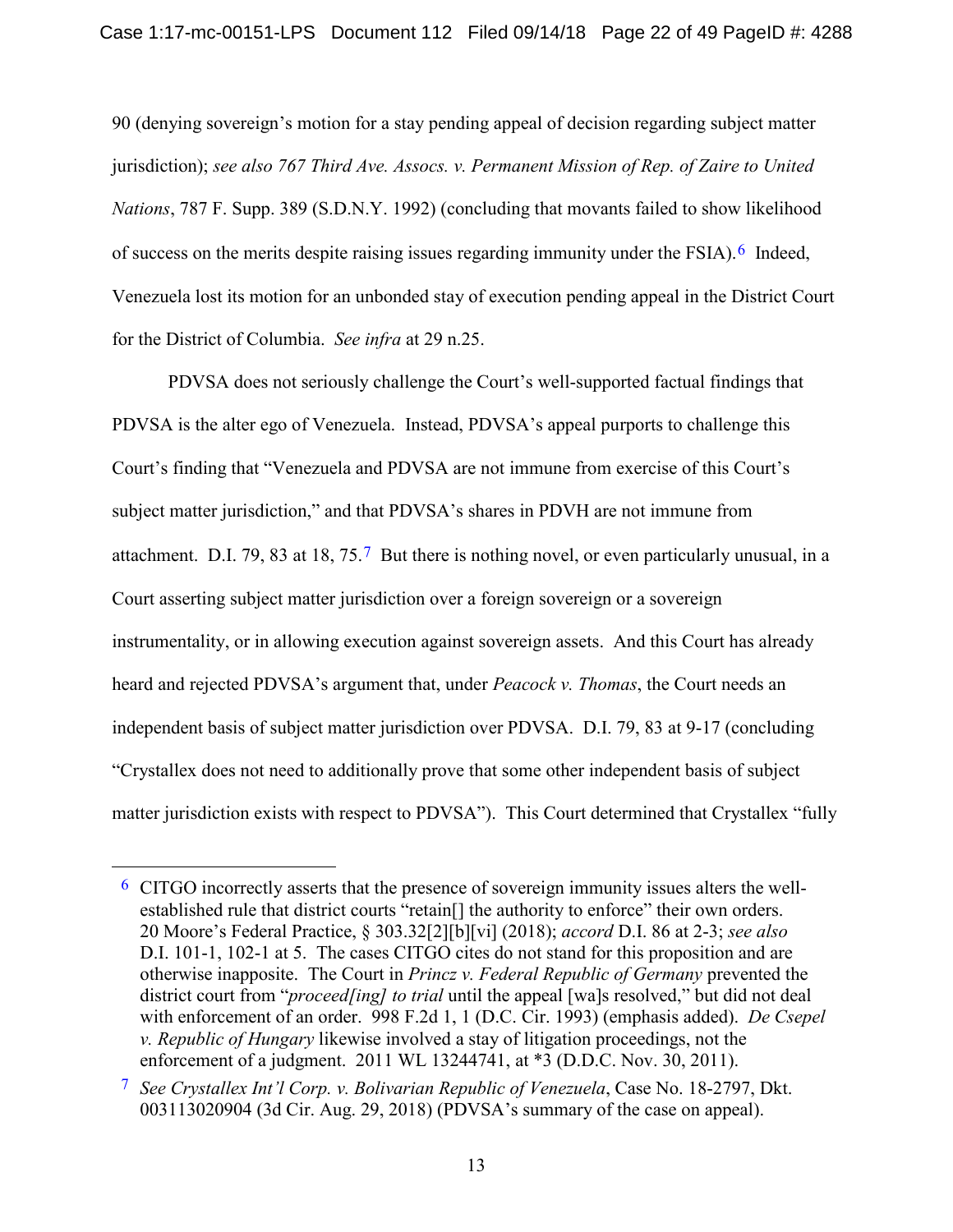90 (denying sovereign's motion for a stay pending appeal of decision regarding subject matter jurisdiction); *see also 767 Third Ave. Assocs. v. Permanent Mission of Rep. of Zaire to United Nations*, 787 F. Supp. 389 (S.D.N.Y. 1992) (concluding that movants failed to show likelihood of success on the merits despite raising issues regarding immunity under the FSIA).[6] Indeed, Venezuela lost its motion for an unbonded stay of execution pending appeal in the District Court for the District of Columbia. *See infra* at 29 n.25.

PDVSA does not seriously challenge the Court's well-supported factual findings that PDVSA is the alter ego of Venezuela. Instead, PDVSA's appeal purports to challenge this Court's finding that "Venezuela and PDVSA are not immune from exercise of this Court's subject matter jurisdiction," and that PDVSA's shares in PDVH are not immune from attachment. D.I. 79, 83 at 18, 75.[7] But there is nothing novel, or even particularly unusual, in a Court asserting subject matter jurisdiction over a foreign sovereign or a sovereign instrumentality, or in allowing execution against sovereign assets. And this Court has already heard and rejected PDVSA's argument that, under *Peacock v. Thomas*, the Court needs an independent basis of subject matter jurisdiction over PDVSA. D.I. 79, 83 at 9-17 (concluding "Crystallex does not need to additionally prove that some other independent basis of subject matter jurisdiction exists with respect to PDVSA"). This Court determined that Crystallex "fully

---

[6] CITGO incorrectly asserts that the presence of sovereign immunity issues alters the well-established rule that district courts "retain[] the authority to enforce" their own orders. 20 Moore's Federal Practice, § 303.32[2][b][vi] (2018); *accord* D.I. 86 at 2-3; *see also* D.I. 101-1, 102-1 at 5. The cases CITGO cites do not stand for this proposition and are otherwise inapposite. The Court in *Princz v. Federal Republic of Germany* prevented the district court from "*proceed[ing] to trial* until the appeal [wa]s resolved," but did not deal with enforcement of an order. 998 F.2d 1, 1 (D.C. Cir. 1993) (emphasis added). *De Csepel v. Republic of Hungary* likewise involved a stay of litigation proceedings, not the enforcement of a judgment. 2011 WL 13244741, at *3 (D.D.C. Nov. 30, 2011).

[7] *See Crystallex Int'l Corp. v. Bolivarian Republic of Venezuela*, Case No. 18-2797, Dkt. 003113020904 (3d Cir. Aug. 29, 2018) (PDVSA's summary of the case on appeal).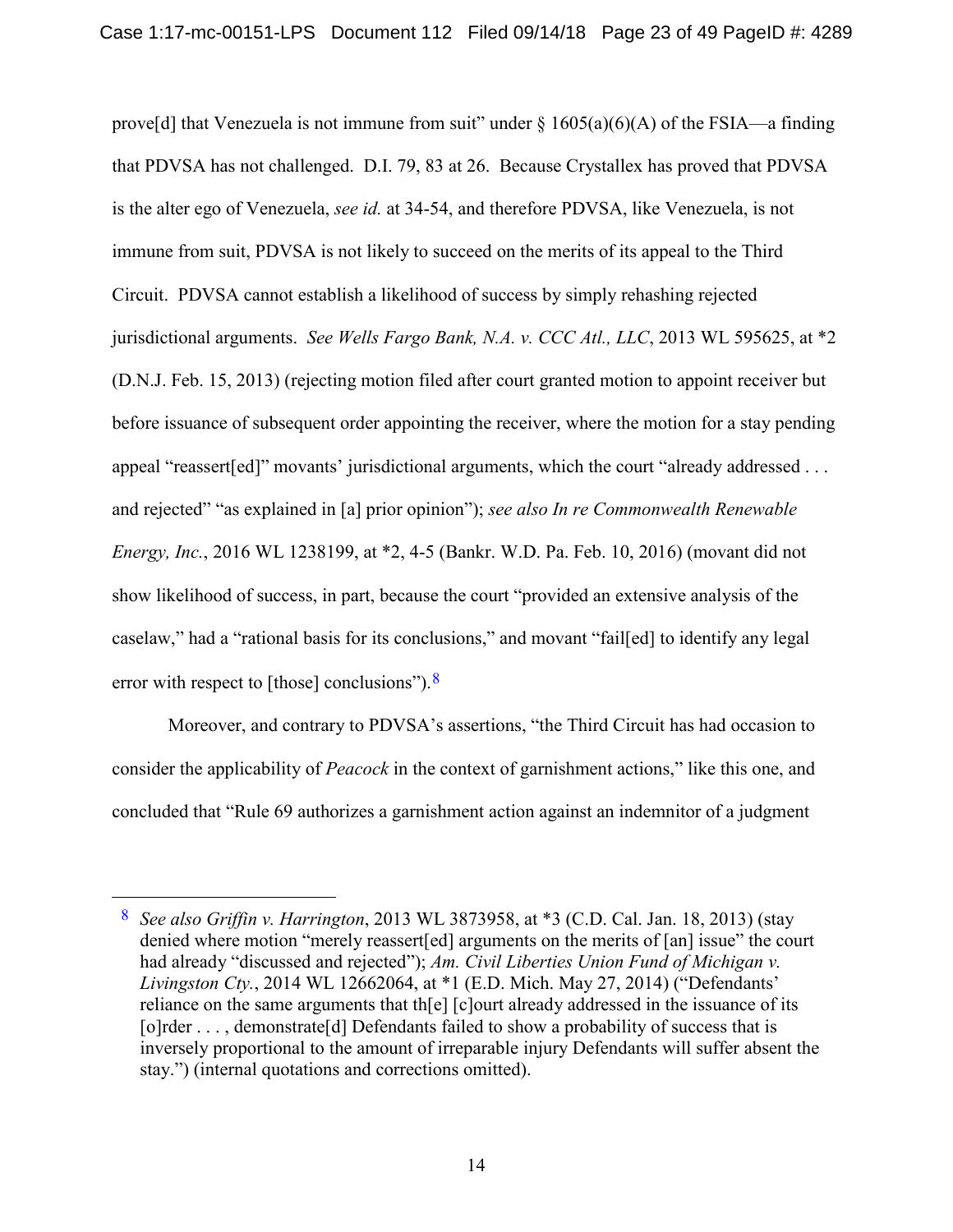prove[d] that Venezuela is not immune from suit" under § 1605(a)(6)(A) of the FSIA—a finding that PDVSA has not challenged. D.I. 79, 83 at 26. Because Crystallex has proved that PDVSA is the alter ego of Venezuela, *see id.* at 34-54, and therefore PDVSA, like Venezuela, is not immune from suit, PDVSA is not likely to succeed on the merits of its appeal to the Third Circuit. PDVSA cannot establish a likelihood of success by simply rehashing rejected jurisdictional arguments. *See Wells Fargo Bank, N.A. v. CCC Atl., LLC*, 2013 WL 595625, at *2 (D.N.J. Feb. 15, 2013) (rejecting motion filed after court granted motion to appoint receiver but before issuance of subsequent order appointing the receiver, where the motion for a stay pending appeal "reassert[ed]" movants' jurisdictional arguments, which the court "already addressed . . . and rejected" "as explained in [a] prior opinion"); *see also In re Commonwealth Renewable Energy, Inc.*, 2016 WL 1238199, at *2, 4-5 (Bankr. W.D. Pa. Feb. 10, 2016) (movant did not show likelihood of success, in part, because the court "provided an extensive analysis of the caselaw," had a "rational basis for its conclusions," and movant "fail[ed] to identify any legal error with respect to [those] conclusions").[8]

Moreover, and contrary to PDVSA's assertions, "the Third Circuit has had occasion to consider the applicability of *Peacock* in the context of garnishment actions," like this one, and concluded that "Rule 69 authorizes a garnishment action against an indemnitor of a judgment

---

[8] *See also Griffin v. Harrington*, 2013 WL 3873958, at *3 (C.D. Cal. Jan. 18, 2013) (stay denied where motion "merely reassert[ed] arguments on the merits of [an] issue" the court had already "discussed and rejected"); *Am. Civil Liberties Union Fund of Michigan v. Livingston Cty.*, 2014 WL 12662064, at *1 (E.D. Mich. May 27, 2014) ("Defendants' reliance on the same arguments that th[e] [c]ourt already addressed in the issuance of its [o]rder . . . , demonstrate[d] Defendants failed to show a probability of success that is inversely proportional to the amount of irreparable injury Defendants will suffer absent the stay.") (internal quotations and corrections omitted).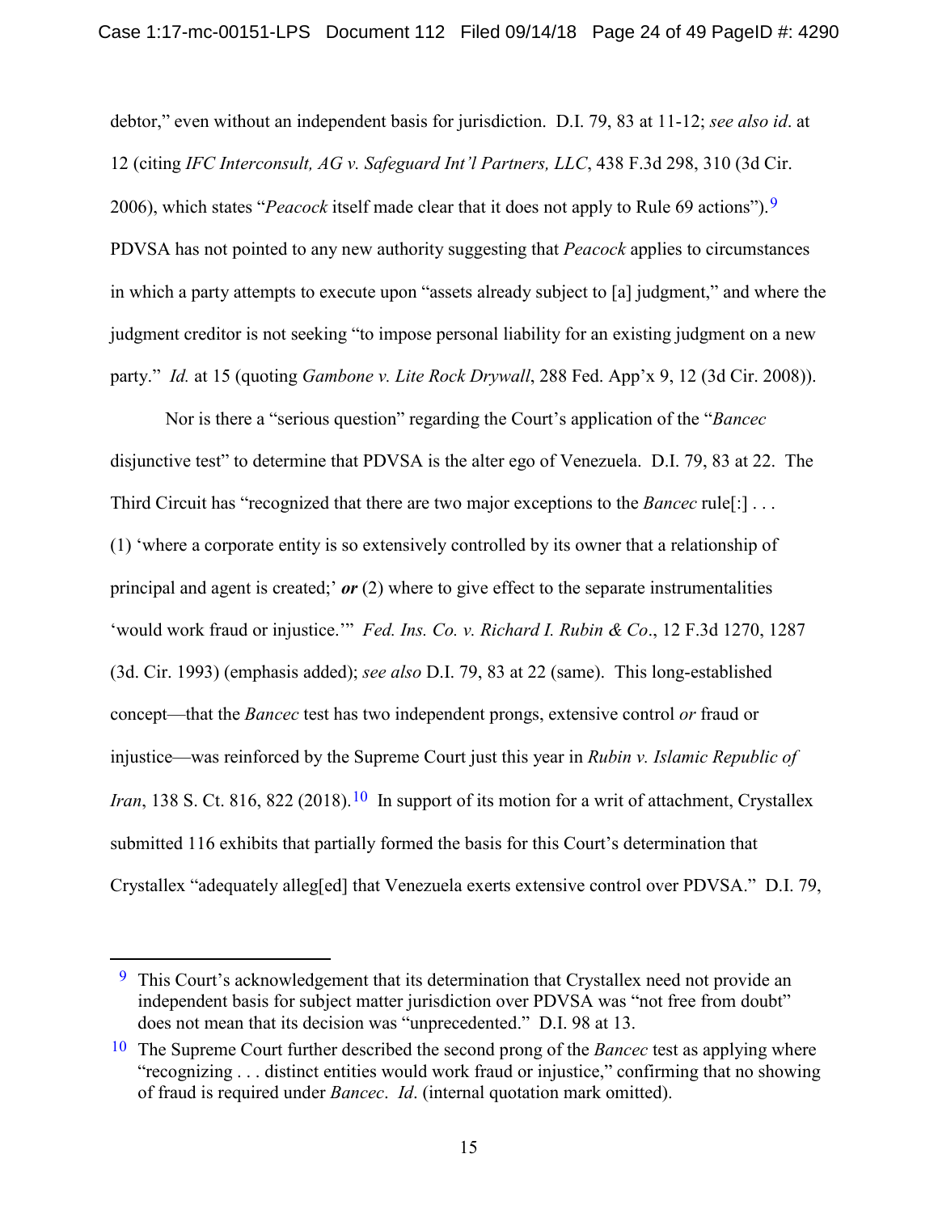debtor," even without an independent basis for jurisdiction. D.I. 79, 83 at 11-12; *see also id*. at 12 (citing *IFC Interconsult, AG v. Safeguard Int'l Partners, LLC*, 438 F.3d 298, 310 (3d Cir. 2006), which states "*Peacock* itself made clear that it does not apply to Rule 69 actions").[9] PDVSA has not pointed to any new authority suggesting that *Peacock* applies to circumstances in which a party attempts to execute upon "assets already subject to [a] judgment," and where the judgment creditor is not seeking "to impose personal liability for an existing judgment on a new party." *Id.* at 15 (quoting *Gambone v. Lite Rock Drywall*, 288 Fed. App'x 9, 12 (3d Cir. 2008)).

Nor is there a "serious question" regarding the Court's application of the "*Bancec* disjunctive test" to determine that PDVSA is the alter ego of Venezuela. D.I. 79, 83 at 22. The Third Circuit has "recognized that there are two major exceptions to the *Bancec* rule[:] . . . (1) 'where a corporate entity is so extensively controlled by its owner that a relationship of principal and agent is created;' ***or*** (2) where to give effect to the separate instrumentalities 'would work fraud or injustice.'" *Fed. Ins. Co. v. Richard I. Rubin & Co*., 12 F.3d 1270, 1287 (3d. Cir. 1993) (emphasis added); *see also* D.I. 79, 83 at 22 (same). This long-established concept—that the *Bancec* test has two independent prongs, extensive control *or* fraud or injustice—was reinforced by the Supreme Court just this year in *Rubin v. Islamic Republic of Iran*, 138 S. Ct. 816, 822 (2018).[10] In support of its motion for a writ of attachment, Crystallex submitted 116 exhibits that partially formed the basis for this Court's determination that Crystallex "adequately alleg[ed] that Venezuela exerts extensive control over PDVSA." D.I. 79,

---

[9] This Court's acknowledgement that its determination that Crystallex need not provide an independent basis for subject matter jurisdiction over PDVSA was "not free from doubt" does not mean that its decision was "unprecedented." D.I. 98 at 13.

[10] The Supreme Court further described the second prong of the *Bancec* test as applying where "recognizing . . . distinct entities would work fraud or injustice," confirming that no showing of fraud is required under *Bancec*. *Id*. (internal quotation mark omitted).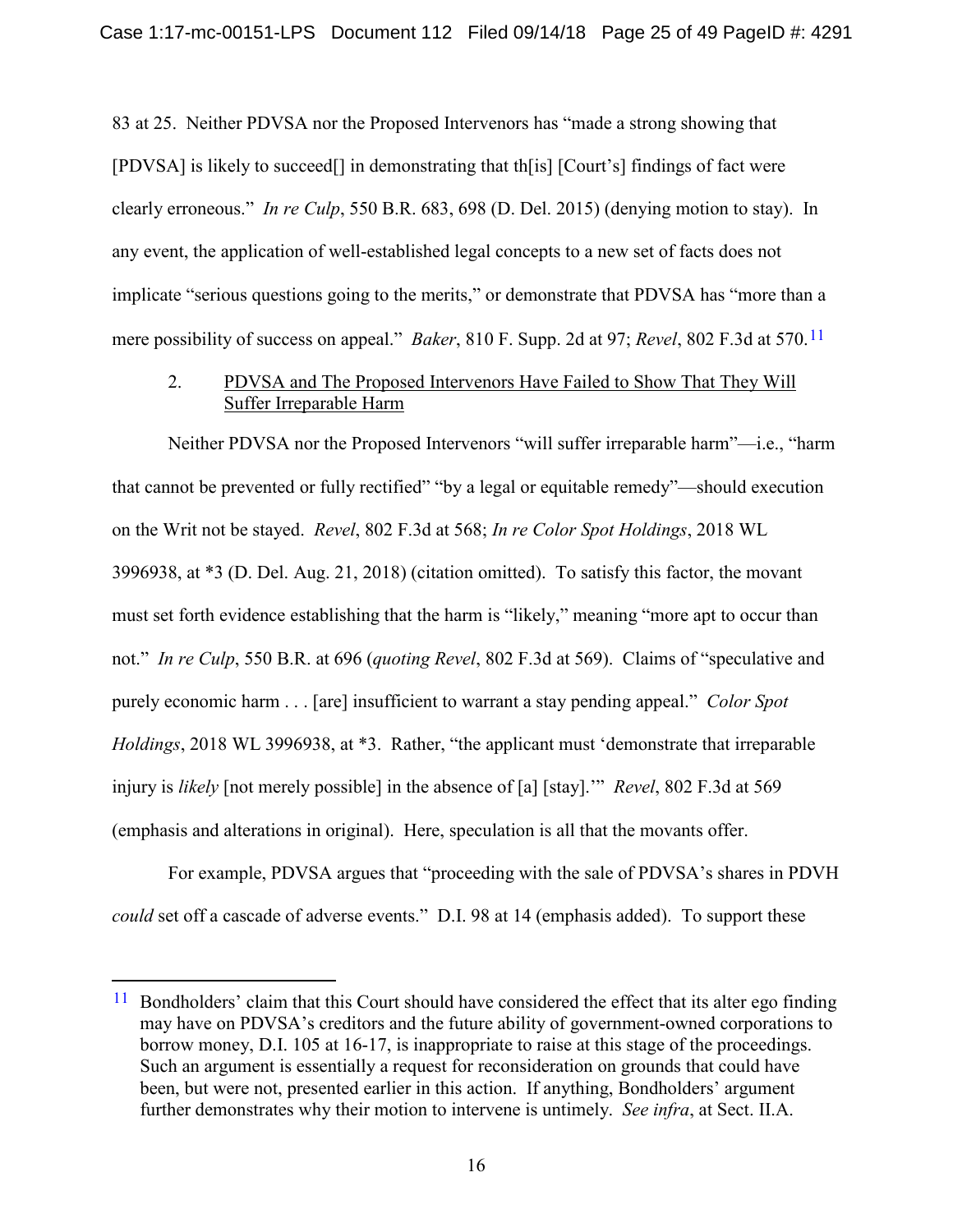83 at 25. Neither PDVSA nor the Proposed Intervenors has "made a strong showing that [PDVSA] is likely to succeed[] in demonstrating that th[is] [Court's] findings of fact were clearly erroneous." *In re Culp*, 550 B.R. 683, 698 (D. Del. 2015) (denying motion to stay). In any event, the application of well-established legal concepts to a new set of facts does not implicate "serious questions going to the merits," or demonstrate that PDVSA has "more than a mere possibility of success on appeal." *Baker*, 810 F. Supp. 2d at 97; *Revel*, 802 F.3d at 570.[11]

2. <u>PDVSA and The Proposed Intervenors Have Failed to Show That They Will Suffer Irreparable Harm</u>

Neither PDVSA nor the Proposed Intervenors "will suffer irreparable harm"—i.e., "harm that cannot be prevented or fully rectified" "by a legal or equitable remedy"—should execution on the Writ not be stayed. *Revel*, 802 F.3d at 568; *In re Color Spot Holdings*, 2018 WL 3996938, at *3 (D. Del. Aug. 21, 2018) (citation omitted). To satisfy this factor, the movant must set forth evidence establishing that the harm is "likely," meaning "more apt to occur than not." *In re Culp*, 550 B.R. at 696 (*quoting Revel*, 802 F.3d at 569). Claims of "speculative and purely economic harm . . . [are] insufficient to warrant a stay pending appeal." *Color Spot Holdings*, 2018 WL 3996938, at *3. Rather, "the applicant must 'demonstrate that irreparable injury is *likely* [not merely possible] in the absence of [a] [stay].'" *Revel*, 802 F.3d at 569 (emphasis and alterations in original). Here, speculation is all that the movants offer.

For example, PDVSA argues that "proceeding with the sale of PDVSA's shares in PDVH *could* set off a cascade of adverse events." D.I. 98 at 14 (emphasis added). To support these

---

[11] Bondholders' claim that this Court should have considered the effect that its alter ego finding may have on PDVSA's creditors and the future ability of government-owned corporations to borrow money, D.I. 105 at 16-17, is inappropriate to raise at this stage of the proceedings. Such an argument is essentially a request for reconsideration on grounds that could have been, but were not, presented earlier in this action. If anything, Bondholders' argument further demonstrates why their motion to intervene is untimely. *See infra*, at Sect. II.A.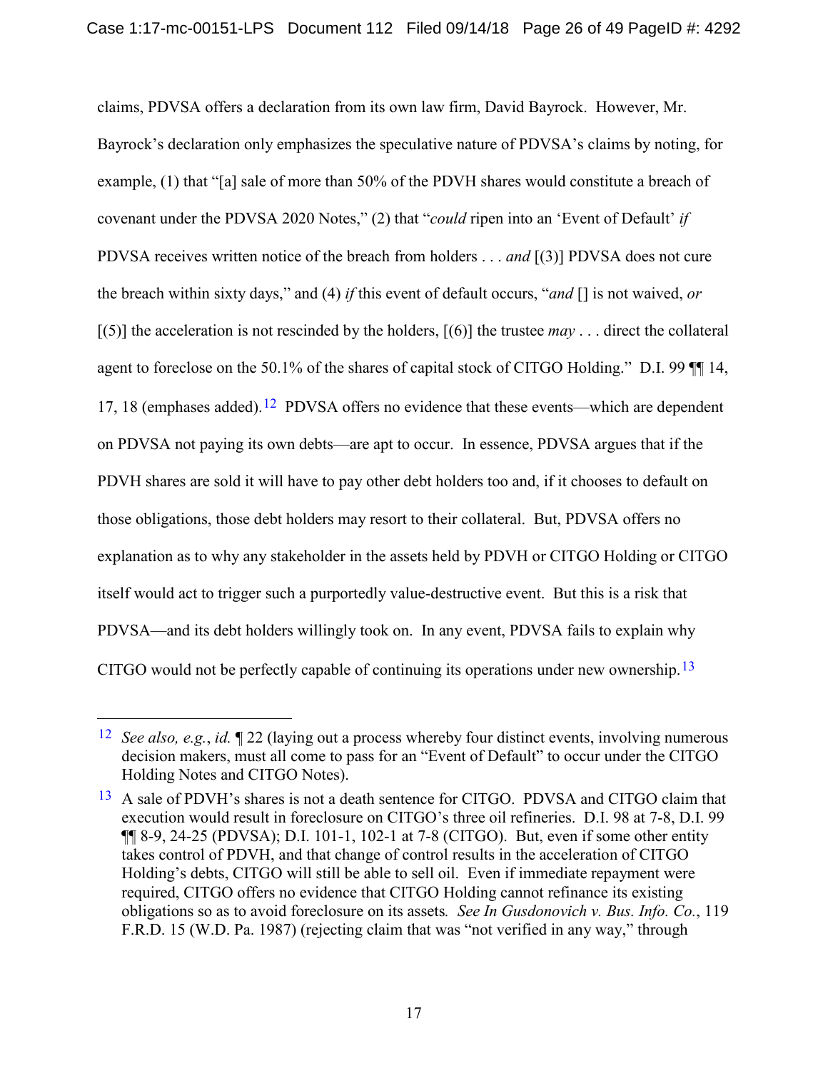claims, PDVSA offers a declaration from its own law firm, David Bayrock. However, Mr. Bayrock's declaration only emphasizes the speculative nature of PDVSA's claims by noting, for example, (1) that "[a] sale of more than 50% of the PDVH shares would constitute a breach of covenant under the PDVSA 2020 Notes," (2) that "*could* ripen into an 'Event of Default' *if* PDVSA receives written notice of the breach from holders . . . *and* [(3)] PDVSA does not cure the breach within sixty days," and (4) *if* this event of default occurs, "*and* [] is not waived, *or* [(5)] the acceleration is not rescinded by the holders, [(6)] the trustee *may* . . . direct the collateral agent to foreclose on the 50.1% of the shares of capital stock of CITGO Holding." D.I. 99 ¶¶ 14, 17, 18 (emphases added).[12] PDVSA offers no evidence that these events—which are dependent on PDVSA not paying its own debts—are apt to occur. In essence, PDVSA argues that if the PDVH shares are sold it will have to pay other debt holders too and, if it chooses to default on those obligations, those debt holders may resort to their collateral. But, PDVSA offers no explanation as to why any stakeholder in the assets held by PDVH or CITGO Holding or CITGO itself would act to trigger such a purportedly value-destructive event. But this is a risk that PDVSA—and its debt holders willingly took on. In any event, PDVSA fails to explain why CITGO would not be perfectly capable of continuing its operations under new ownership.[13]

---

[12] *See also, e.g.*, *id.* ¶ 22 (laying out a process whereby four distinct events, involving numerous decision makers, must all come to pass for an "Event of Default" to occur under the CITGO Holding Notes and CITGO Notes).

[13] A sale of PDVH's shares is not a death sentence for CITGO. PDVSA and CITGO claim that execution would result in foreclosure on CITGO's three oil refineries. D.I. 98 at 7-8, D.I. 99 ¶¶ 8-9, 24-25 (PDVSA); D.I. 101-1, 102-1 at 7-8 (CITGO). But, even if some other entity takes control of PDVH, and that change of control results in the acceleration of CITGO Holding's debts, CITGO will still be able to sell oil. Even if immediate repayment were required, CITGO offers no evidence that CITGO Holding cannot refinance its existing obligations so as to avoid foreclosure on its assets*.* *See In Gusdonovich v. Bus. Info. Co.*, 119 F.R.D. 15 (W.D. Pa. 1987) (rejecting claim that was "not verified in any way," through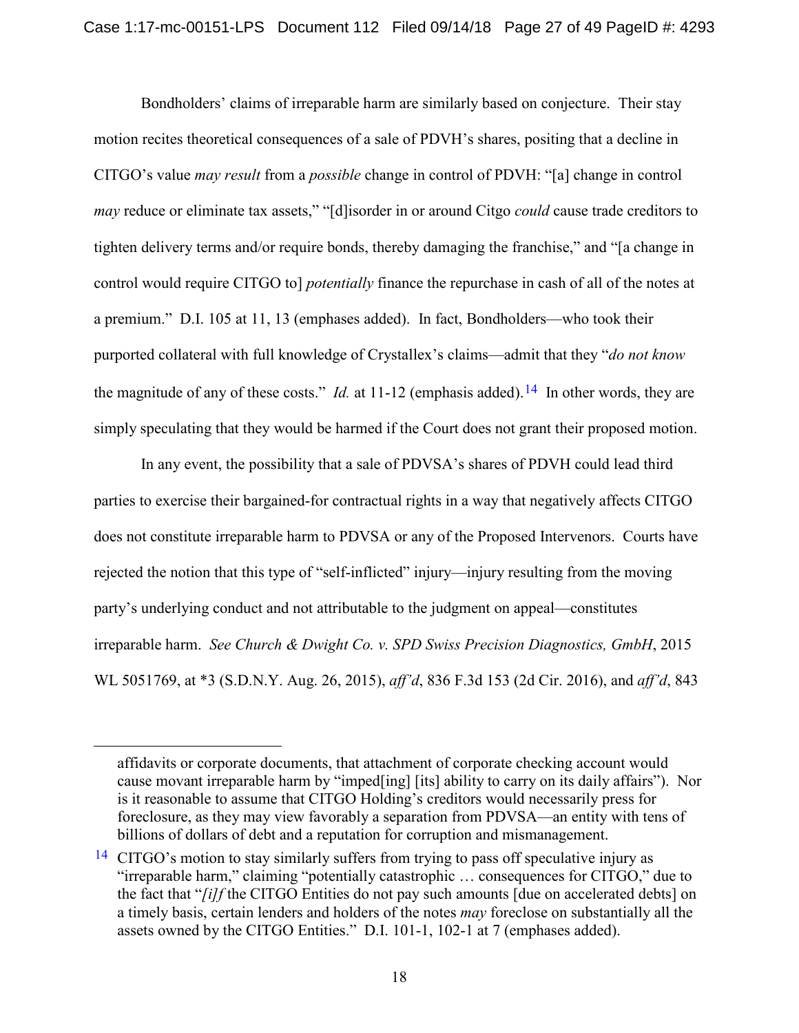Bondholders' claims of irreparable harm are similarly based on conjecture. Their stay motion recites theoretical consequences of a sale of PDVH's shares, positing that a decline in CITGO's value *may result* from a *possible* change in control of PDVH: "[a] change in control *may* reduce or eliminate tax assets," "[d]isorder in or around Citgo *could* cause trade creditors to tighten delivery terms and/or require bonds, thereby damaging the franchise," and "[a change in control would require CITGO to] *potentially* finance the repurchase in cash of all of the notes at a premium." D.I. 105 at 11, 13 (emphases added). In fact, Bondholders—who took their purported collateral with full knowledge of Crystallex's claims—admit that they "*do not know* the magnitude of any of these costs." *Id.* at 11-12 (emphasis added).[14] In other words, they are simply speculating that they would be harmed if the Court does not grant their proposed motion.

In any event, the possibility that a sale of PDVSA's shares of PDVH could lead third parties to exercise their bargained-for contractual rights in a way that negatively affects CITGO does not constitute irreparable harm to PDVSA or any of the Proposed Intervenors. Courts have rejected the notion that this type of "self-inflicted" injury—injury resulting from the moving party's underlying conduct and not attributable to the judgment on appeal—constitutes irreparable harm. *See Church & Dwight Co. v. SPD Swiss Precision Diagnostics, GmbH*, 2015 WL 5051769, at *3 (S.D.N.Y. Aug. 26, 2015), *aff'd*, 836 F.3d 153 (2d Cir. 2016), and *aff'd*, 843

---

affidavits or corporate documents, that attachment of corporate checking account would cause movant irreparable harm by "imped[ing] [its] ability to carry on its daily affairs"). Nor is it reasonable to assume that CITGO Holding's creditors would necessarily press for foreclosure, as they may view favorably a separation from PDVSA—an entity with tens of billions of dollars of debt and a reputation for corruption and mismanagement.

[14] CITGO's motion to stay similarly suffers from trying to pass off speculative injury as "irreparable harm," claiming "potentially catastrophic … consequences for CITGO," due to the fact that "*[i]f* the CITGO Entities do not pay such amounts [due on accelerated debts] on a timely basis, certain lenders and holders of the notes *may* foreclose on substantially all the assets owned by the CITGO Entities." D.I. 101-1, 102-1 at 7 (emphases added).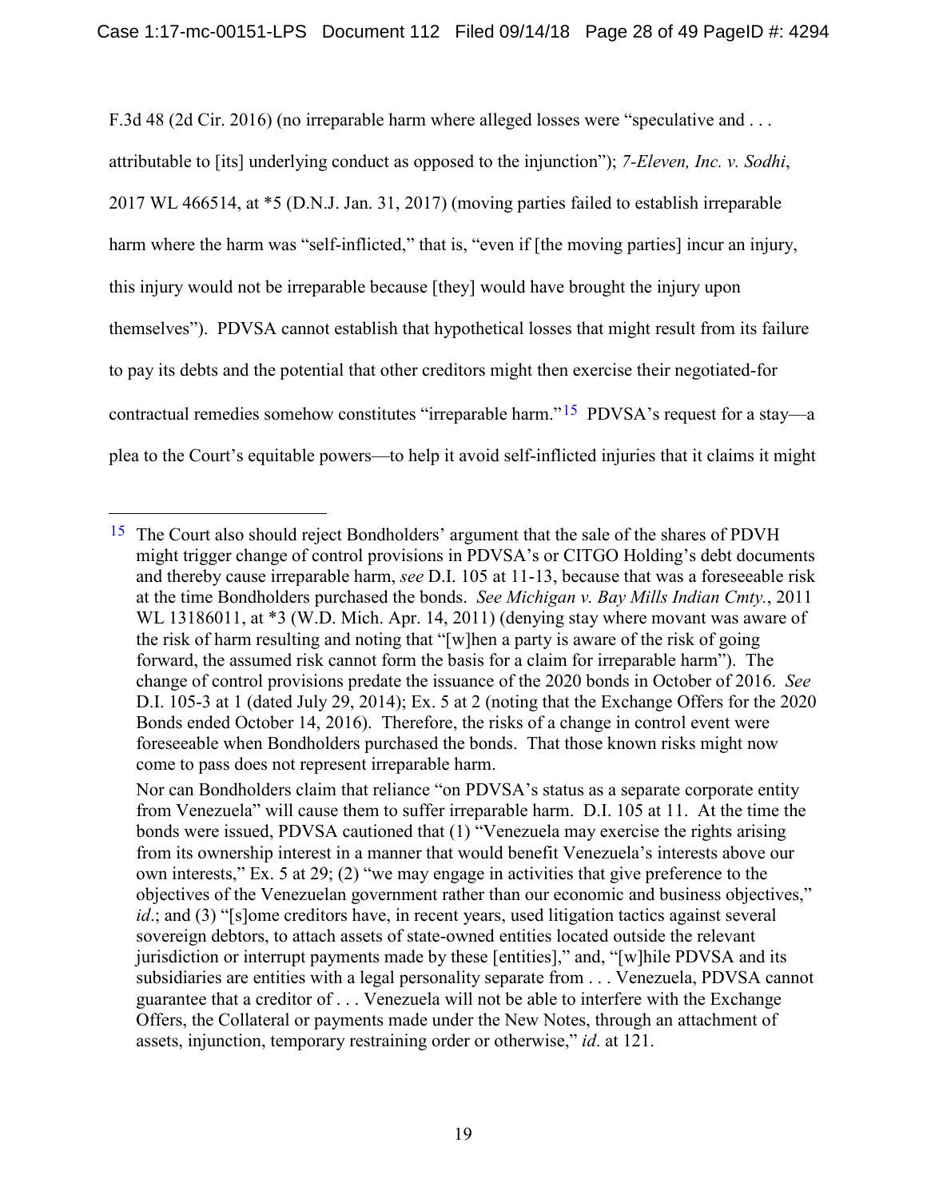F.3d 48 (2d Cir. 2016) (no irreparable harm where alleged losses were "speculative and . . . attributable to [its] underlying conduct as opposed to the injunction"); *7-Eleven, Inc. v. Sodhi*, 2017 WL 466514, at *5 (D.N.J. Jan. 31, 2017) (moving parties failed to establish irreparable harm where the harm was "self-inflicted," that is, "even if [the moving parties] incur an injury, this injury would not be irreparable because [they] would have brought the injury upon themselves"). PDVSA cannot establish that hypothetical losses that might result from its failure to pay its debts and the potential that other creditors might then exercise their negotiated-for contractual remedies somehow constitutes "irreparable harm."[15] PDVSA's request for a stay—a plea to the Court's equitable powers—to help it avoid self-inflicted injuries that it claims it might

---

[15] The Court also should reject Bondholders' argument that the sale of the shares of PDVH might trigger change of control provisions in PDVSA's or CITGO Holding's debt documents and thereby cause irreparable harm, *see* D.I. 105 at 11-13, because that was a foreseeable risk at the time Bondholders purchased the bonds. *See Michigan v. Bay Mills Indian Cmty.*, 2011 WL 13186011, at *3 (W.D. Mich. Apr. 14, 2011) (denying stay where movant was aware of the risk of harm resulting and noting that "[w]hen a party is aware of the risk of going forward, the assumed risk cannot form the basis for a claim for irreparable harm"). The change of control provisions predate the issuance of the 2020 bonds in October of 2016. *See* D.I. 105-3 at 1 (dated July 29, 2014); Ex. 5 at 2 (noting that the Exchange Offers for the 2020 Bonds ended October 14, 2016). Therefore, the risks of a change in control event were foreseeable when Bondholders purchased the bonds. That those known risks might now come to pass does not represent irreparable harm.

Nor can Bondholders claim that reliance "on PDVSA's status as a separate corporate entity from Venezuela" will cause them to suffer irreparable harm. D.I. 105 at 11. At the time the bonds were issued, PDVSA cautioned that (1) "Venezuela may exercise the rights arising from its ownership interest in a manner that would benefit Venezuela's interests above our own interests," Ex. 5 at 29; (2) "we may engage in activities that give preference to the objectives of the Venezuelan government rather than our economic and business objectives," *id*.; and (3) "[s]ome creditors have, in recent years, used litigation tactics against several sovereign debtors, to attach assets of state-owned entities located outside the relevant jurisdiction or interrupt payments made by these [entities]," and, "[w]hile PDVSA and its subsidiaries are entities with a legal personality separate from . . . Venezuela, PDVSA cannot guarantee that a creditor of . . . Venezuela will not be able to interfere with the Exchange Offers, the Collateral or payments made under the New Notes, through an attachment of assets, injunction, temporary restraining order or otherwise," *id*. at 121.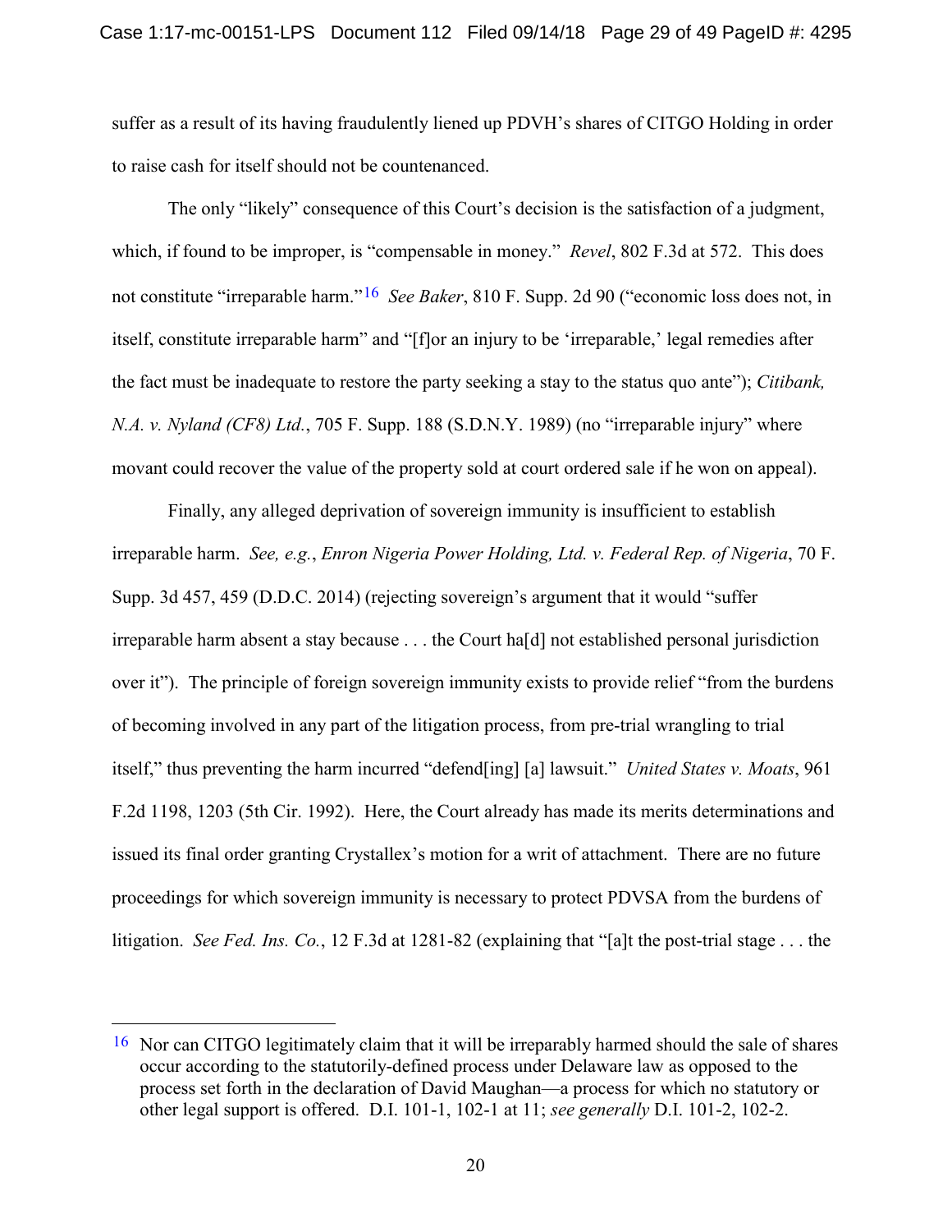suffer as a result of its having fraudulently liened up PDVH's shares of CITGO Holding in order to raise cash for itself should not be countenanced.

The only "likely" consequence of this Court's decision is the satisfaction of a judgment, which, if found to be improper, is "compensable in money." *Revel*, 802 F.3d at 572. This does not constitute "irreparable harm."[16] *See Baker*, 810 F. Supp. 2d 90 ("economic loss does not, in itself, constitute irreparable harm" and "[f]or an injury to be 'irreparable,' legal remedies after the fact must be inadequate to restore the party seeking a stay to the status quo ante"); *Citibank, N.A. v. Nyland (CF8) Ltd.*, 705 F. Supp. 188 (S.D.N.Y. 1989) (no "irreparable injury" where movant could recover the value of the property sold at court ordered sale if he won on appeal).

Finally, any alleged deprivation of sovereign immunity is insufficient to establish irreparable harm. *See, e.g.*, *Enron Nigeria Power Holding, Ltd. v. Federal Rep. of Nigeria*, 70 F. Supp. 3d 457, 459 (D.D.C. 2014) (rejecting sovereign's argument that it would "suffer irreparable harm absent a stay because . . . the Court ha[d] not established personal jurisdiction over it"). The principle of foreign sovereign immunity exists to provide relief "from the burdens of becoming involved in any part of the litigation process, from pre-trial wrangling to trial itself," thus preventing the harm incurred "defend[ing] [a] lawsuit." *United States v. Moats*, 961 F.2d 1198, 1203 (5th Cir. 1992). Here, the Court already has made its merits determinations and issued its final order granting Crystallex's motion for a writ of attachment. There are no future proceedings for which sovereign immunity is necessary to protect PDVSA from the burdens of litigation. *See Fed. Ins. Co.*, 12 F.3d at 1281-82 (explaining that "[a]t the post-trial stage . . . the

---

[16] Nor can CITGO legitimately claim that it will be irreparably harmed should the sale of shares occur according to the statutorily-defined process under Delaware law as opposed to the process set forth in the declaration of David Maughan—a process for which no statutory or other legal support is offered. D.I. 101-1, 102-1 at 11; *see generally* D.I. 101-2, 102-2.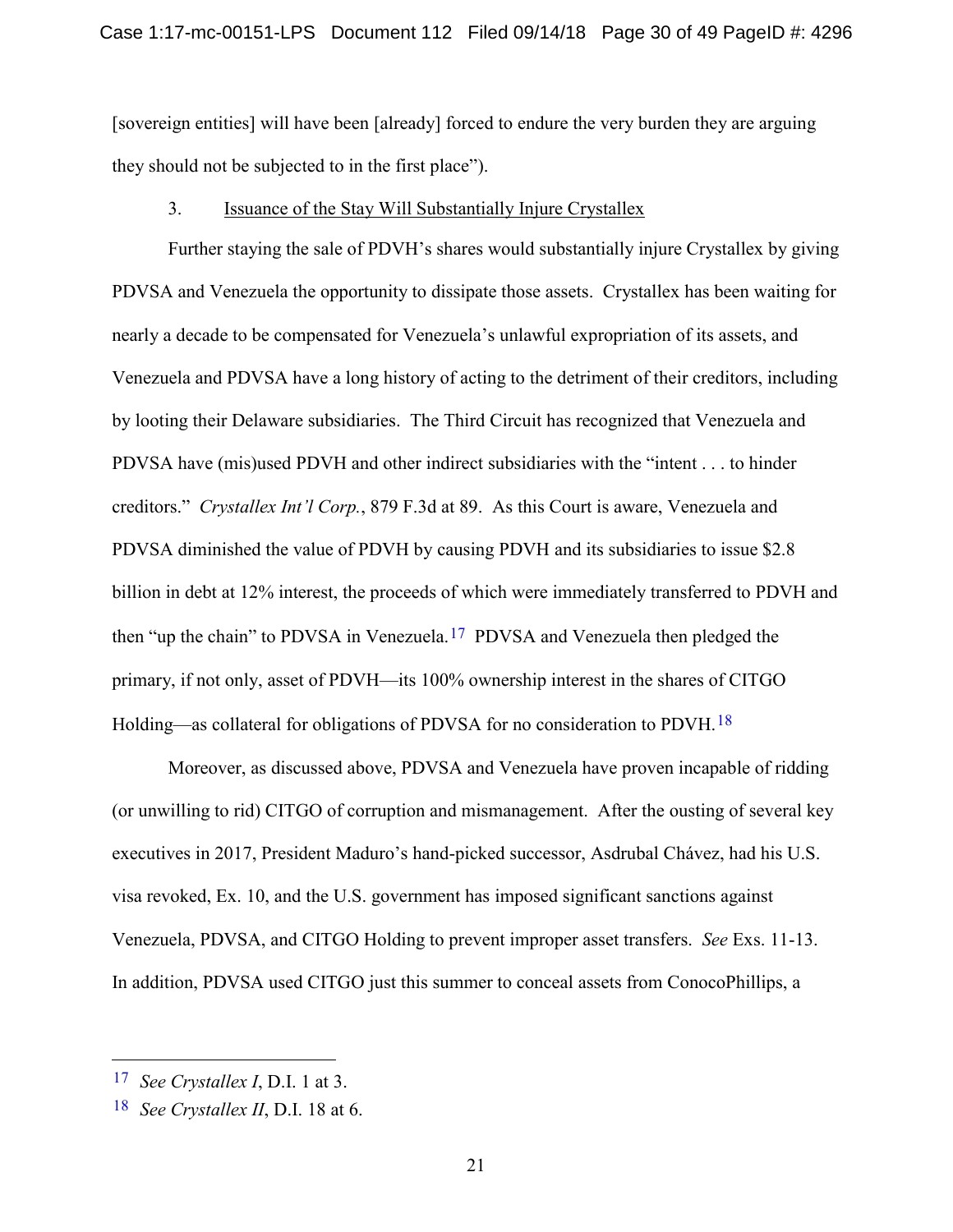[sovereign entities] will have been [already] forced to endure the very burden they are arguing they should not be subjected to in the first place").

3. Issuance of the Stay Will Substantially Injure Crystallex

Further staying the sale of PDVH's shares would substantially injure Crystallex by giving PDVSA and Venezuela the opportunity to dissipate those assets. Crystallex has been waiting for nearly a decade to be compensated for Venezuela's unlawful expropriation of its assets, and Venezuela and PDVSA have a long history of acting to the detriment of their creditors, including by looting their Delaware subsidiaries. The Third Circuit has recognized that Venezuela and PDVSA have (mis)used PDVH and other indirect subsidiaries with the "intent . . . to hinder creditors." *Crystallex Int'l Corp.*, 879 F.3d at 89. As this Court is aware, Venezuela and PDVSA diminished the value of PDVH by causing PDVH and its subsidiaries to issue $2.8 billion in debt at 12% interest, the proceeds of which were immediately transferred to PDVH and then "up the chain" to PDVSA in Venezuela.[17] PDVSA and Venezuela then pledged the primary, if not only, asset of PDVH—its 100% ownership interest in the shares of CITGO Holding—as collateral for obligations of PDVSA for no consideration to PDVH.[18]

Moreover, as discussed above, PDVSA and Venezuela have proven incapable of ridding (or unwilling to rid) CITGO of corruption and mismanagement. After the ousting of several key executives in 2017, President Maduro's hand-picked successor, Asdrubal Chávez, had his U.S. visa revoked, Ex. 10, and the U.S. government has imposed significant sanctions against Venezuela, PDVSA, and CITGO Holding to prevent improper asset transfers. *See* Exs. 11-13. In addition, PDVSA used CITGO just this summer to conceal assets from ConocoPhillips, a

---

[17] *See Crystallex I*, D.I. 1 at 3.

[18] *See Crystallex II*, D.I. 18 at 6.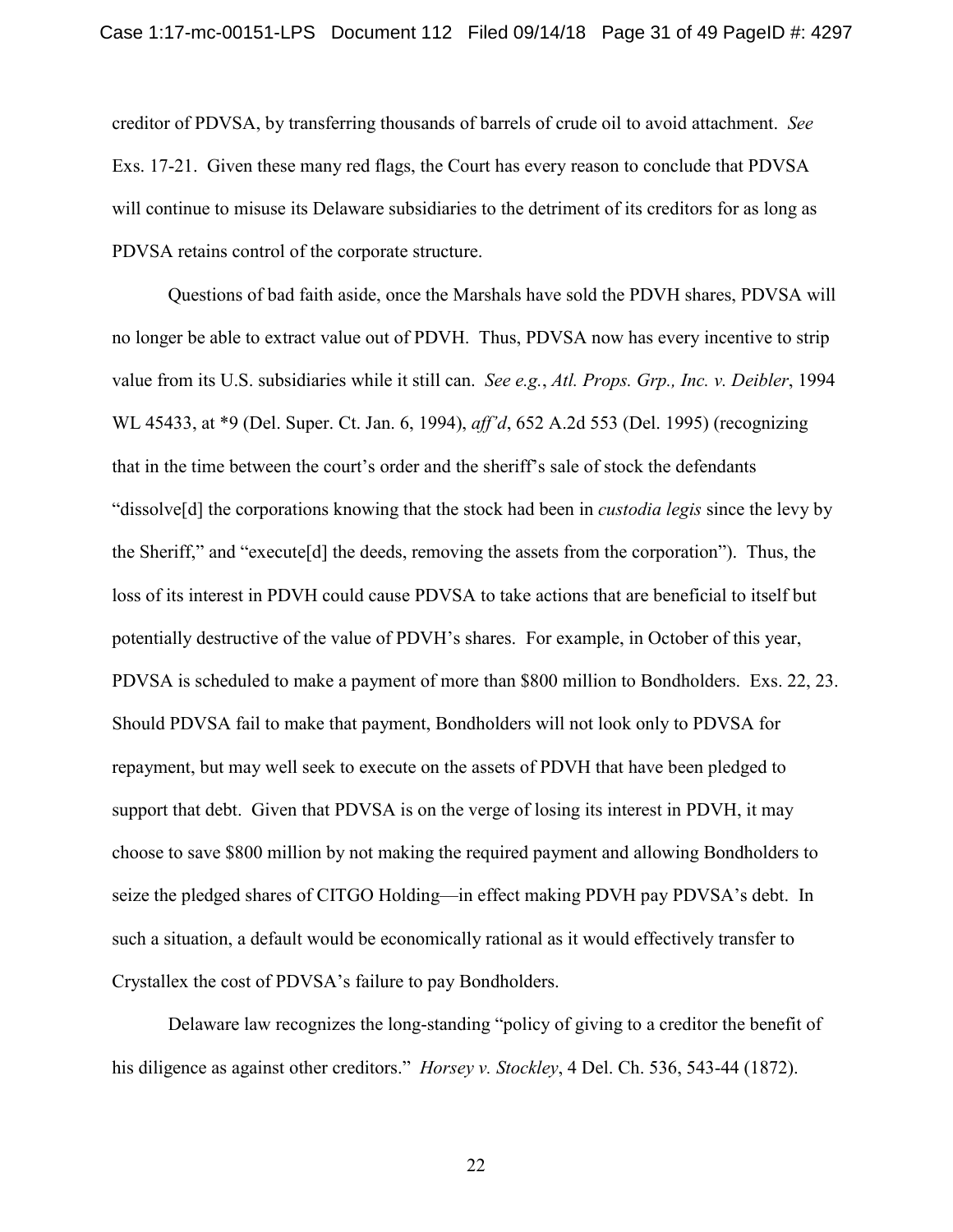creditor of PDVSA, by transferring thousands of barrels of crude oil to avoid attachment. *See* Exs. 17-21. Given these many red flags, the Court has every reason to conclude that PDVSA will continue to misuse its Delaware subsidiaries to the detriment of its creditors for as long as PDVSA retains control of the corporate structure.

Questions of bad faith aside, once the Marshals have sold the PDVH shares, PDVSA will no longer be able to extract value out of PDVH. Thus, PDVSA now has every incentive to strip value from its U.S. subsidiaries while it still can. *See e.g.*, *Atl. Props. Grp., Inc. v. Deibler*, 1994 WL 45433, at *9 (Del. Super. Ct. Jan. 6, 1994), *aff'd*, 652 A.2d 553 (Del. 1995) (recognizing that in the time between the court's order and the sheriff's sale of stock the defendants "dissolve[d] the corporations knowing that the stock had been in *custodia legis* since the levy by the Sheriff," and "execute[d] the deeds, removing the assets from the corporation"). Thus, the loss of its interest in PDVH could cause PDVSA to take actions that are beneficial to itself but potentially destructive of the value of PDVH's shares. For example, in October of this year, PDVSA is scheduled to make a payment of more than $800 million to Bondholders. Exs. 22, 23. Should PDVSA fail to make that payment, Bondholders will not look only to PDVSA for repayment, but may well seek to execute on the assets of PDVH that have been pledged to support that debt. Given that PDVSA is on the verge of losing its interest in PDVH, it may choose to save $800 million by not making the required payment and allowing Bondholders to seize the pledged shares of CITGO Holding—in effect making PDVH pay PDVSA's debt. In such a situation, a default would be economically rational as it would effectively transfer to Crystallex the cost of PDVSA's failure to pay Bondholders.

Delaware law recognizes the long-standing "policy of giving to a creditor the benefit of his diligence as against other creditors." *Horsey v. Stockley*, 4 Del. Ch. 536, 543-44 (1872).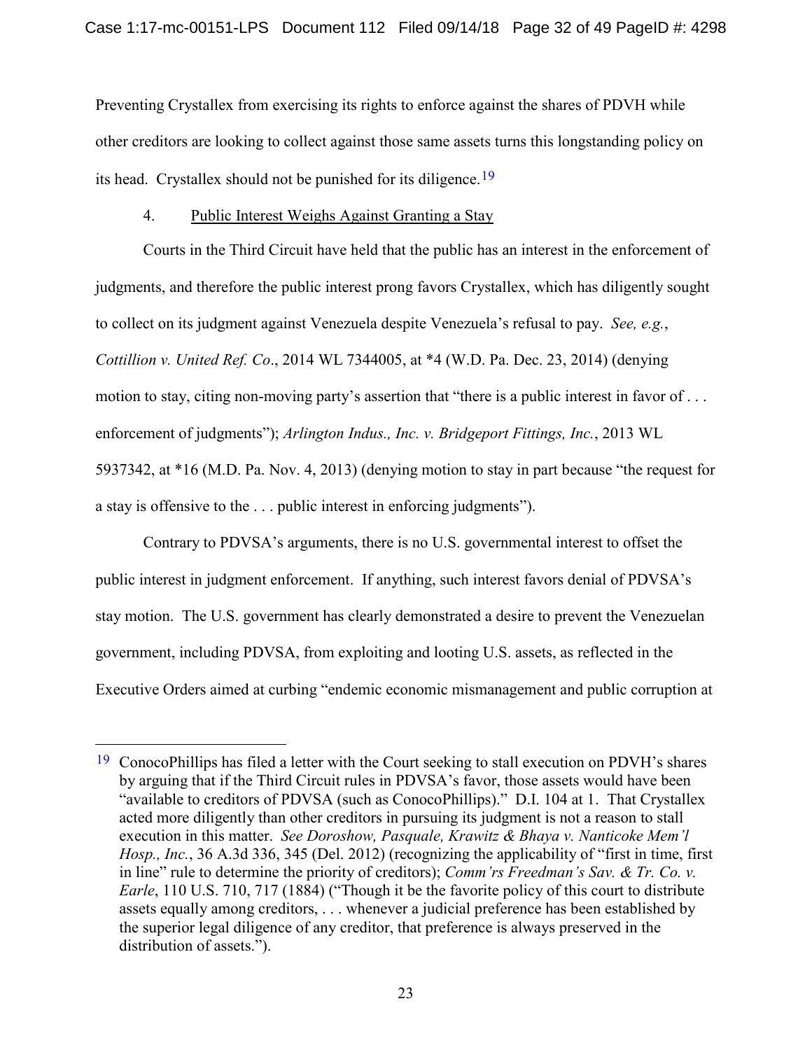Preventing Crystallex from exercising its rights to enforce against the shares of PDVH while other creditors are looking to collect against those same assets turns this longstanding policy on its head. Crystallex should not be punished for its diligence.[19]

4. Public Interest Weighs Against Granting a Stay

Courts in the Third Circuit have held that the public has an interest in the enforcement of judgments, and therefore the public interest prong favors Crystallex, which has diligently sought to collect on its judgment against Venezuela despite Venezuela's refusal to pay. *See, e.g.*, *Cottillion v. United Ref. Co*., 2014 WL 7344005, at *4 (W.D. Pa. Dec. 23, 2014) (denying motion to stay, citing non-moving party's assertion that "there is a public interest in favor of . . . enforcement of judgments"); *Arlington Indus., Inc. v. Bridgeport Fittings, Inc.*, 2013 WL 5937342, at *16 (M.D. Pa. Nov. 4, 2013) (denying motion to stay in part because "the request for a stay is offensive to the . . . public interest in enforcing judgments").

Contrary to PDVSA's arguments, there is no U.S. governmental interest to offset the public interest in judgment enforcement. If anything, such interest favors denial of PDVSA's stay motion. The U.S. government has clearly demonstrated a desire to prevent the Venezuelan government, including PDVSA, from exploiting and looting U.S. assets, as reflected in the Executive Orders aimed at curbing "endemic economic mismanagement and public corruption at

---

[19] ConocoPhillips has filed a letter with the Court seeking to stall execution on PDVH's shares by arguing that if the Third Circuit rules in PDVSA's favor, those assets would have been "available to creditors of PDVSA (such as ConocoPhillips)." D.I. 104 at 1. That Crystallex acted more diligently than other creditors in pursuing its judgment is not a reason to stall execution in this matter. *See Doroshow, Pasquale, Krawitz & Bhaya v. Nanticoke Mem'l Hosp., Inc.*, 36 A.3d 336, 345 (Del. 2012) (recognizing the applicability of "first in time, first in line" rule to determine the priority of creditors); *Comm'rs Freedman's Sav. & Tr. Co. v. Earle*, 110 U.S. 710, 717 (1884) ("Though it be the favorite policy of this court to distribute assets equally among creditors, . . . whenever a judicial preference has been established by the superior legal diligence of any creditor, that preference is always preserved in the distribution of assets.").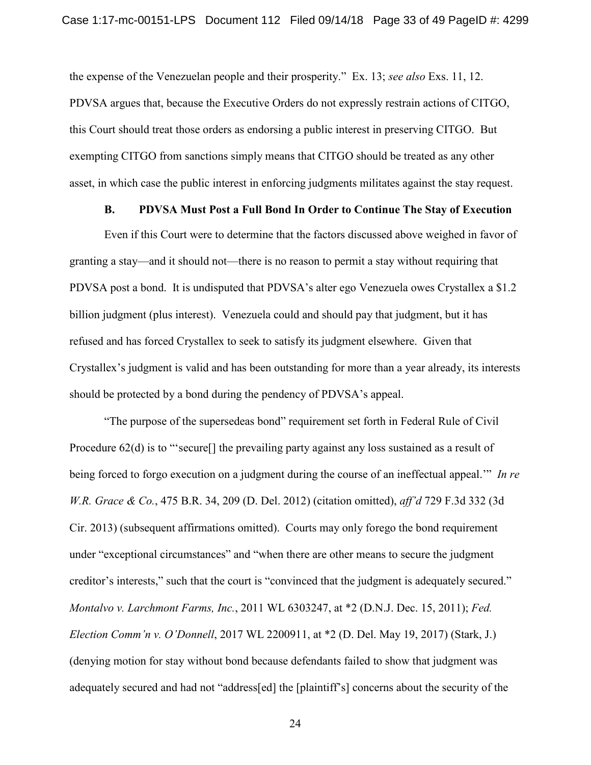the expense of the Venezuelan people and their prosperity." Ex. 13; *see also* Exs. 11, 12. PDVSA argues that, because the Executive Orders do not expressly restrain actions of CITGO, this Court should treat those orders as endorsing a public interest in preserving CITGO. But exempting CITGO from sanctions simply means that CITGO should be treated as any other asset, in which case the public interest in enforcing judgments militates against the stay request.

### B. PDVSA Must Post a Full Bond In Order to Continue The Stay of Execution

Even if this Court were to determine that the factors discussed above weighed in favor of granting a stay—and it should not—there is no reason to permit a stay without requiring that PDVSA post a bond. It is undisputed that PDVSA's alter ego Venezuela owes Crystallex a $1.2 billion judgment (plus interest). Venezuela could and should pay that judgment, but it has refused and has forced Crystallex to seek to satisfy its judgment elsewhere. Given that Crystallex's judgment is valid and has been outstanding for more than a year already, its interests should be protected by a bond during the pendency of PDVSA's appeal.

"The purpose of the supersedeas bond" requirement set forth in Federal Rule of Civil Procedure 62(d) is to "'secure[] the prevailing party against any loss sustained as a result of being forced to forgo execution on a judgment during the course of an ineffectual appeal.'" *In re W.R. Grace & Co.*, 475 B.R. 34, 209 (D. Del. 2012) (citation omitted), *aff'd* 729 F.3d 332 (3d Cir. 2013) (subsequent affirmations omitted). Courts may only forego the bond requirement under "exceptional circumstances" and "when there are other means to secure the judgment creditor's interests," such that the court is "convinced that the judgment is adequately secured." *Montalvo v. Larchmont Farms, Inc.*, 2011 WL 6303247, at *2 (D.N.J. Dec. 15, 2011); *Fed. Election Comm'n v. O'Donnell*, 2017 WL 2200911, at *2 (D. Del. May 19, 2017) (Stark, J.) (denying motion for stay without bond because defendants failed to show that judgment was adequately secured and had not "address[ed] the [plaintiff's] concerns about the security of the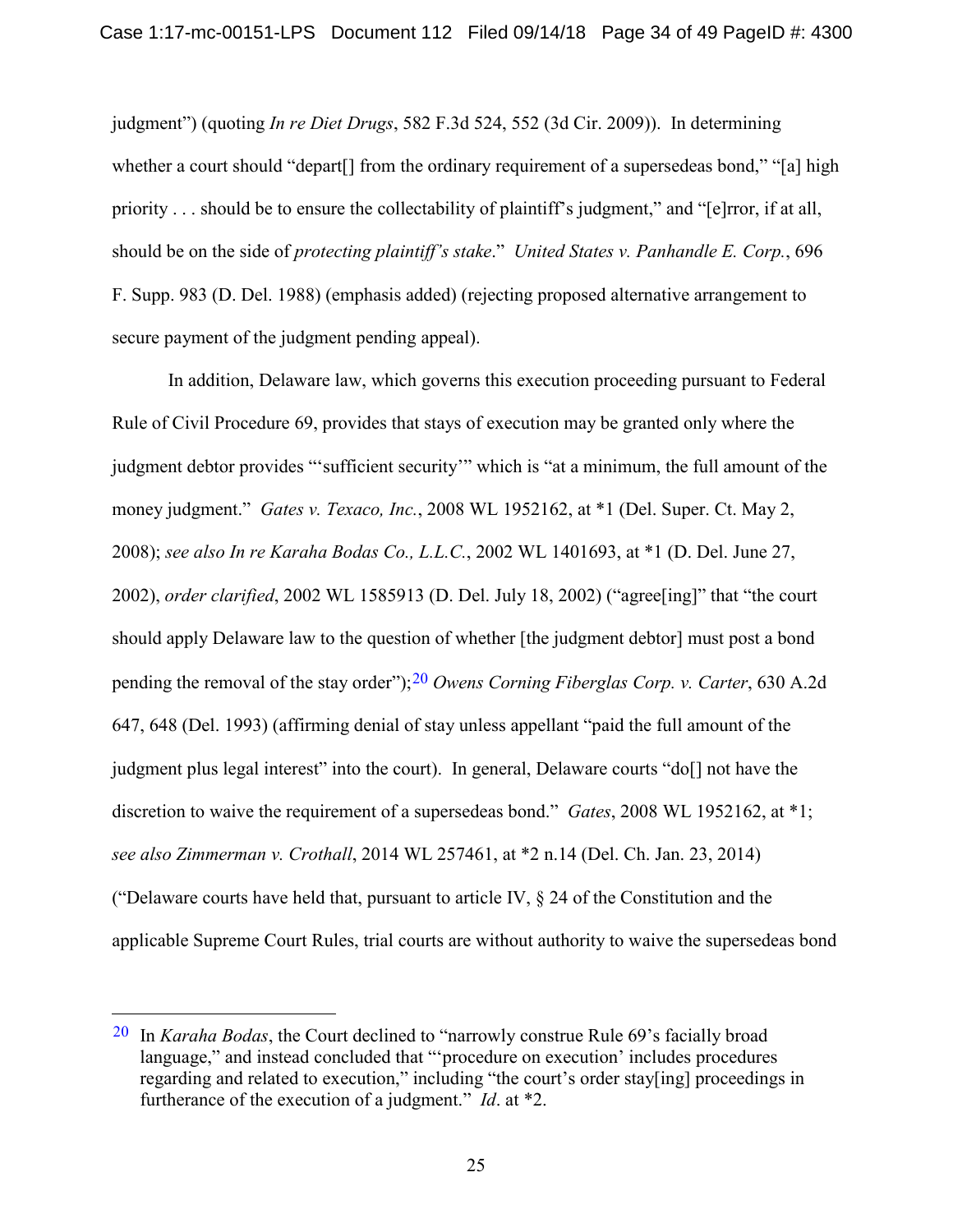judgment") (quoting *In re Diet Drugs*, 582 F.3d 524, 552 (3d Cir. 2009)). In determining whether a court should "depart[] from the ordinary requirement of a supersedeas bond," "[a] high priority . . . should be to ensure the collectability of plaintiff's judgment," and "[e]rror, if at all, should be on the side of *protecting plaintiff's stake*." *United States v. Panhandle E. Corp.*, 696 F. Supp. 983 (D. Del. 1988) (emphasis added) (rejecting proposed alternative arrangement to secure payment of the judgment pending appeal).

In addition, Delaware law, which governs this execution proceeding pursuant to Federal Rule of Civil Procedure 69, provides that stays of execution may be granted only where the judgment debtor provides "'sufficient security'" which is "at a minimum, the full amount of the money judgment." *Gates v. Texaco, Inc.*, 2008 WL 1952162, at *1 (Del. Super. Ct. May 2, 2008); *see also In re Karaha Bodas Co., L.L.C.*, 2002 WL 1401693, at *1 (D. Del. June 27, 2002), *order clarified*, 2002 WL 1585913 (D. Del. July 18, 2002) ("agree[ing]" that "the court should apply Delaware law to the question of whether [the judgment debtor] must post a bond pending the removal of the stay order");[20] *Owens Corning Fiberglas Corp. v. Carter*, 630 A.2d 647, 648 (Del. 1993) (affirming denial of stay unless appellant "paid the full amount of the judgment plus legal interest" into the court). In general, Delaware courts "do[] not have the discretion to waive the requirement of a supersedeas bond." *Gates*, 2008 WL 1952162, at *1; *see also Zimmerman v. Crothall*, 2014 WL 257461, at *2 n.14 (Del. Ch. Jan. 23, 2014) ("Delaware courts have held that, pursuant to article IV, § 24 of the Constitution and the applicable Supreme Court Rules, trial courts are without authority to waive the supersedeas bond

---

[20] In *Karaha Bodas*, the Court declined to "narrowly construe Rule 69's facially broad language," and instead concluded that "'procedure on execution' includes procedures regarding and related to execution," including "the court's order stay[ing] proceedings in furtherance of the execution of a judgment." *Id*. at *2.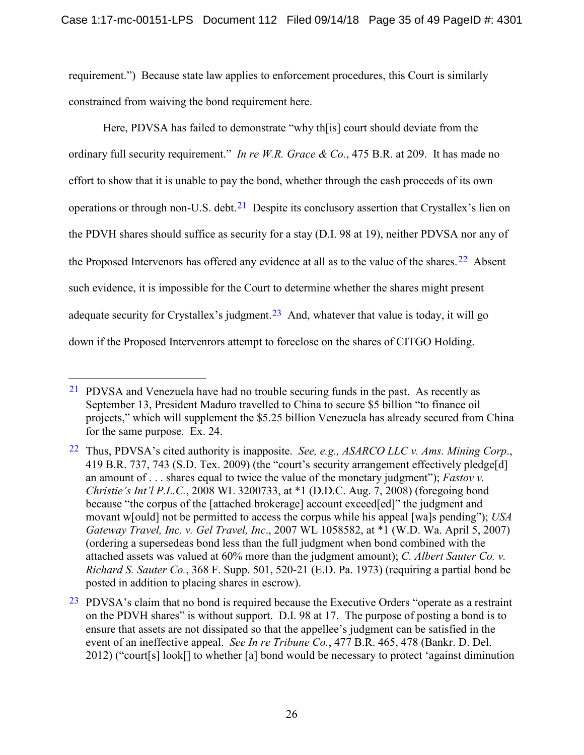requirement.") Because state law applies to enforcement procedures, this Court is similarly constrained from waiving the bond requirement here.

Here, PDVSA has failed to demonstrate "why th[is] court should deviate from the ordinary full security requirement." *In re W.R. Grace & Co.*, 475 B.R. at 209. It has made no effort to show that it is unable to pay the bond, whether through the cash proceeds of its own operations or through non-U.S. debt.[21] Despite its conclusory assertion that Crystallex's lien on the PDVH shares should suffice as security for a stay (D.I. 98 at 19), neither PDVSA nor any of the Proposed Intervenors has offered any evidence at all as to the value of the shares.[22] Absent such evidence, it is impossible for the Court to determine whether the shares might present adequate security for Crystallex's judgment.[23] And, whatever that value is today, it will go down if the Proposed Intervenrors attempt to foreclose on the shares of CITGO Holding.

---

[21] PDVSA and Venezuela have had no trouble securing funds in the past. As recently as September 13, President Maduro travelled to China to secure $5 billion "to finance oil projects," which will supplement the $5.25 billion Venezuela has already secured from China for the same purpose. Ex. 24.

[22] Thus, PDVSA's cited authority is inapposite. *See, e.g., ASARCO LLC v. Ams. Mining Corp*., 419 B.R. 737, 743 (S.D. Tex. 2009) (the "court's security arrangement effectively pledge[d] an amount of . . . shares equal to twice the value of the monetary judgment"); *Fastov v. Christie's Int'l P.L.C.*, 2008 WL 3200733, at *1 (D.D.C. Aug. 7, 2008) (foregoing bond because "the corpus of the [attached brokerage] account exceed[ed]" the judgment and movant w[ould] not be permitted to access the corpus while his appeal [wa]s pending"); *USA Gateway Travel, Inc. v. Gel Travel, Inc*., 2007 WL 1058582, at *1 (W.D. Wa. April 5, 2007) (ordering a supersedeas bond less than the full judgment when bond combined with the attached assets was valued at 60% more than the judgment amount); *C. Albert Sauter Co. v. Richard S. Sauter Co.*, 368 F. Supp. 501, 520-21 (E.D. Pa. 1973) (requiring a partial bond be posted in addition to placing shares in escrow).

[23] PDVSA's claim that no bond is required because the Executive Orders "operate as a restraint on the PDVH shares" is without support. D.I. 98 at 17. The purpose of posting a bond is to ensure that assets are not dissipated so that the appellee's judgment can be satisfied in the event of an ineffective appeal. *See In re Tribune Co.*, 477 B.R. 465, 478 (Bankr. D. Del. 2012) ("court[s] look[] to whether [a] bond would be necessary to protect 'against diminution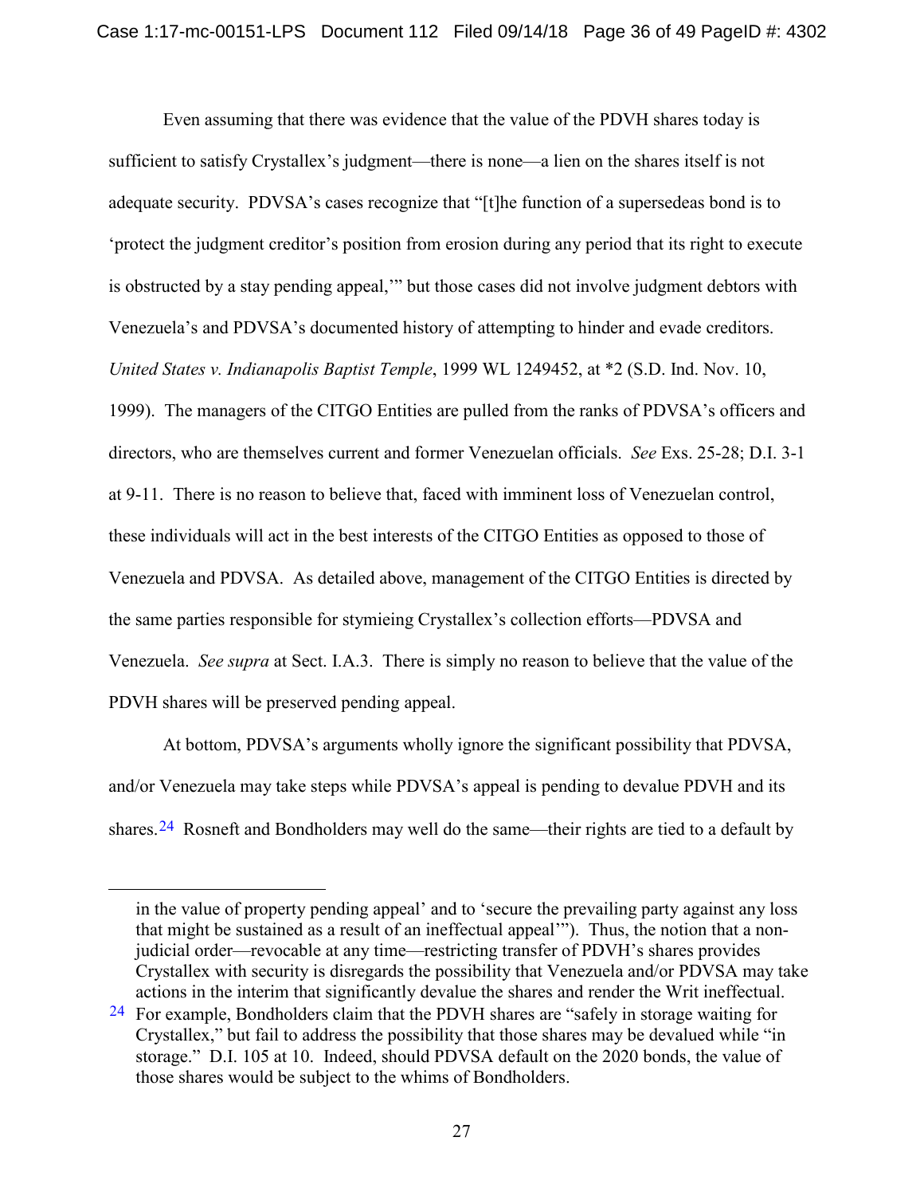Even assuming that there was evidence that the value of the PDVH shares today is sufficient to satisfy Crystallex's judgment—there is none—a lien on the shares itself is not adequate security. PDVSA's cases recognize that "[t]he function of a supersedeas bond is to 'protect the judgment creditor's position from erosion during any period that its right to execute is obstructed by a stay pending appeal,'" but those cases did not involve judgment debtors with Venezuela's and PDVSA's documented history of attempting to hinder and evade creditors. *United States v. Indianapolis Baptist Temple*, 1999 WL 1249452, at *2 (S.D. Ind. Nov. 10, 1999). The managers of the CITGO Entities are pulled from the ranks of PDVSA's officers and directors, who are themselves current and former Venezuelan officials. *See* Exs. 25-28; D.I. 3-1 at 9-11. There is no reason to believe that, faced with imminent loss of Venezuelan control, these individuals will act in the best interests of the CITGO Entities as opposed to those of Venezuela and PDVSA. As detailed above, management of the CITGO Entities is directed by the same parties responsible for stymieing Crystallex's collection efforts—PDVSA and Venezuela. *See supra* at Sect. I.A.3. There is simply no reason to believe that the value of the PDVH shares will be preserved pending appeal.

At bottom, PDVSA's arguments wholly ignore the significant possibility that PDVSA, and/or Venezuela may take steps while PDVSA's appeal is pending to devalue PDVH and its shares.[24] Rosneft and Bondholders may well do the same—their rights are tied to a default by

---

in the value of property pending appeal' and to 'secure the prevailing party against any loss that might be sustained as a result of an ineffectual appeal'"). Thus, the notion that a non-judicial order—revocable at any time—restricting transfer of PDVH's shares provides Crystallex with security is disregards the possibility that Venezuela and/or PDVSA may take actions in the interim that significantly devalue the shares and render the Writ ineffectual.

[24] For example, Bondholders claim that the PDVH shares are "safely in storage waiting for Crystallex," but fail to address the possibility that those shares may be devalued while "in storage." D.I. 105 at 10. Indeed, should PDVSA default on the 2020 bonds, the value of those shares would be subject to the whims of Bondholders.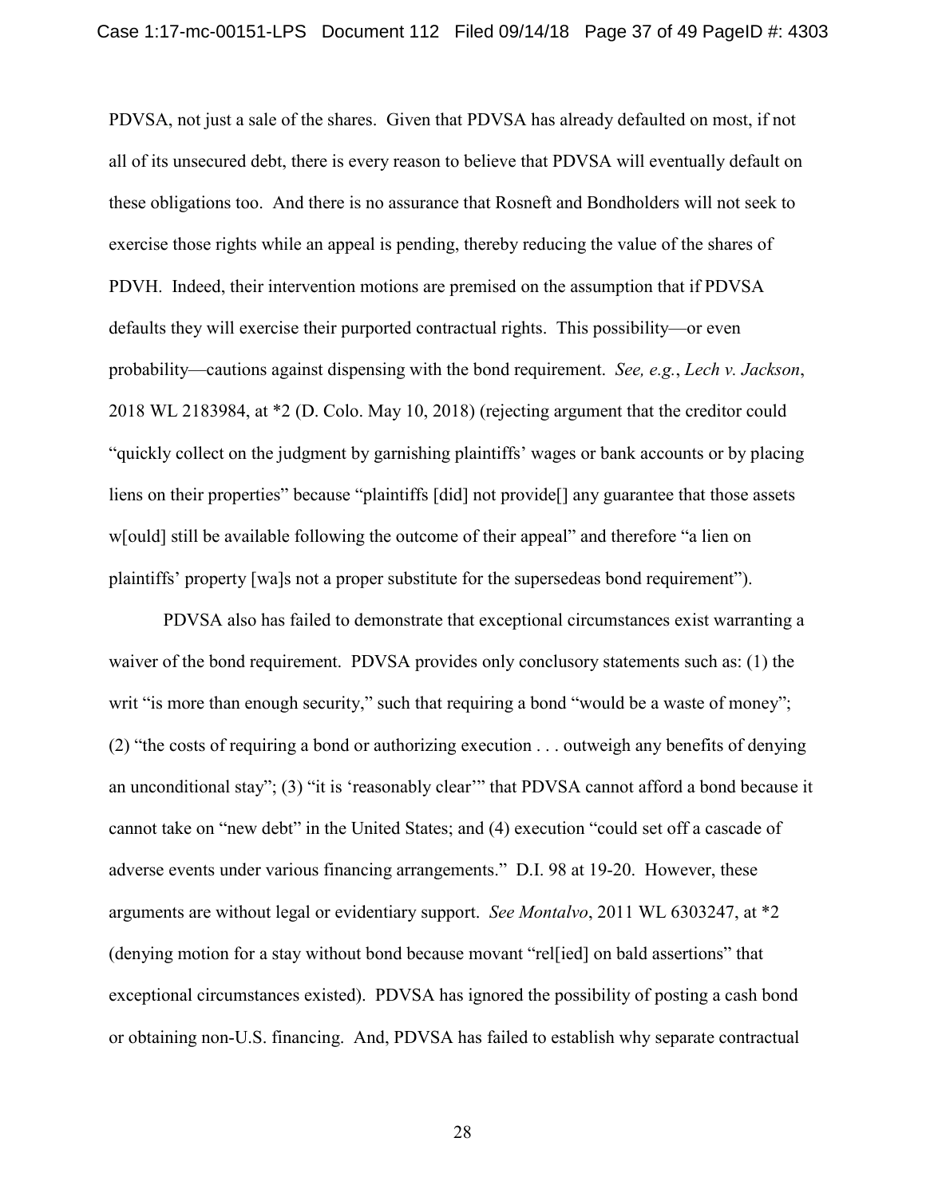PDVSA, not just a sale of the shares. Given that PDVSA has already defaulted on most, if not all of its unsecured debt, there is every reason to believe that PDVSA will eventually default on these obligations too. And there is no assurance that Rosneft and Bondholders will not seek to exercise those rights while an appeal is pending, thereby reducing the value of the shares of PDVH. Indeed, their intervention motions are premised on the assumption that if PDVSA defaults they will exercise their purported contractual rights. This possibility—or even probability—cautions against dispensing with the bond requirement. *See, e.g.*, *Lech v. Jackson*, 2018 WL 2183984, at *2 (D. Colo. May 10, 2018) (rejecting argument that the creditor could "quickly collect on the judgment by garnishing plaintiffs' wages or bank accounts or by placing liens on their properties" because "plaintiffs [did] not provide[] any guarantee that those assets w[ould] still be available following the outcome of their appeal" and therefore "a lien on plaintiffs' property [wa]s not a proper substitute for the supersedeas bond requirement").

PDVSA also has failed to demonstrate that exceptional circumstances exist warranting a waiver of the bond requirement. PDVSA provides only conclusory statements such as: (1) the writ "is more than enough security," such that requiring a bond "would be a waste of money"; (2) "the costs of requiring a bond or authorizing execution . . . outweigh any benefits of denying an unconditional stay"; (3) "it is 'reasonably clear'" that PDVSA cannot afford a bond because it cannot take on "new debt" in the United States; and (4) execution "could set off a cascade of adverse events under various financing arrangements." D.I. 98 at 19-20. However, these arguments are without legal or evidentiary support. *See Montalvo*, 2011 WL 6303247, at *2 (denying motion for a stay without bond because movant "rel[ied] on bald assertions" that exceptional circumstances existed). PDVSA has ignored the possibility of posting a cash bond or obtaining non-U.S. financing. And, PDVSA has failed to establish why separate contractual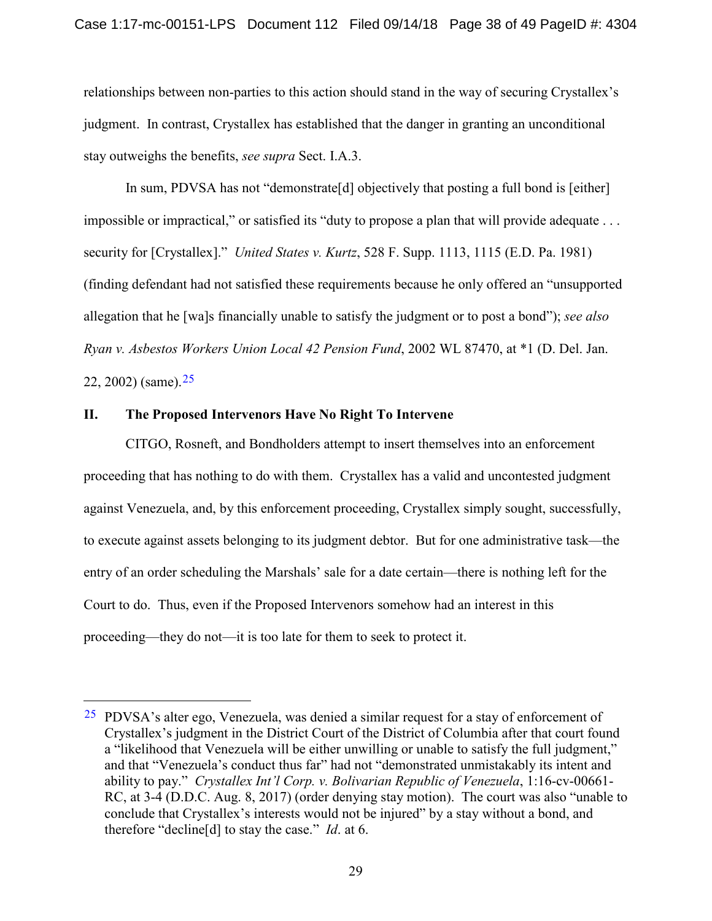relationships between non-parties to this action should stand in the way of securing Crystallex's judgment. In contrast, Crystallex has established that the danger in granting an unconditional stay outweighs the benefits, *see supra* Sect. I.A.3.

In sum, PDVSA has not "demonstrate[d] objectively that posting a full bond is [either] impossible or impractical," or satisfied its "duty to propose a plan that will provide adequate . . . security for [Crystallex]." *United States v. Kurtz*, 528 F. Supp. 1113, 1115 (E.D. Pa. 1981) (finding defendant had not satisfied these requirements because he only offered an "unsupported allegation that he [wa]s financially unable to satisfy the judgment or to post a bond"); *see also Ryan v. Asbestos Workers Union Local 42 Pension Fund*, 2002 WL 87470, at *1 (D. Del. Jan. 22, 2002) (same).[25]

## II. The Proposed Intervenors Have No Right To Intervene

CITGO, Rosneft, and Bondholders attempt to insert themselves into an enforcement proceeding that has nothing to do with them. Crystallex has a valid and uncontested judgment against Venezuela, and, by this enforcement proceeding, Crystallex simply sought, successfully, to execute against assets belonging to its judgment debtor. But for one administrative task—the entry of an order scheduling the Marshals' sale for a date certain—there is nothing left for the Court to do. Thus, even if the Proposed Intervenors somehow had an interest in this proceeding—they do not—it is too late for them to seek to protect it.

---

[25] PDVSA's alter ego, Venezuela, was denied a similar request for a stay of enforcement of Crystallex's judgment in the District Court of the District of Columbia after that court found a "likelihood that Venezuela will be either unwilling or unable to satisfy the full judgment," and that "Venezuela's conduct thus far" had not "demonstrated unmistakably its intent and ability to pay." *Crystallex Int'l Corp. v. Bolivarian Republic of Venezuela*, 1:16-cv-00661-RC, at 3-4 (D.D.C. Aug. 8, 2017) (order denying stay motion). The court was also "unable to conclude that Crystallex's interests would not be injured" by a stay without a bond, and therefore "decline[d] to stay the case." *Id.* at 6.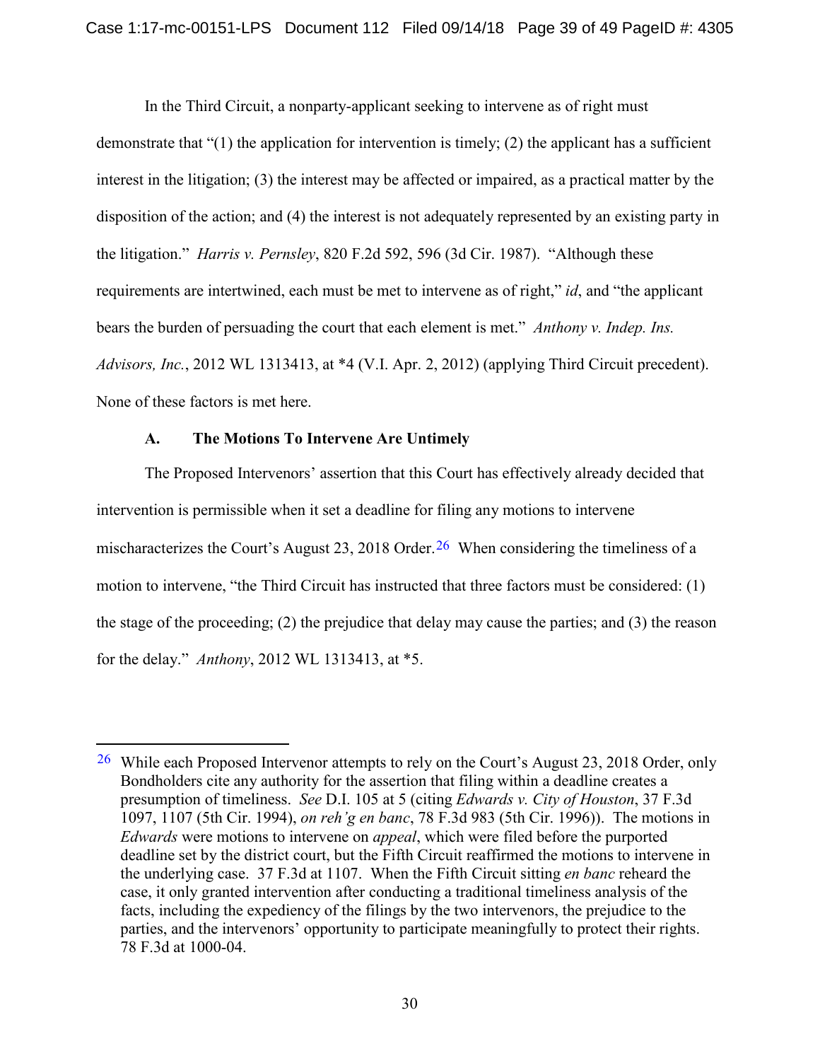In the Third Circuit, a nonparty-applicant seeking to intervene as of right must demonstrate that "(1) the application for intervention is timely; (2) the applicant has a sufficient interest in the litigation; (3) the interest may be affected or impaired, as a practical matter by the disposition of the action; and (4) the interest is not adequately represented by an existing party in the litigation." *Harris v. Pernsley*, 820 F.2d 592, 596 (3d Cir. 1987). "Although these requirements are intertwined, each must be met to intervene as of right," *id*, and "the applicant bears the burden of persuading the court that each element is met." *Anthony v. Indep. Ins. Advisors, Inc.*, 2012 WL 1313413, at *4 (V.I. Apr. 2, 2012) (applying Third Circuit precedent). None of these factors is met here.

### A. The Motions To Intervene Are Untimely

The Proposed Intervenors' assertion that this Court has effectively already decided that intervention is permissible when it set a deadline for filing any motions to intervene mischaracterizes the Court's August 23, 2018 Order.[26] When considering the timeliness of a motion to intervene, "the Third Circuit has instructed that three factors must be considered: (1) the stage of the proceeding; (2) the prejudice that delay may cause the parties; and (3) the reason for the delay." *Anthony*, 2012 WL 1313413, at *5.

---

[26] While each Proposed Intervenor attempts to rely on the Court's August 23, 2018 Order, only Bondholders cite any authority for the assertion that filing within a deadline creates a presumption of timeliness. *See* D.I. 105 at 5 (citing *Edwards v. City of Houston*, 37 F.3d 1097, 1107 (5th Cir. 1994), *on reh'g en banc*, 78 F.3d 983 (5th Cir. 1996)). The motions in *Edwards* were motions to intervene on *appeal*, which were filed before the purported deadline set by the district court, but the Fifth Circuit reaffirmed the motions to intervene in the underlying case. 37 F.3d at 1107. When the Fifth Circuit sitting *en banc* reheard the case, it only granted intervention after conducting a traditional timeliness analysis of the facts, including the expediency of the filings by the two intervenors, the prejudice to the parties, and the intervenors' opportunity to participate meaningfully to protect their rights. 78 F.3d at 1000-04.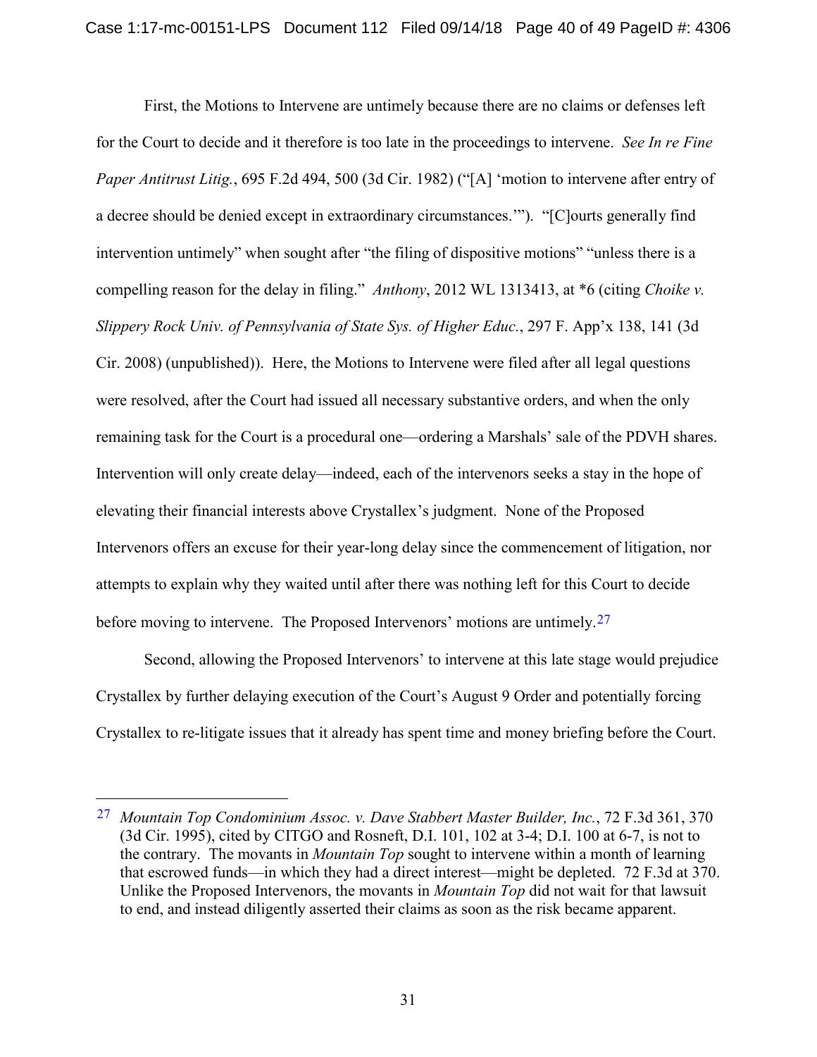First, the Motions to Intervene are untimely because there are no claims or defenses left for the Court to decide and it therefore is too late in the proceedings to intervene. *See In re Fine Paper Antitrust Litig.*, 695 F.2d 494, 500 (3d Cir. 1982) ("[A] 'motion to intervene after entry of a decree should be denied except in extraordinary circumstances.'"). "[C]ourts generally find intervention untimely" when sought after "the filing of dispositive motions" "unless there is a compelling reason for the delay in filing." *Anthony*, 2012 WL 1313413, at *6 (citing *Choike v. Slippery Rock Univ. of Pennsylvania of State Sys. of Higher Educ.*, 297 F. App'x 138, 141 (3d Cir. 2008) (unpublished)). Here, the Motions to Intervene were filed after all legal questions were resolved, after the Court had issued all necessary substantive orders, and when the only remaining task for the Court is a procedural one—ordering a Marshals' sale of the PDVH shares. Intervention will only create delay—indeed, each of the intervenors seeks a stay in the hope of elevating their financial interests above Crystallex's judgment. None of the Proposed Intervenors offers an excuse for their year-long delay since the commencement of litigation, nor attempts to explain why they waited until after there was nothing left for this Court to decide before moving to intervene. The Proposed Intervenors' motions are untimely.[27]

Second, allowing the Proposed Intervenors' to intervene at this late stage would prejudice Crystallex by further delaying execution of the Court's August 9 Order and potentially forcing Crystallex to re-litigate issues that it already has spent time and money briefing before the Court.

---

[27] *Mountain Top Condominium Assoc. v. Dave Stabbert Master Builder, Inc.*, 72 F.3d 361, 370 (3d Cir. 1995), cited by CITGO and Rosneft, D.I. 101, 102 at 3-4; D.I. 100 at 6-7, is not to the contrary. The movants in *Mountain Top* sought to intervene within a month of learning that escrowed funds—in which they had a direct interest—might be depleted. 72 F.3d at 370. Unlike the Proposed Intervenors, the movants in *Mountain Top* did not wait for that lawsuit to end, and instead diligently asserted their claims as soon as the risk became apparent.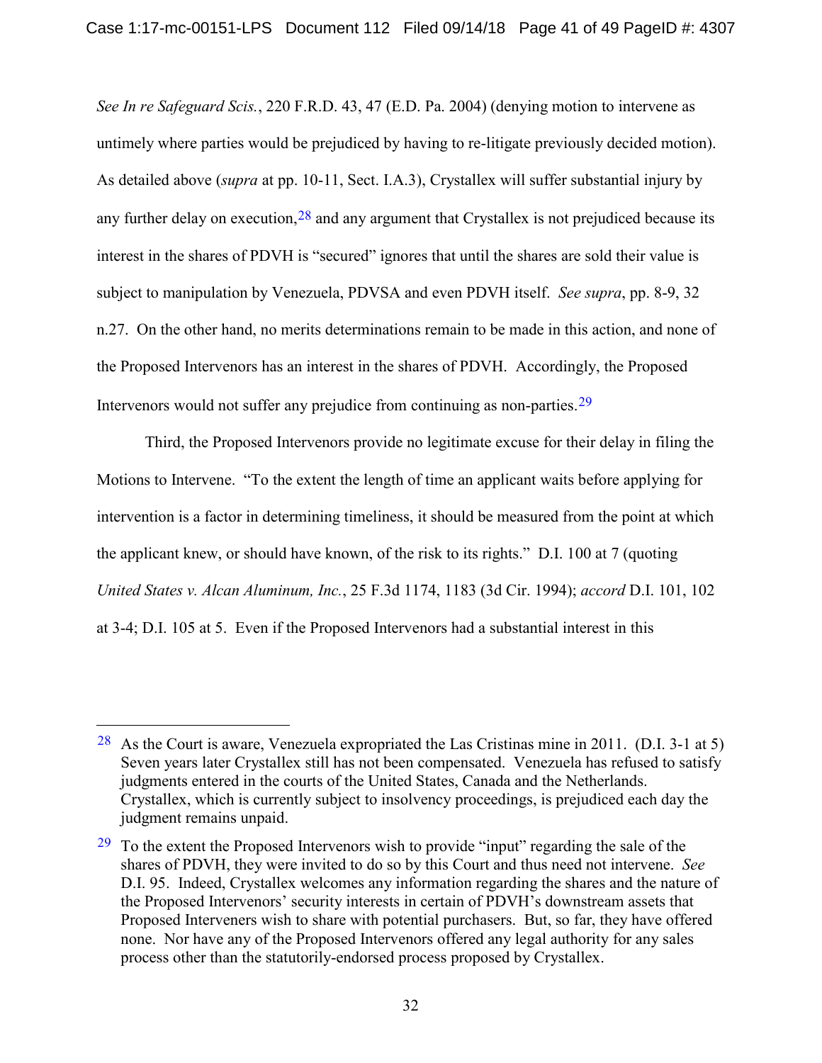*See In re Safeguard Scis.*, 220 F.R.D. 43, 47 (E.D. Pa. 2004) (denying motion to intervene as untimely where parties would be prejudiced by having to re-litigate previously decided motion). As detailed above (*supra* at pp. 10-11, Sect. I.A.3), Crystallex will suffer substantial injury by any further delay on execution,[28] and any argument that Crystallex is not prejudiced because its interest in the shares of PDVH is "secured" ignores that until the shares are sold their value is subject to manipulation by Venezuela, PDVSA and even PDVH itself. *See supra*, pp. 8-9, 32 n.27. On the other hand, no merits determinations remain to be made in this action, and none of the Proposed Intervenors has an interest in the shares of PDVH. Accordingly, the Proposed Intervenors would not suffer any prejudice from continuing as non-parties.[29]

Third, the Proposed Intervenors provide no legitimate excuse for their delay in filing the Motions to Intervene. "To the extent the length of time an applicant waits before applying for intervention is a factor in determining timeliness, it should be measured from the point at which the applicant knew, or should have known, of the risk to its rights." D.I. 100 at 7 (quoting *United States v. Alcan Aluminum, Inc.*, 25 F.3d 1174, 1183 (3d Cir. 1994); *accord* D.I. 101, 102 at 3-4; D.I. 105 at 5. Even if the Proposed Intervenors had a substantial interest in this

---

[28] As the Court is aware, Venezuela expropriated the Las Cristinas mine in 2011. (D.I. 3-1 at 5) Seven years later Crystallex still has not been compensated. Venezuela has refused to satisfy judgments entered in the courts of the United States, Canada and the Netherlands. Crystallex, which is currently subject to insolvency proceedings, is prejudiced each day the judgment remains unpaid.

[29] To the extent the Proposed Intervenors wish to provide "input" regarding the sale of the shares of PDVH, they were invited to do so by this Court and thus need not intervene. *See* D.I. 95. Indeed, Crystallex welcomes any information regarding the shares and the nature of the Proposed Intervenors' security interests in certain of PDVH's downstream assets that Proposed Interveners wish to share with potential purchasers. But, so far, they have offered none. Nor have any of the Proposed Intervenors offered any legal authority for any sales process other than the statutorily-endorsed process proposed by Crystallex.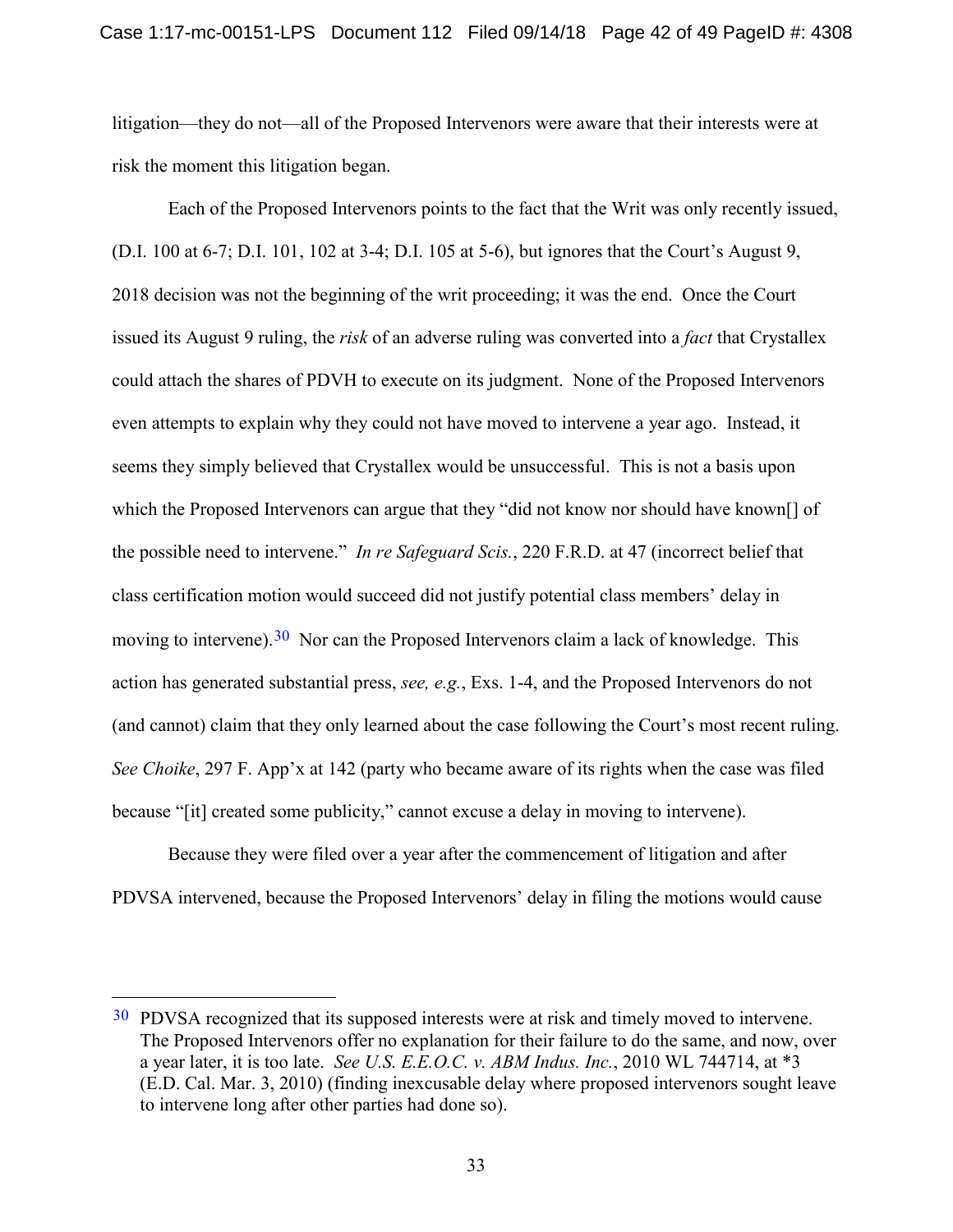litigation—they do not—all of the Proposed Intervenors were aware that their interests were at risk the moment this litigation began.

Each of the Proposed Intervenors points to the fact that the Writ was only recently issued, (D.I. 100 at 6-7; D.I. 101, 102 at 3-4; D.I. 105 at 5-6), but ignores that the Court's August 9, 2018 decision was not the beginning of the writ proceeding; it was the end. Once the Court issued its August 9 ruling, the *risk* of an adverse ruling was converted into a *fact* that Crystallex could attach the shares of PDVH to execute on its judgment. None of the Proposed Intervenors even attempts to explain why they could not have moved to intervene a year ago. Instead, it seems they simply believed that Crystallex would be unsuccessful. This is not a basis upon which the Proposed Intervenors can argue that they "did not know nor should have known[] of the possible need to intervene." *In re Safeguard Scis.*, 220 F.R.D. at 47 (incorrect belief that class certification motion would succeed did not justify potential class members' delay in moving to intervene).[30] Nor can the Proposed Intervenors claim a lack of knowledge. This action has generated substantial press, *see, e.g.*, Exs. 1-4, and the Proposed Intervenors do not (and cannot) claim that they only learned about the case following the Court's most recent ruling. *See Choike*, 297 F. App'x at 142 (party who became aware of its rights when the case was filed because "[it] created some publicity," cannot excuse a delay in moving to intervene).

Because they were filed over a year after the commencement of litigation and after PDVSA intervened, because the Proposed Intervenors' delay in filing the motions would cause

[30] PDVSA recognized that its supposed interests were at risk and timely moved to intervene. The Proposed Intervenors offer no explanation for their failure to do the same, and now, over a year later, it is too late. *See U.S. E.E.O.C. v. ABM Indus. Inc.*, 2010 WL 744714, at *3 (E.D. Cal. Mar. 3, 2010) (finding inexcusable delay where proposed intervenors sought leave to intervene long after other parties had done so).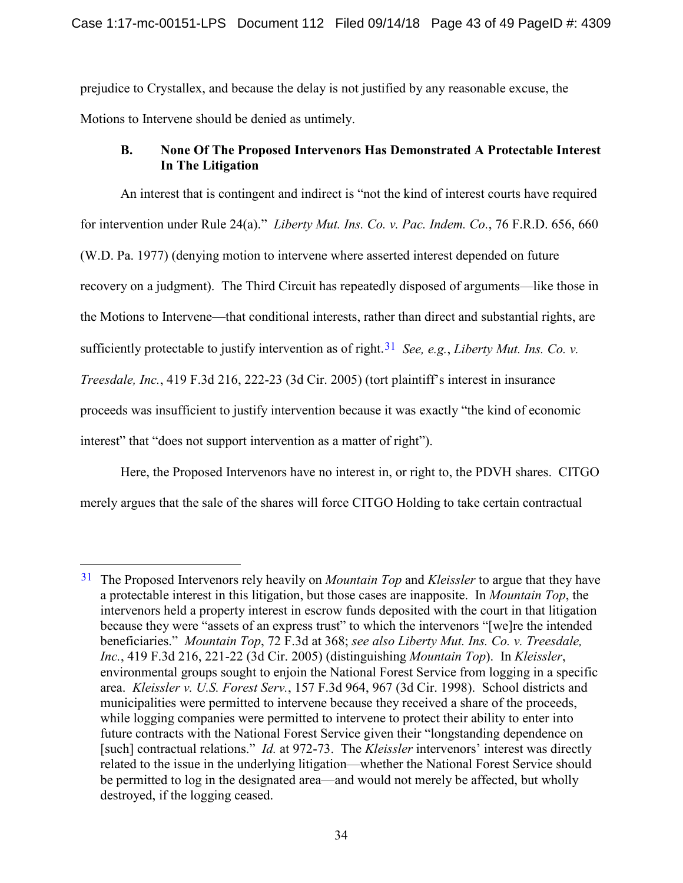prejudice to Crystallex, and because the delay is not justified by any reasonable excuse, the Motions to Intervene should be denied as untimely.

### B. None Of The Proposed Intervenors Has Demonstrated A Protectable Interest In The Litigation

An interest that is contingent and indirect is "not the kind of interest courts have required for intervention under Rule 24(a)." *Liberty Mut. Ins. Co. v. Pac. Indem. Co.*, 76 F.R.D. 656, 660 (W.D. Pa. 1977) (denying motion to intervene where asserted interest depended on future recovery on a judgment). The Third Circuit has repeatedly disposed of arguments—like those in the Motions to Intervene—that conditional interests, rather than direct and substantial rights, are sufficiently protectable to justify intervention as of right.[31] *See, e.g.*, *Liberty Mut. Ins. Co. v. Treesdale, Inc.*, 419 F.3d 216, 222-23 (3d Cir. 2005) (tort plaintiff's interest in insurance proceeds was insufficient to justify intervention because it was exactly "the kind of economic interest" that "does not support intervention as a matter of right").

Here, the Proposed Intervenors have no interest in, or right to, the PDVH shares. CITGO merely argues that the sale of the shares will force CITGO Holding to take certain contractual

---

[31] The Proposed Intervenors rely heavily on *Mountain Top* and *Kleissler* to argue that they have a protectable interest in this litigation, but those cases are inapposite. In *Mountain Top*, the intervenors held a property interest in escrow funds deposited with the court in that litigation because they were "assets of an express trust" to which the intervenors "[we]re the intended beneficiaries." *Mountain Top*, 72 F.3d at 368; *see also Liberty Mut. Ins. Co. v. Treesdale, Inc.*, 419 F.3d 216, 221-22 (3d Cir. 2005) (distinguishing *Mountain Top*). In *Kleissler*, environmental groups sought to enjoin the National Forest Service from logging in a specific area. *Kleissler v. U.S. Forest Serv.*, 157 F.3d 964, 967 (3d Cir. 1998). School districts and municipalities were permitted to intervene because they received a share of the proceeds, while logging companies were permitted to intervene to protect their ability to enter into future contracts with the National Forest Service given their "longstanding dependence on [such] contractual relations." *Id.* at 972-73. The *Kleissler* intervenors' interest was directly related to the issue in the underlying litigation—whether the National Forest Service should be permitted to log in the designated area—and would not merely be affected, but wholly destroyed, if the logging ceased.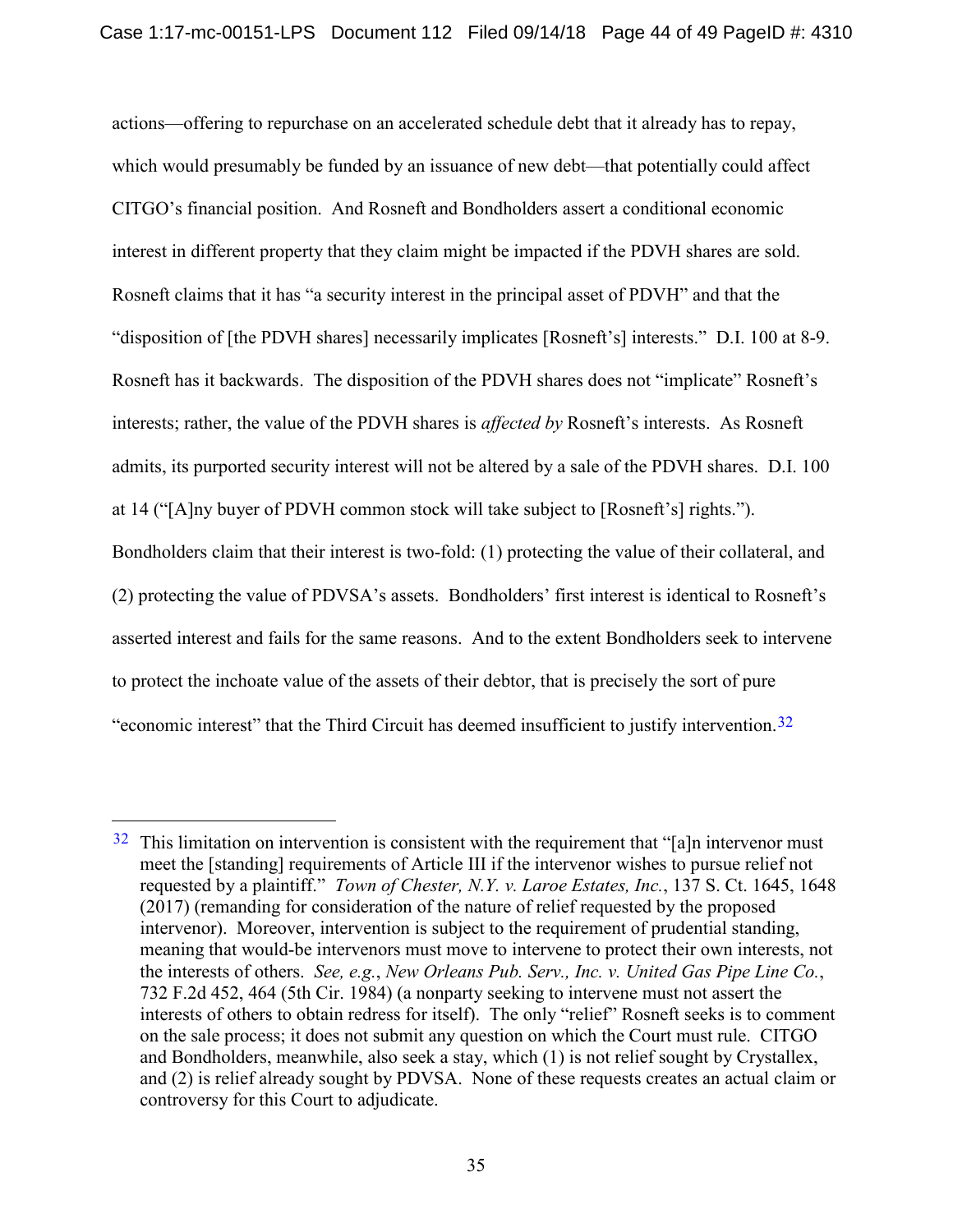actions—offering to repurchase on an accelerated schedule debt that it already has to repay, which would presumably be funded by an issuance of new debt—that potentially could affect CITGO's financial position. And Rosneft and Bondholders assert a conditional economic interest in different property that they claim might be impacted if the PDVH shares are sold. Rosneft claims that it has "a security interest in the principal asset of PDVH" and that the "disposition of [the PDVH shares] necessarily implicates [Rosneft's] interests." D.I. 100 at 8-9. Rosneft has it backwards. The disposition of the PDVH shares does not "implicate" Rosneft's interests; rather, the value of the PDVH shares is *affected by* Rosneft's interests. As Rosneft admits, its purported security interest will not be altered by a sale of the PDVH shares. D.I. 100 at 14 ("[A]ny buyer of PDVH common stock will take subject to [Rosneft's] rights."). Bondholders claim that their interest is two-fold: (1) protecting the value of their collateral, and (2) protecting the value of PDVSA's assets. Bondholders' first interest is identical to Rosneft's asserted interest and fails for the same reasons. And to the extent Bondholders seek to intervene to protect the inchoate value of the assets of their debtor, that is precisely the sort of pure "economic interest" that the Third Circuit has deemed insufficient to justify intervention.[32]

---

[32] This limitation on intervention is consistent with the requirement that "[a]n intervenor must meet the [standing] requirements of Article III if the intervenor wishes to pursue relief not requested by a plaintiff." *Town of Chester, N.Y. v. Laroe Estates, Inc.*, 137 S. Ct. 1645, 1648 (2017) (remanding for consideration of the nature of relief requested by the proposed intervenor). Moreover, intervention is subject to the requirement of prudential standing, meaning that would-be intervenors must move to intervene to protect their own interests, not the interests of others. *See, e.g.*, *New Orleans Pub. Serv., Inc. v. United Gas Pipe Line Co.*, 732 F.2d 452, 464 (5th Cir. 1984) (a nonparty seeking to intervene must not assert the interests of others to obtain redress for itself). The only "relief" Rosneft seeks is to comment on the sale process; it does not submit any question on which the Court must rule. CITGO and Bondholders, meanwhile, also seek a stay, which (1) is not relief sought by Crystallex, and (2) is relief already sought by PDVSA. None of these requests creates an actual claim or controversy for this Court to adjudicate.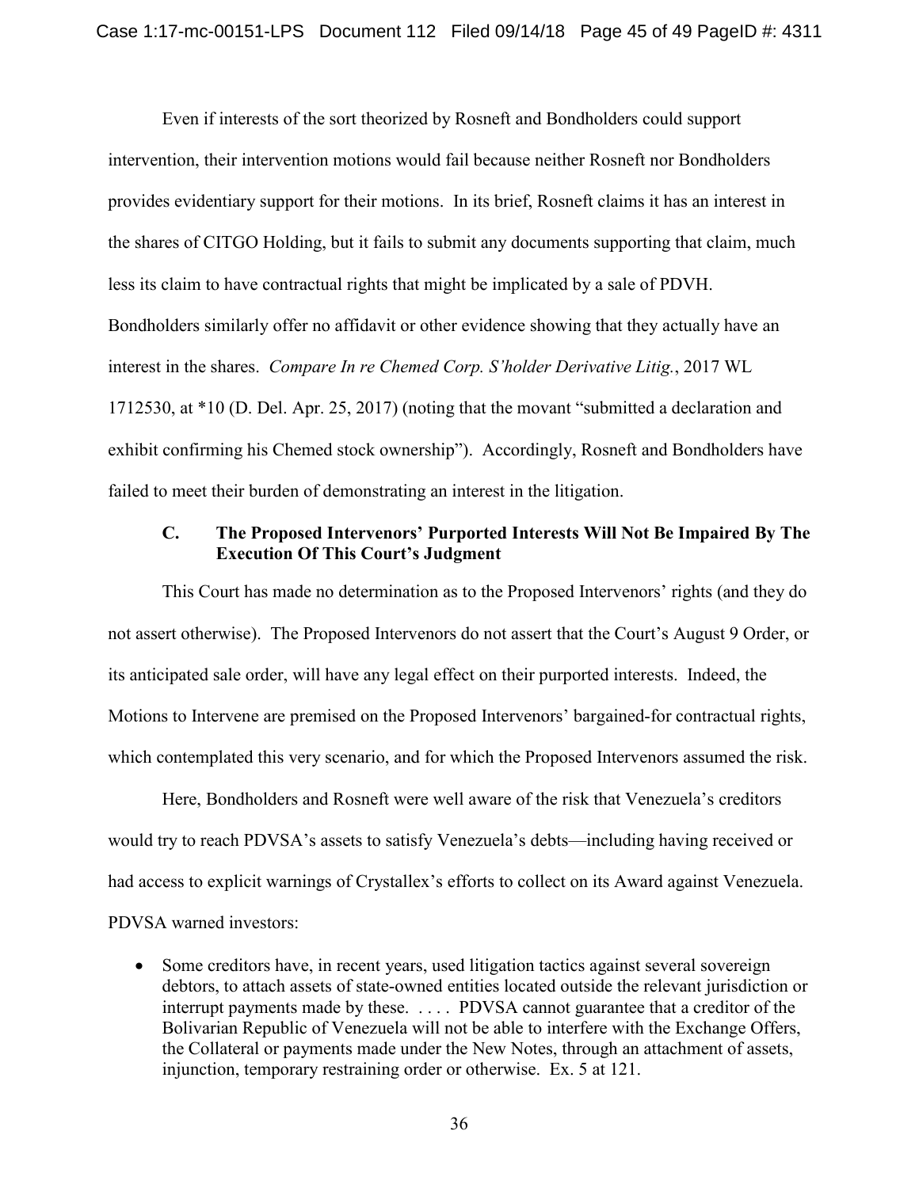Even if interests of the sort theorized by Rosneft and Bondholders could support intervention, their intervention motions would fail because neither Rosneft nor Bondholders provides evidentiary support for their motions. In its brief, Rosneft claims it has an interest in the shares of CITGO Holding, but it fails to submit any documents supporting that claim, much less its claim to have contractual rights that might be implicated by a sale of PDVH. Bondholders similarly offer no affidavit or other evidence showing that they actually have an interest in the shares. *Compare In re Chemed Corp. S'holder Derivative Litig.*, 2017 WL 1712530, at *10 (D. Del. Apr. 25, 2017) (noting that the movant "submitted a declaration and exhibit confirming his Chemed stock ownership"). Accordingly, Rosneft and Bondholders have failed to meet their burden of demonstrating an interest in the litigation.

### C. The Proposed Intervenors' Purported Interests Will Not Be Impaired By The Execution Of This Court's Judgment

This Court has made no determination as to the Proposed Intervenors' rights (and they do not assert otherwise). The Proposed Intervenors do not assert that the Court's August 9 Order, or its anticipated sale order, will have any legal effect on their purported interests. Indeed, the Motions to Intervene are premised on the Proposed Intervenors' bargained-for contractual rights, which contemplated this very scenario, and for which the Proposed Intervenors assumed the risk.

Here, Bondholders and Rosneft were well aware of the risk that Venezuela's creditors would try to reach PDVSA's assets to satisfy Venezuela's debts—including having received or had access to explicit warnings of Crystallex's efforts to collect on its Award against Venezuela. PDVSA warned investors:

- Some creditors have, in recent years, used litigation tactics against several sovereign debtors, to attach assets of state-owned entities located outside the relevant jurisdiction or interrupt payments made by these. . . . . PDVSA cannot guarantee that a creditor of the Bolivarian Republic of Venezuela will not be able to interfere with the Exchange Offers, the Collateral or payments made under the New Notes, through an attachment of assets, injunction, temporary restraining order or otherwise. Ex. 5 at 121.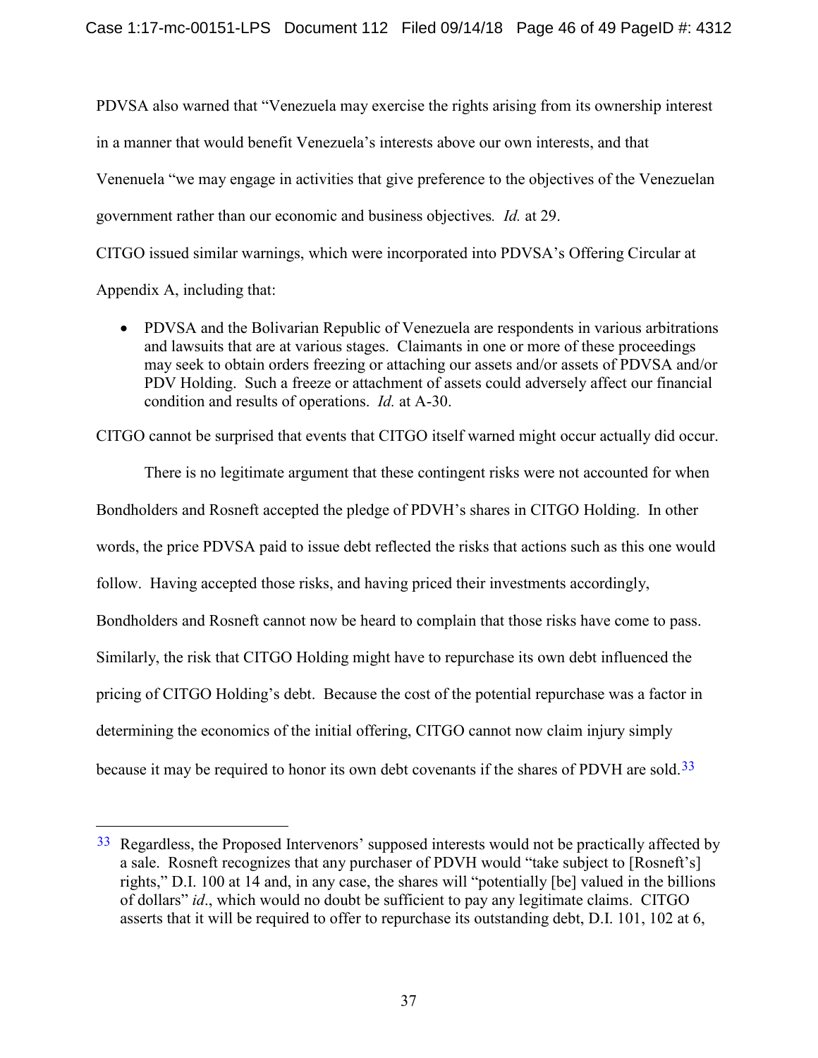PDVSA also warned that "Venezuela may exercise the rights arising from its ownership interest in a manner that would benefit Venezuela's interests above our own interests, and that Venenuela "we may engage in activities that give preference to the objectives of the Venezuelan government rather than our economic and business objectives*.* *Id.* at 29.

CITGO issued similar warnings, which were incorporated into PDVSA's Offering Circular at Appendix A, including that:

- PDVSA and the Bolivarian Republic of Venezuela are respondents in various arbitrations and lawsuits that are at various stages. Claimants in one or more of these proceedings may seek to obtain orders freezing or attaching our assets and/or assets of PDVSA and/or PDV Holding. Such a freeze or attachment of assets could adversely affect our financial condition and results of operations. *Id.* at A-30.

CITGO cannot be surprised that events that CITGO itself warned might occur actually did occur.

There is no legitimate argument that these contingent risks were not accounted for when Bondholders and Rosneft accepted the pledge of PDVH's shares in CITGO Holding. In other words, the price PDVSA paid to issue debt reflected the risks that actions such as this one would follow. Having accepted those risks, and having priced their investments accordingly, Bondholders and Rosneft cannot now be heard to complain that those risks have come to pass. Similarly, the risk that CITGO Holding might have to repurchase its own debt influenced the pricing of CITGO Holding's debt. Because the cost of the potential repurchase was a factor in determining the economics of the initial offering, CITGO cannot now claim injury simply because it may be required to honor its own debt covenants if the shares of PDVH are sold.[33]

---

[33] Regardless, the Proposed Intervenors' supposed interests would not be practically affected by a sale. Rosneft recognizes that any purchaser of PDVH would "take subject to [Rosneft's] rights," D.I. 100 at 14 and, in any case, the shares will "potentially [be] valued in the billions of dollars" *id*., which would no doubt be sufficient to pay any legitimate claims. CITGO asserts that it will be required to offer to repurchase its outstanding debt, D.I. 101, 102 at 6,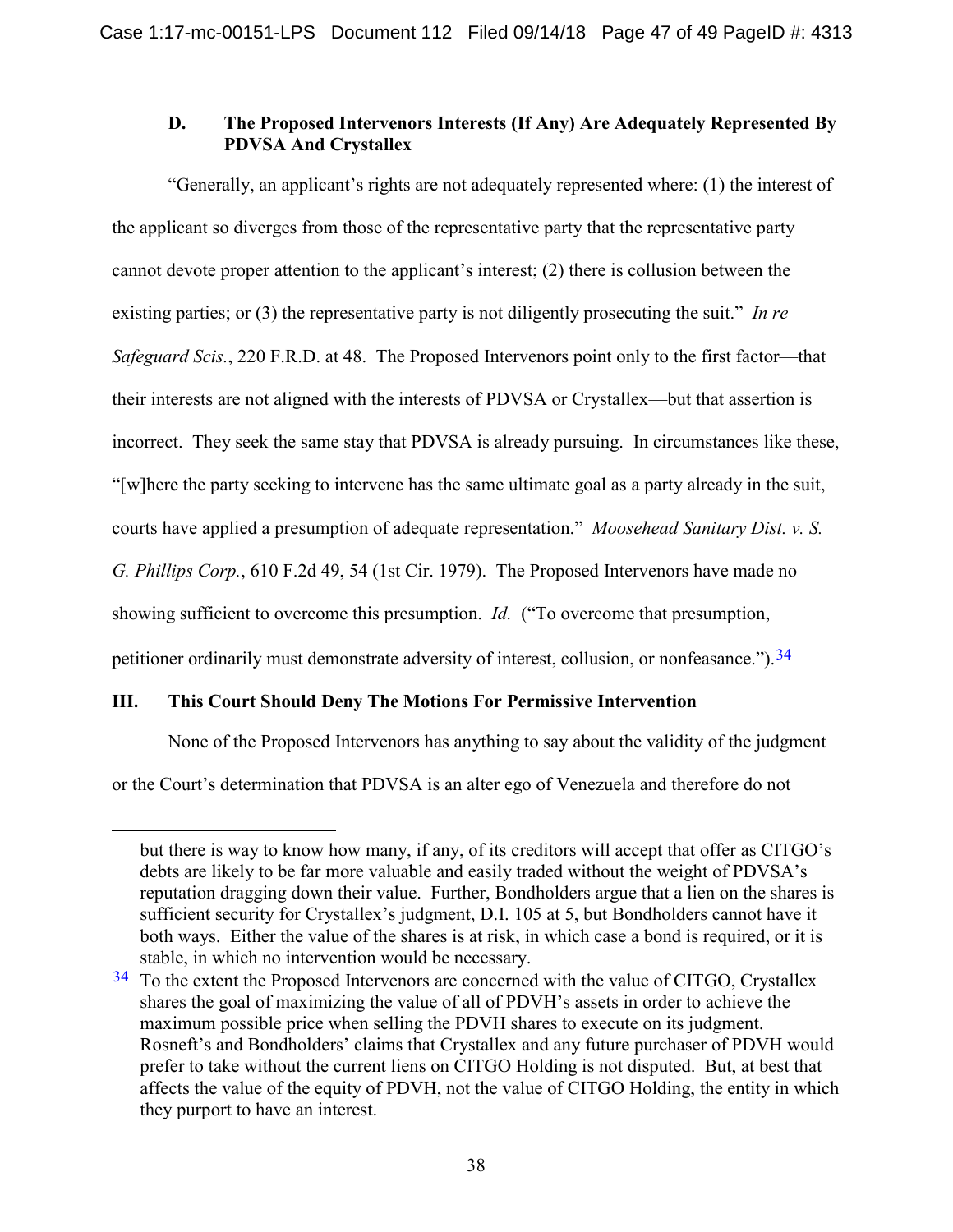### D. The Proposed Intervenors Interests (If Any) Are Adequately Represented By PDVSA And Crystallex

"Generally, an applicant's rights are not adequately represented where: (1) the interest of the applicant so diverges from those of the representative party that the representative party cannot devote proper attention to the applicant's interest; (2) there is collusion between the existing parties; or (3) the representative party is not diligently prosecuting the suit." *In re Safeguard Scis.*, 220 F.R.D. at 48. The Proposed Intervenors point only to the first factor—that their interests are not aligned with the interests of PDVSA or Crystallex—but that assertion is incorrect. They seek the same stay that PDVSA is already pursuing. In circumstances like these, "[w]here the party seeking to intervene has the same ultimate goal as a party already in the suit, courts have applied a presumption of adequate representation." *Moosehead Sanitary Dist. v. S. G. Phillips Corp.*, 610 F.2d 49, 54 (1st Cir. 1979). The Proposed Intervenors have made no showing sufficient to overcome this presumption. *Id.* ("To overcome that presumption, petitioner ordinarily must demonstrate adversity of interest, collusion, or nonfeasance.").[34]

## III. This Court Should Deny The Motions For Permissive Intervention

None of the Proposed Intervenors has anything to say about the validity of the judgment or the Court's determination that PDVSA is an alter ego of Venezuela and therefore do not

---

but there is way to know how many, if any, of its creditors will accept that offer as CITGO's debts are likely to be far more valuable and easily traded without the weight of PDVSA's reputation dragging down their value. Further, Bondholders argue that a lien on the shares is sufficient security for Crystallex's judgment, D.I. 105 at 5, but Bondholders cannot have it both ways. Either the value of the shares is at risk, in which case a bond is required, or it is stable, in which no intervention would be necessary.

[34] To the extent the Proposed Intervenors are concerned with the value of CITGO, Crystallex shares the goal of maximizing the value of all of PDVH's assets in order to achieve the maximum possible price when selling the PDVH shares to execute on its judgment. Rosneft's and Bondholders' claims that Crystallex and any future purchaser of PDVH would prefer to take without the current liens on CITGO Holding is not disputed. But, at best that affects the value of the equity of PDVH, not the value of CITGO Holding, the entity in which they purport to have an interest.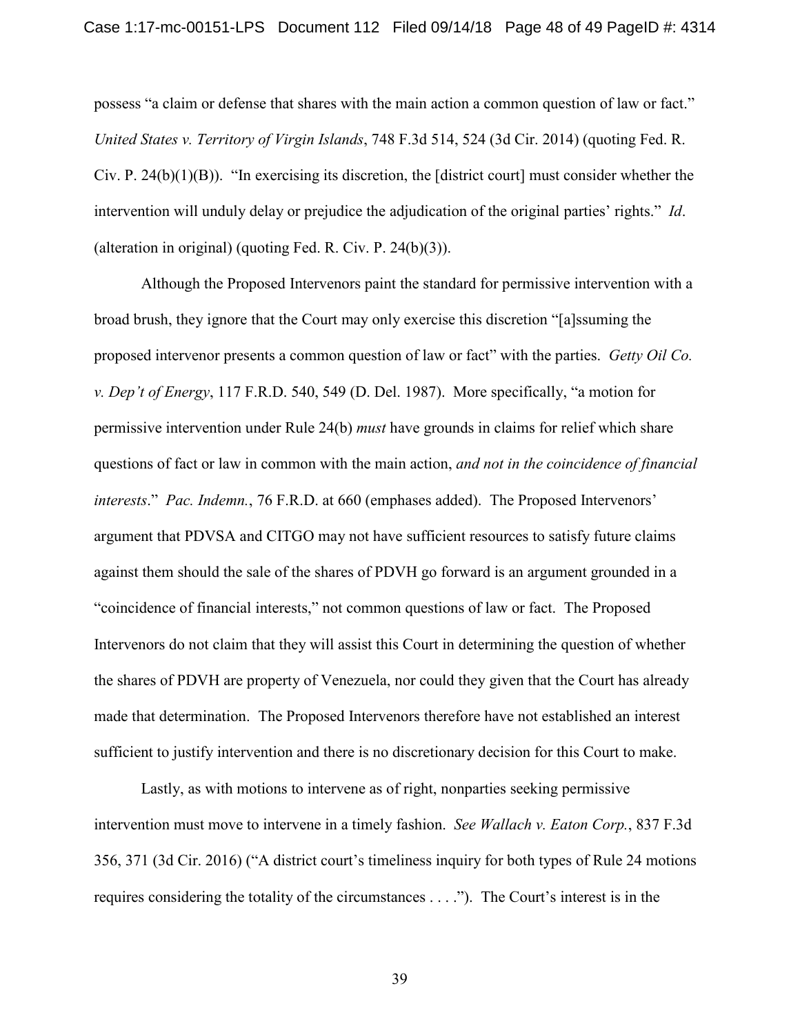possess "a claim or defense that shares with the main action a common question of law or fact." *United States v. Territory of Virgin Islands*, 748 F.3d 514, 524 (3d Cir. 2014) (quoting Fed. R. Civ. P. 24(b)(1)(B)). "In exercising its discretion, the [district court] must consider whether the intervention will unduly delay or prejudice the adjudication of the original parties' rights." *Id*. (alteration in original) (quoting Fed. R. Civ. P. 24(b)(3)).

Although the Proposed Intervenors paint the standard for permissive intervention with a broad brush, they ignore that the Court may only exercise this discretion "[a]ssuming the proposed intervenor presents a common question of law or fact" with the parties. *Getty Oil Co. v. Dep't of Energy*, 117 F.R.D. 540, 549 (D. Del. 1987). More specifically, "a motion for permissive intervention under Rule 24(b) *must* have grounds in claims for relief which share questions of fact or law in common with the main action, *and not in the coincidence of financial interests*." *Pac. Indemn.*, 76 F.R.D. at 660 (emphases added). The Proposed Intervenors' argument that PDVSA and CITGO may not have sufficient resources to satisfy future claims against them should the sale of the shares of PDVH go forward is an argument grounded in a "coincidence of financial interests," not common questions of law or fact. The Proposed Intervenors do not claim that they will assist this Court in determining the question of whether the shares of PDVH are property of Venezuela, nor could they given that the Court has already made that determination. The Proposed Intervenors therefore have not established an interest sufficient to justify intervention and there is no discretionary decision for this Court to make.

Lastly, as with motions to intervene as of right, nonparties seeking permissive intervention must move to intervene in a timely fashion. *See Wallach v. Eaton Corp.*, 837 F.3d 356, 371 (3d Cir. 2016) ("A district court's timeliness inquiry for both types of Rule 24 motions requires considering the totality of the circumstances . . . ."). The Court's interest is in the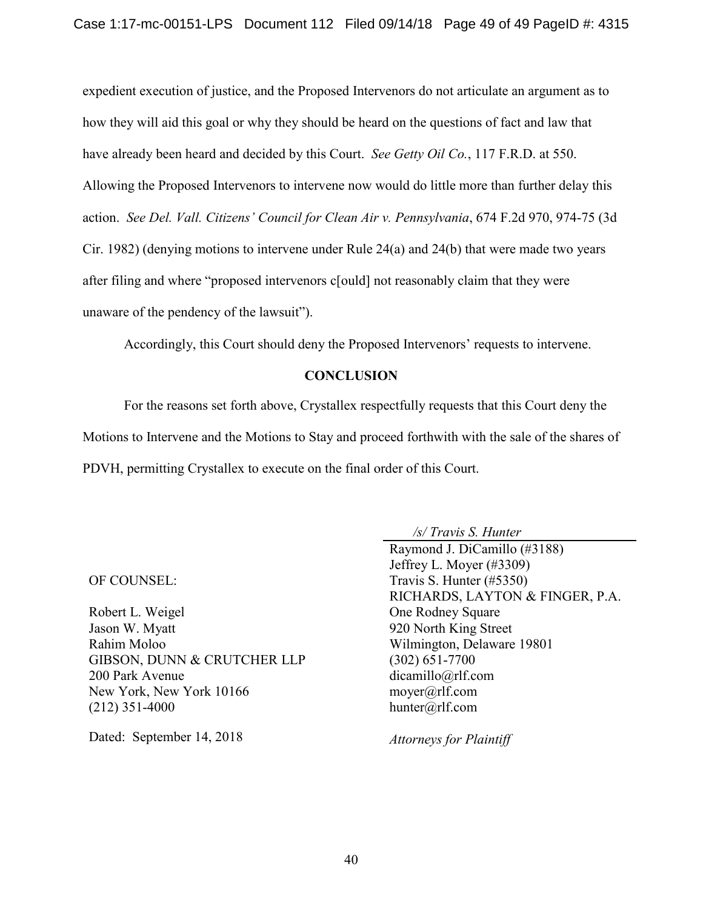expedient execution of justice, and the Proposed Intervenors do not articulate an argument as to how they will aid this goal or why they should be heard on the questions of fact and law that have already been heard and decided by this Court. *See Getty Oil Co.*, 117 F.R.D. at 550. Allowing the Proposed Intervenors to intervene now would do little more than further delay this action. *See Del. Vall. Citizens' Council for Clean Air v. Pennsylvania*, 674 F.2d 970, 974-75 (3d Cir. 1982) (denying motions to intervene under Rule 24(a) and 24(b) that were made two years after filing and where "proposed intervenors c[ould] not reasonably claim that they were unaware of the pendency of the lawsuit").

Accordingly, this Court should deny the Proposed Intervenors' requests to intervene.

## CONCLUSION

For the reasons set forth above, Crystallex respectfully requests that this Court deny the Motions to Intervene and the Motions to Stay and proceed forthwith with the sale of the shares of PDVH, permitting Crystallex to execute on the final order of this Court.

*/s/ Travis S. Hunter*
Raymond J. DiCamillo (#3188)
Jeffrey L. Moyer (#3309)
Travis S. Hunter (#5350)
RICHARDS, LAYTON & FINGER, P.A.
One Rodney Square
920 North King Street
Wilmington, Delaware 19801
(302) 651-7700
dicamillo@rlf.com
moyer@rlf.com
hunter@rlf.com

*Attorneys for Plaintiff*

OF COUNSEL:

Robert L. Weigel
Jason W. Myatt
Rahim Moloo
GIBSON, DUNN & CRUTCHER LLP
200 Park Avenue
New York, New York 10166
(212) 351-4000

Dated: September 14, 2018